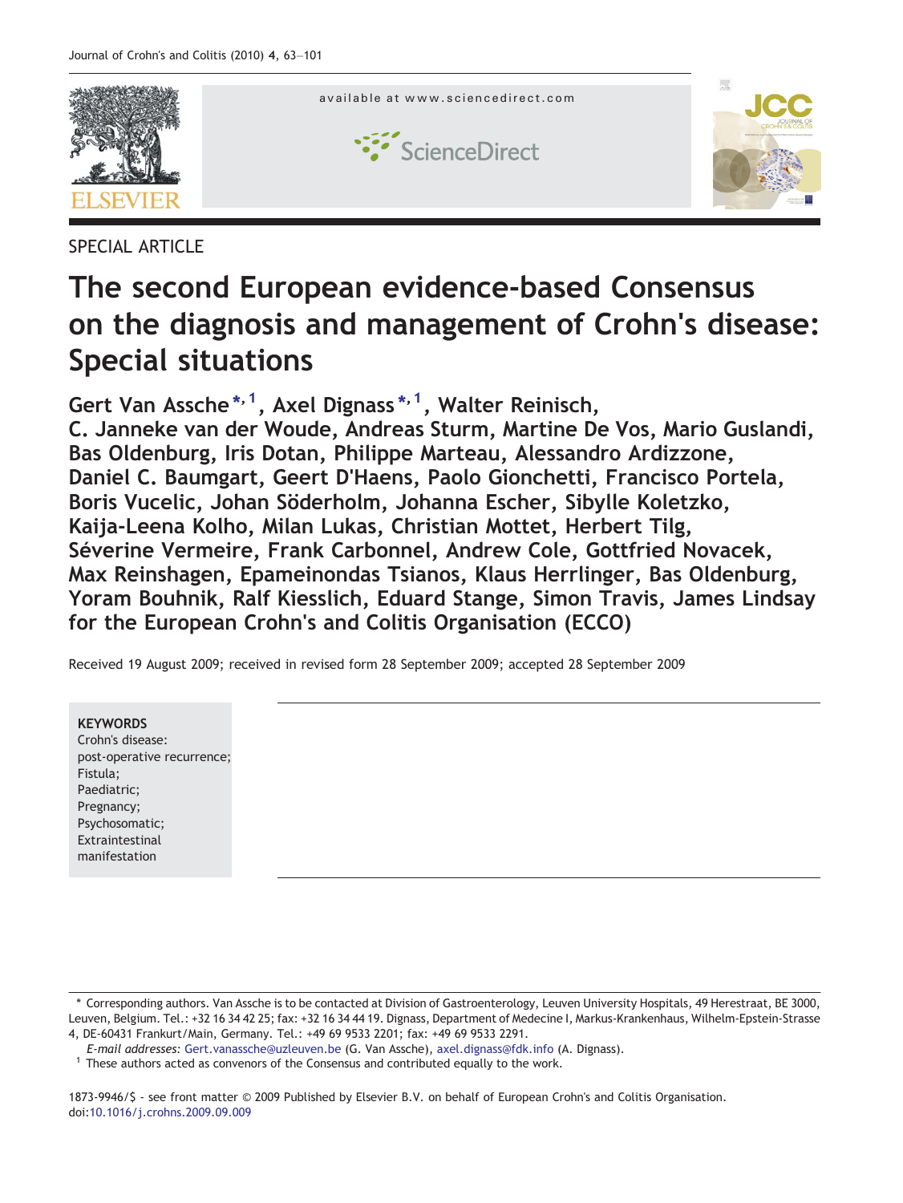SPECIAL ARTICLE

# The second European evidence-based Consensus on the diagnosis and management of Crohn's disease: Special situations

**Gert Van Assche*[,1], Axel Dignass*[,1], Walter Reinisch, C. Janneke van der Woude, Andreas Sturm, Martine De Vos, Mario Guslandi, Bas Oldenburg, Iris Dotan, Philippe Marteau, Alessandro Ardizzone, Daniel C. Baumgart, Geert D'Haens, Paolo Gionchetti, Francisco Portela, Boris Vucelic, Johan Söderholm, Johanna Escher, Sibylle Koletzko, Kaija-Leena Kolho, Milan Lukas, Christian Mottet, Herbert Tilg, Séverine Vermeire, Frank Carbonnel, Andrew Cole, Gottfried Novacek, Max Reinshagen, Epameinondas Tsianos, Klaus Herrlinger, Bas Oldenburg, Yoram Bouhnik, Ralf Kiesslich, Eduard Stange, Simon Travis, James Lindsay for the European Crohn's and Colitis Organisation (ECCO)**

Received 19 August 2009; received in revised form 28 September 2009; accepted 28 September 2009

**KEYWORDS**
Crohn's disease: post-operative recurrence; Fistula; Paediatric; Pregnancy; Psychosomatic; Extraintestinal manifestation

\* Corresponding authors. Van Assche is to be contacted at Division of Gastroenterology, Leuven University Hospitals, 49 Herestraat, BE 3000, Leuven, Belgium. Tel.: +32 16 34 42 25; fax: +32 16 34 44 19. Dignass, Department of Medecine I, Markus-Krankenhaus, Wilhelm-Epstein-Strasse 4, DE-60431 Frankfurt/Main, Germany. Tel.: +49 69 9533 2201; fax: +49 69 9533 2291.

*E-mail addresses:* Gert.vanassche@uzleuven.be (G. Van Assche), axel.dignass@fdk.info (A. Dignass).

[1] These authors acted as convenors of the Consensus and contributed equally to the work.

1873-9946/$ - see front matter © 2009 Published by Elsevier B.V. on behalf of European Crohn's and Colitis Organisation.
doi:10.1016/j.crohns.2009.09.009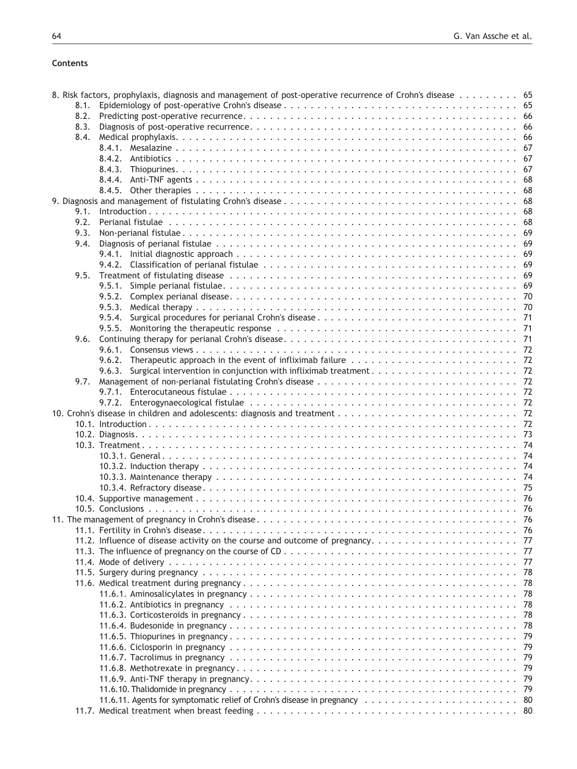**Contents**

8. Risk factors, prophylaxis, diagnosis and management of post-operative recurrence of Crohn's disease . . . . . . . . . 65
    8.1. Epidemiology of post-operative Crohn's disease . . . . . . . . . . . . . . . . . . . . . . . . . . . . . . . . . . . . . . 65
    8.2. Predicting post-operative recurrence. . . . . . . . . . . . . . . . . . . . . . . . . . . . . . . . . . . . . . . . . . . 66
    8.3. Diagnosis of post-operative recurrence. . . . . . . . . . . . . . . . . . . . . . . . . . . . . . . . . . . . . . . . . . 66
    8.4. Medical prophylaxis. . . . . . . . . . . . . . . . . . . . . . . . . . . . . . . . . . . . . . . . . . . . . . . . . . . . 66
        8.4.1. Mesalazine . . . . . . . . . . . . . . . . . . . . . . . . . . . . . . . . . . . . . . . . . . . . . . . . . . . 67
        8.4.2. Antibiotics . . . . . . . . . . . . . . . . . . . . . . . . . . . . . . . . . . . . . . . . . . . . . . . . . . . 67
        8.4.3. Thiopurines. . . . . . . . . . . . . . . . . . . . . . . . . . . . . . . . . . . . . . . . . . . . . . . . . . . 67
        8.4.4. Anti-TNF agents . . . . . . . . . . . . . . . . . . . . . . . . . . . . . . . . . . . . . . . . . . . . . . . . 68
        8.4.5. Other therapies . . . . . . . . . . . . . . . . . . . . . . . . . . . . . . . . . . . . . . . . . . . . . . . . 68
9. Diagnosis and management of fistulating Crohn's disease . . . . . . . . . . . . . . . . . . . . . . . . . . . . . . . . . . . 68
    9.1. Introduction . . . . . . . . . . . . . . . . . . . . . . . . . . . . . . . . . . . . . . . . . . . . . . . . . . . . . . 68
    9.2. Perianal fistulae . . . . . . . . . . . . . . . . . . . . . . . . . . . . . . . . . . . . . . . . . . . . . . . . . . . . 68
    9.3. Non-perianal fistulae . . . . . . . . . . . . . . . . . . . . . . . . . . . . . . . . . . . . . . . . . . . . . . . . . . 69
    9.4. Diagnosis of perianal fistulae . . . . . . . . . . . . . . . . . . . . . . . . . . . . . . . . . . . . . . . . . . . . . 69
        9.4.1. Initial diagnostic approach . . . . . . . . . . . . . . . . . . . . . . . . . . . . . . . . . . . . . . . . . . . 69
        9.4.2. Classification of perianal fistulae . . . . . . . . . . . . . . . . . . . . . . . . . . . . . . . . . . . . . . 69
    9.5. Treatment of fistulating disease . . . . . . . . . . . . . . . . . . . . . . . . . . . . . . . . . . . . . . . . . . . 69
        9.5.1. Simple perianal fistulae. . . . . . . . . . . . . . . . . . . . . . . . . . . . . . . . . . . . . . . . . . . . 69
        9.5.2. Complex perianal disease. . . . . . . . . . . . . . . . . . . . . . . . . . . . . . . . . . . . . . . . . . . 70
        9.5.3. Medical therapy . . . . . . . . . . . . . . . . . . . . . . . . . . . . . . . . . . . . . . . . . . . . . . . . 70
        9.5.4. Surgical procedures for perianal Crohn's disease . . . . . . . . . . . . . . . . . . . . . . . . . . . . . 71
        9.5.5. Monitoring the therapeutic response . . . . . . . . . . . . . . . . . . . . . . . . . . . . . . . . . . . . 71
    9.6. Continuing therapy for perianal Crohn's disease. . . . . . . . . . . . . . . . . . . . . . . . . . . . . . . . . . . 71
        9.6.1. Consensus views . . . . . . . . . . . . . . . . . . . . . . . . . . . . . . . . . . . . . . . . . . . . . . . . 72
        9.6.2. Therapeutic approach in the event of infliximab failure . . . . . . . . . . . . . . . . . . . . . . . . . 72
        9.6.3. Surgical intervention in conjunction with infliximab treatment . . . . . . . . . . . . . . . . . . . . . 72
    9.7. Management of non-perianal fistulating Crohn's disease . . . . . . . . . . . . . . . . . . . . . . . . . . . . . . 72
        9.7.1. Enterocutaneous fistulae . . . . . . . . . . . . . . . . . . . . . . . . . . . . . . . . . . . . . . . . . . . 72
        9.7.2. Enterogynaecological fistulae . . . . . . . . . . . . . . . . . . . . . . . . . . . . . . . . . . . . . . . . 72
10. Crohn's disease in children and adolescents: diagnosis and treatment . . . . . . . . . . . . . . . . . . . . . . . . . . 72
    10.1. Introduction . . . . . . . . . . . . . . . . . . . . . . . . . . . . . . . . . . . . . . . . . . . . . . . . . . . . . 72
    10.2. Diagnosis. . . . . . . . . . . . . . . . . . . . . . . . . . . . . . . . . . . . . . . . . . . . . . . . . . . . . . . 73
    10.3. Treatment . . . . . . . . . . . . . . . . . . . . . . . . . . . . . . . . . . . . . . . . . . . . . . . . . . . . . . 74
        10.3.1. General . . . . . . . . . . . . . . . . . . . . . . . . . . . . . . . . . . . . . . . . . . . . . . . . . . . 74
        10.3.2. Induction therapy . . . . . . . . . . . . . . . . . . . . . . . . . . . . . . . . . . . . . . . . . . . . . . 74
        10.3.3. Maintenance therapy . . . . . . . . . . . . . . . . . . . . . . . . . . . . . . . . . . . . . . . . . . . . 74
        10.3.4. Refractory disease. . . . . . . . . . . . . . . . . . . . . . . . . . . . . . . . . . . . . . . . . . . . . . 75
    10.4. Supportive management . . . . . . . . . . . . . . . . . . . . . . . . . . . . . . . . . . . . . . . . . . . . . . 76
    10.5. Conclusions . . . . . . . . . . . . . . . . . . . . . . . . . . . . . . . . . . . . . . . . . . . . . . . . . . . . . 76
11. The management of pregnancy in Crohn's disease . . . . . . . . . . . . . . . . . . . . . . . . . . . . . . . . . . . . . . 76
    11.1. Fertility in Crohn's disease. . . . . . . . . . . . . . . . . . . . . . . . . . . . . . . . . . . . . . . . . . . . . 76
    11.2. Influence of disease activity on the course and outcome of pregnancy. . . . . . . . . . . . . . . . . . . . . . 77
    11.3. The influence of pregnancy on the course of CD . . . . . . . . . . . . . . . . . . . . . . . . . . . . . . . . . 77
    11.4. Mode of delivery . . . . . . . . . . . . . . . . . . . . . . . . . . . . . . . . . . . . . . . . . . . . . . . . . . 77
    11.5. Surgery during pregnancy . . . . . . . . . . . . . . . . . . . . . . . . . . . . . . . . . . . . . . . . . . . . . 78
    11.6. Medical treatment during pregnancy . . . . . . . . . . . . . . . . . . . . . . . . . . . . . . . . . . . . . . . . 78
        11.6.1. Aminosalicylates in pregnancy . . . . . . . . . . . . . . . . . . . . . . . . . . . . . . . . . . . . . . . 78
        11.6.2. Antibiotics in pregnancy . . . . . . . . . . . . . . . . . . . . . . . . . . . . . . . . . . . . . . . . . . 78
        11.6.3. Corticosteroids in pregnancy . . . . . . . . . . . . . . . . . . . . . . . . . . . . . . . . . . . . . . . . 78
        11.6.4. Budesonide in pregnancy . . . . . . . . . . . . . . . . . . . . . . . . . . . . . . . . . . . . . . . . . . 78
        11.6.5. Thiopurines in pregnancy . . . . . . . . . . . . . . . . . . . . . . . . . . . . . . . . . . . . . . . . . . 79
        11.6.6. Ciclosporin in pregnancy . . . . . . . . . . . . . . . . . . . . . . . . . . . . . . . . . . . . . . . . . . 79
        11.6.7. Tacrolimus in pregnancy . . . . . . . . . . . . . . . . . . . . . . . . . . . . . . . . . . . . . . . . . . 79
        11.6.8. Methotrexate in pregnancy. . . . . . . . . . . . . . . . . . . . . . . . . . . . . . . . . . . . . . . . . 79
        11.6.9. Anti-TNF therapy in pregnancy. . . . . . . . . . . . . . . . . . . . . . . . . . . . . . . . . . . . . . . 79
        11.6.10. Thalidomide in pregnancy . . . . . . . . . . . . . . . . . . . . . . . . . . . . . . . . . . . . . . . . . 79
        11.6.11. Agents for symptomatic relief of Crohn's disease in pregnancy . . . . . . . . . . . . . . . . . . . . . 80
    11.7. Medical treatment when breast feeding . . . . . . . . . . . . . . . . . . . . . . . . . . . . . . . . . . . . . . 80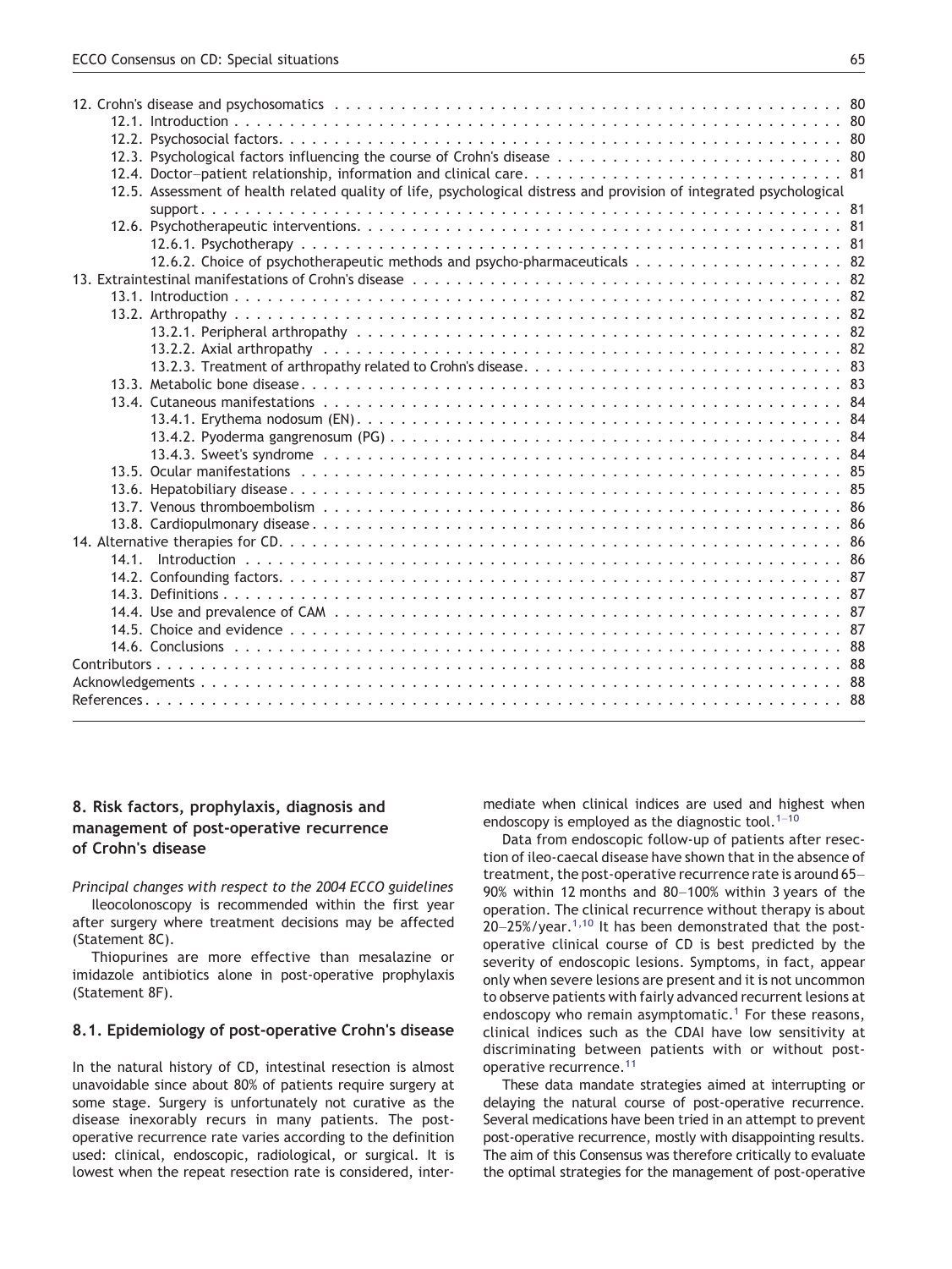12. Crohn's disease and psychosomatics . . . 80
    - 12.1. Introduction . . . 80
    - 12.2. Psychosocial factors . . . 80
    - 12.3. Psychological factors influencing the course of Crohn's disease . . . 80
    - 12.4. Doctor–patient relationship, information and clinical care . . . 81
    - 12.5. Assessment of health related quality of life, psychological distress and provision of integrated psychological support . . . 81
    - 12.6. Psychotherapeutic interventions . . . 81
        - 12.6.1. Psychotherapy . . . 81
        - 12.6.2. Choice of psychotherapeutic methods and psycho-pharmaceuticals . . . 82

13. Extraintestinal manifestations of Crohn's disease . . . 82
    - 13.1. Introduction . . . 82
    - 13.2. Arthropathy . . . 82
        - 13.2.1. Peripheral arthropathy . . . 82
        - 13.2.2. Axial arthropathy . . . 82
        - 13.2.3. Treatment of arthropathy related to Crohn's disease . . . 83
    - 13.3. Metabolic bone disease . . . 83
    - 13.4. Cutaneous manifestations . . . 84
        - 13.4.1. Erythema nodosum (EN) . . . 84
        - 13.4.2. Pyoderma gangrenosum (PG) . . . 84
        - 13.4.3. Sweet's syndrome . . . 84
    - 13.5. Ocular manifestations . . . 85
    - 13.6. Hepatobiliary disease . . . 85
    - 13.7. Venous thromboembolism . . . 86
    - 13.8. Cardiopulmonary disease . . . 86

14. Alternative therapies for CD . . . 86
    - 14.1. Introduction . . . 86
    - 14.2. Confounding factors . . . 87
    - 14.3. Definitions . . . 87
    - 14.4. Use and prevalence of CAM . . . 87
    - 14.5. Choice and evidence . . . 87
    - 14.6. Conclusions . . . 88

Contributors . . . 88

Acknowledgements . . . 88

References . . . 88

## 8. Risk factors, prophylaxis, diagnosis and management of post-operative recurrence of Crohn's disease

*Principal changes with respect to the 2004 ECCO guidelines*

Ileocolonoscopy is recommended within the first year after surgery where treatment decisions may be affected (Statement 8C).

Thiopurines are more effective than mesalazine or imidazole antibiotics alone in post-operative prophylaxis (Statement 8F).

### 8.1. Epidemiology of post-operative Crohn's disease

In the natural history of CD, intestinal resection is almost unavoidable since about 80% of patients require surgery at some stage. Surgery is unfortunately not curative as the disease inexorably recurs in many patients. The post-operative recurrence rate varies according to the definition used: clinical, endoscopic, radiological, or surgical. It is lowest when the repeat resection rate is considered, intermediate when clinical indices are used and highest when endoscopy is employed as the diagnostic tool.[1–10]

Data from endoscopic follow-up of patients after resection of ileo-caecal disease have shown that in the absence of treatment, the post-operative recurrence rate is around 65–90% within 12 months and 80–100% within 3 years of the operation. The clinical recurrence without therapy is about 20–25%/year.[1,10] It has been demonstrated that the post-operative clinical course of CD is best predicted by the severity of endoscopic lesions. Symptoms, in fact, appear only when severe lesions are present and it is not uncommon to observe patients with fairly advanced recurrent lesions at endoscopy who remain asymptomatic.[1] For these reasons, clinical indices such as the CDAI have low sensitivity at discriminating between patients with or without post-operative recurrence.[11]

These data mandate strategies aimed at interrupting or delaying the natural course of post-operative recurrence. Several medications have been tried in an attempt to prevent post-operative recurrence, mostly with disappointing results. The aim of this Consensus was therefore critically to evaluate the optimal strategies for the management of post-operative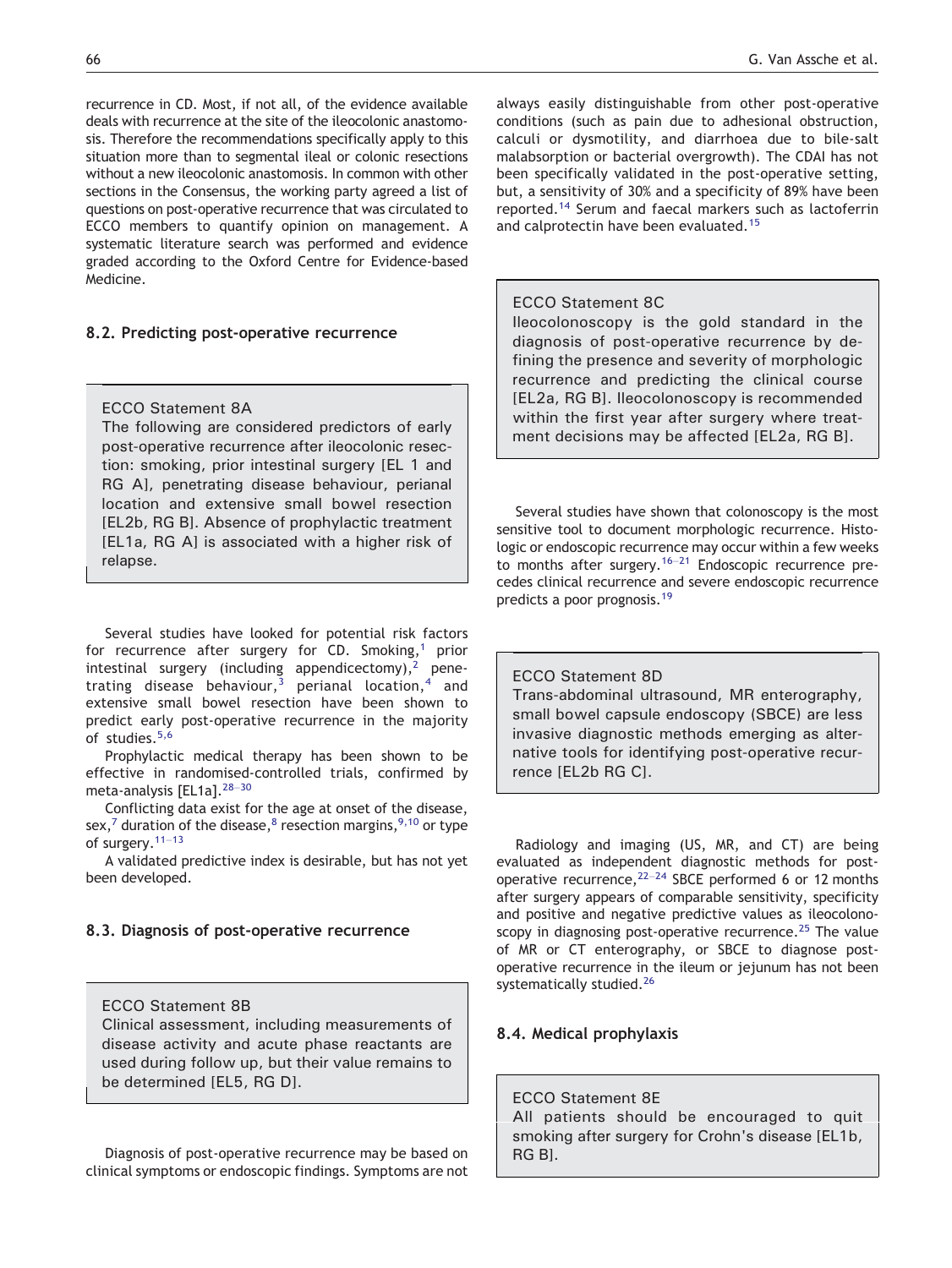recurrence in CD. Most, if not all, of the evidence available deals with recurrence at the site of the ileocolonic anastomosis. Therefore the recommendations specifically apply to this situation more than to segmental ileal or colonic resections without a new ileocolonic anastomosis. In common with other sections in the Consensus, the working party agreed a list of questions on post-operative recurrence that was circulated to ECCO members to quantify opinion on management. A systematic literature search was performed and evidence graded according to the Oxford Centre for Evidence-based Medicine.

## 8.2. Predicting post-operative recurrence

> ECCO Statement 8A
> The following are considered predictors of early post-operative recurrence after ileocolonic resection: smoking, prior intestinal surgery [EL 1 and RG A], penetrating disease behaviour, perianal location and extensive small bowel resection [EL2b, RG B]. Absence of prophylactic treatment [EL1a, RG A] is associated with a higher risk of relapse.

Several studies have looked for potential risk factors for recurrence after surgery for CD. Smoking,[1] prior intestinal surgery (including appendicectomy),[2] penetrating disease behaviour,[3] perianal location,[4] and extensive small bowel resection have been shown to predict early post-operative recurrence in the majority of studies.[5,6]

Prophylactic medical therapy has been shown to be effective in randomised-controlled trials, confirmed by meta-analysis [EL1a].[28–30]

Conflicting data exist for the age at onset of the disease, sex,[7] duration of the disease,[8] resection margins,[9,10] or type of surgery.[11–13]

A validated predictive index is desirable, but has not yet been developed.

## 8.3. Diagnosis of post-operative recurrence

> ECCO Statement 8B
> Clinical assessment, including measurements of disease activity and acute phase reactants are used during follow up, but their value remains to be determined [EL5, RG D].

Diagnosis of post-operative recurrence may be based on clinical symptoms or endoscopic findings. Symptoms are not always easily distinguishable from other post-operative conditions (such as pain due to adhesional obstruction, calculi or dysmotility, and diarrhoea due to bile-salt malabsorption or bacterial overgrowth). The CDAI has not been specifically validated in the post-operative setting, but, a sensitivity of 30% and a specificity of 89% have been reported.[14] Serum and faecal markers such as lactoferrin and calprotectin have been evaluated.[15]

> ECCO Statement 8C
> Ileocolonoscopy is the gold standard in the diagnosis of post-operative recurrence by defining the presence and severity of morphologic recurrence and predicting the clinical course [EL2a, RG B]. Ileocolonoscopy is recommended within the first year after surgery where treatment decisions may be affected [EL2a, RG B].

Several studies have shown that colonoscopy is the most sensitive tool to document morphologic recurrence. Histologic or endoscopic recurrence may occur within a few weeks to months after surgery.[16–21] Endoscopic recurrence precedes clinical recurrence and severe endoscopic recurrence predicts a poor prognosis.[19]

> ECCO Statement 8D
> Trans-abdominal ultrasound, MR enterography, small bowel capsule endoscopy (SBCE) are less invasive diagnostic methods emerging as alternative tools for identifying post-operative recurrence [EL2b RG C].

Radiology and imaging (US, MR, and CT) are being evaluated as independent diagnostic methods for post-operative recurrence,[22–24] SBCE performed 6 or 12 months after surgery appears of comparable sensitivity, specificity and positive and negative predictive values as ileocolonoscopy in diagnosing post-operative recurrence.[25] The value of MR or CT enterography, or SBCE to diagnose post-operative recurrence in the ileum or jejunum has not been systematically studied.[26]

## 8.4. Medical prophylaxis

> ECCO Statement 8E
> All patients should be encouraged to quit smoking after surgery for Crohn's disease [EL1b, RG B].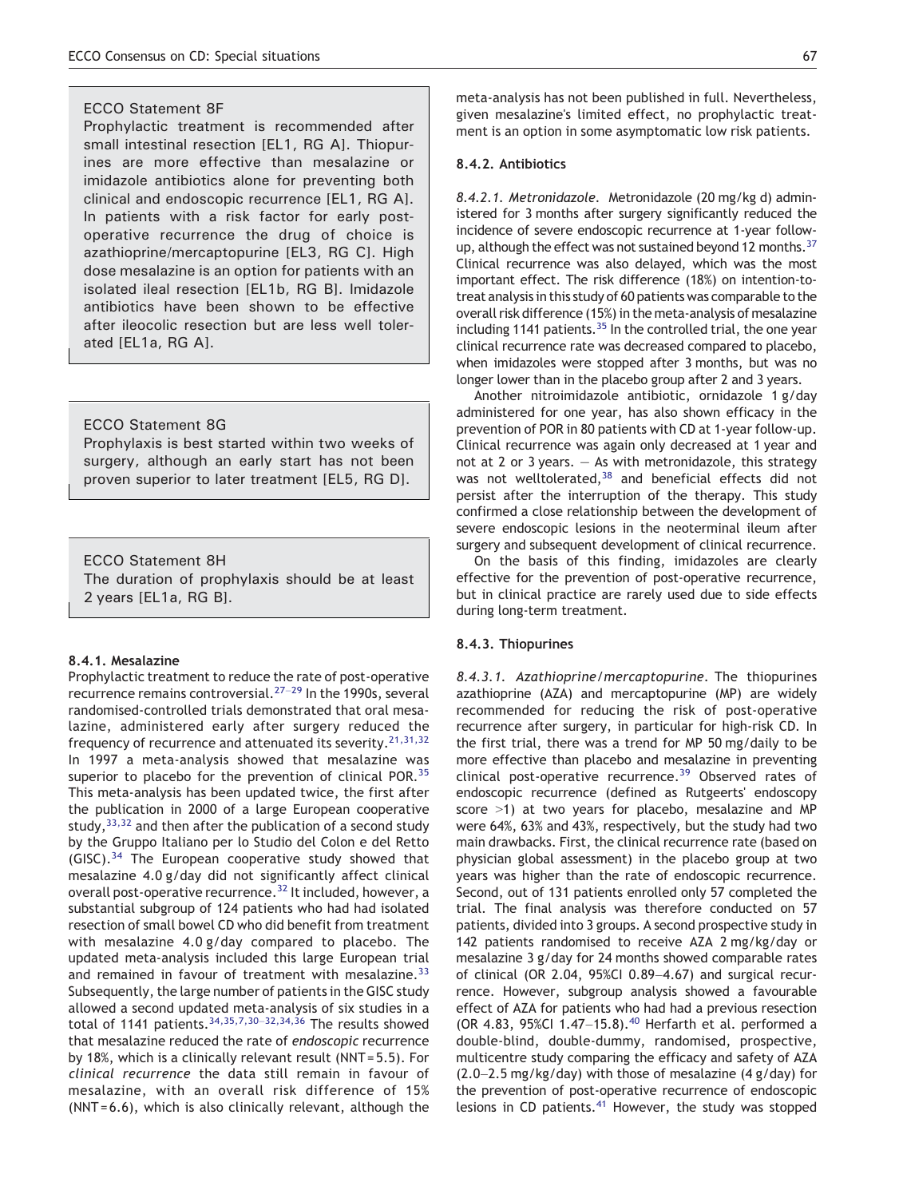ECCO Statement 8F

Prophylactic treatment is recommended after small intestinal resection [EL1, RG A]. Thiopurines are more effective than mesalazine or imidazole antibiotics alone for preventing both clinical and endoscopic recurrence [EL1, RG A]. In patients with a risk factor for early postoperative recurrence the drug of choice is azathioprine/mercaptopurine [EL3, RG C]. High dose mesalazine is an option for patients with an isolated ileal resection [EL1b, RG B]. Imidazole antibiotics have been shown to be effective after ileocolic resection but are less well tolerated [EL1a, RG A].

ECCO Statement 8G

Prophylaxis is best started within two weeks of surgery, although an early start has not been proven superior to later treatment [EL5, RG D].

ECCO Statement 8H

The duration of prophylaxis should be at least 2 years [EL1a, RG B].

#### 8.4.1. Mesalazine

Prophylactic treatment to reduce the rate of post-operative recurrence remains controversial.[27–29] In the 1990s, several randomised-controlled trials demonstrated that oral mesalazine, administered early after surgery reduced the frequency of recurrence and attenuated its severity.[21,31,32] In 1997 a meta-analysis showed that mesalazine was superior to placebo for the prevention of clinical POR.[35] This meta-analysis has been updated twice, the first after the publication in 2000 of a large European cooperative study,[33,32] and then after the publication of a second study by the Gruppo Italiano per lo Studio del Colon e del Retto (GISC).[34] The European cooperative study showed that mesalazine 4.0 g/day did not significantly affect clinical overall post-operative recurrence.[32] It included, however, a substantial subgroup of 124 patients who had had isolated resection of small bowel CD who did benefit from treatment with mesalazine 4.0 g/day compared to placebo. The updated meta-analysis included this large European trial and remained in favour of treatment with mesalazine.[33] Subsequently, the large number of patients in the GISC study allowed a second updated meta-analysis of six studies in a total of 1141 patients.[34,35,7,30–32,34,36] The results showed that mesalazine reduced the rate of *endoscopic* recurrence by 18%, which is a clinically relevant result (NNT = 5.5). For *clinical recurrence* the data still remain in favour of mesalazine, with an overall risk difference of 15% (NNT = 6.6), which is also clinically relevant, although the meta-analysis has not been published in full. Nevertheless, given mesalazine's limited effect, no prophylactic treatment is an option in some asymptomatic low risk patients.

#### 8.4.2. Antibiotics

*8.4.2.1. Metronidazole.* Metronidazole (20 mg/kg d) administered for 3 months after surgery significantly reduced the incidence of severe endoscopic recurrence at 1-year follow-up, although the effect was not sustained beyond 12 months.[37] Clinical recurrence was also delayed, which was the most important effect. The risk difference (18%) on intention-to-treat analysis in this study of 60 patients was comparable to the overall risk difference (15%) in the meta-analysis of mesalazine including 1141 patients.[35] In the controlled trial, the one year clinical recurrence rate was decreased compared to placebo, when imidazoles were stopped after 3 months, but was no longer lower than in the placebo group after 2 and 3 years.

Another nitroimidazole antibiotic, ornidazole 1 g/day administered for one year, has also shown efficacy in the prevention of POR in 80 patients with CD at 1-year follow-up. Clinical recurrence was again only decreased at 1 year and not at 2 or 3 years. — As with metronidazole, this strategy was not welltolerated,[38] and beneficial effects did not persist after the interruption of the therapy. This study confirmed a close relationship between the development of severe endoscopic lesions in the neoterminal ileum after surgery and subsequent development of clinical recurrence.

On the basis of this finding, imidazoles are clearly effective for the prevention of post-operative recurrence, but in clinical practice are rarely used due to side effects during long-term treatment.

#### 8.4.3. Thiopurines

*8.4.3.1. Azathioprine/mercaptopurine.* The thiopurines azathioprine (AZA) and mercaptopurine (MP) are widely recommended for reducing the risk of post-operative recurrence after surgery, in particular for high-risk CD. In the first trial, there was a trend for MP 50 mg/daily to be more effective than placebo and mesalazine in preventing clinical post-operative recurrence.[39] Observed rates of endoscopic recurrence (defined as Rutgeerts' endoscopy score >1) at two years for placebo, mesalazine and MP were 64%, 63% and 43%, respectively, but the study had two main drawbacks. First, the clinical recurrence rate (based on physician global assessment) in the placebo group at two years was higher than the rate of endoscopic recurrence. Second, out of 131 patients enrolled only 57 completed the trial. The final analysis was therefore conducted on 57 patients, divided into 3 groups. A second prospective study in 142 patients randomised to receive AZA 2 mg/kg/day or mesalazine 3 g/day for 24 months showed comparable rates of clinical (OR 2.04, 95%CI 0.89–4.67) and surgical recurrence. However, subgroup analysis showed a favourable effect of AZA for patients who had had a previous resection (OR 4.83, 95%CI 1.47–15.8).[40] Herfarth et al. performed a double-blind, double-dummy, randomised, prospective, multicentre study comparing the efficacy and safety of AZA (2.0–2.5 mg/kg/day) with those of mesalazine (4 g/day) for the prevention of post-operative recurrence of endoscopic lesions in CD patients.[41] However, the study was stopped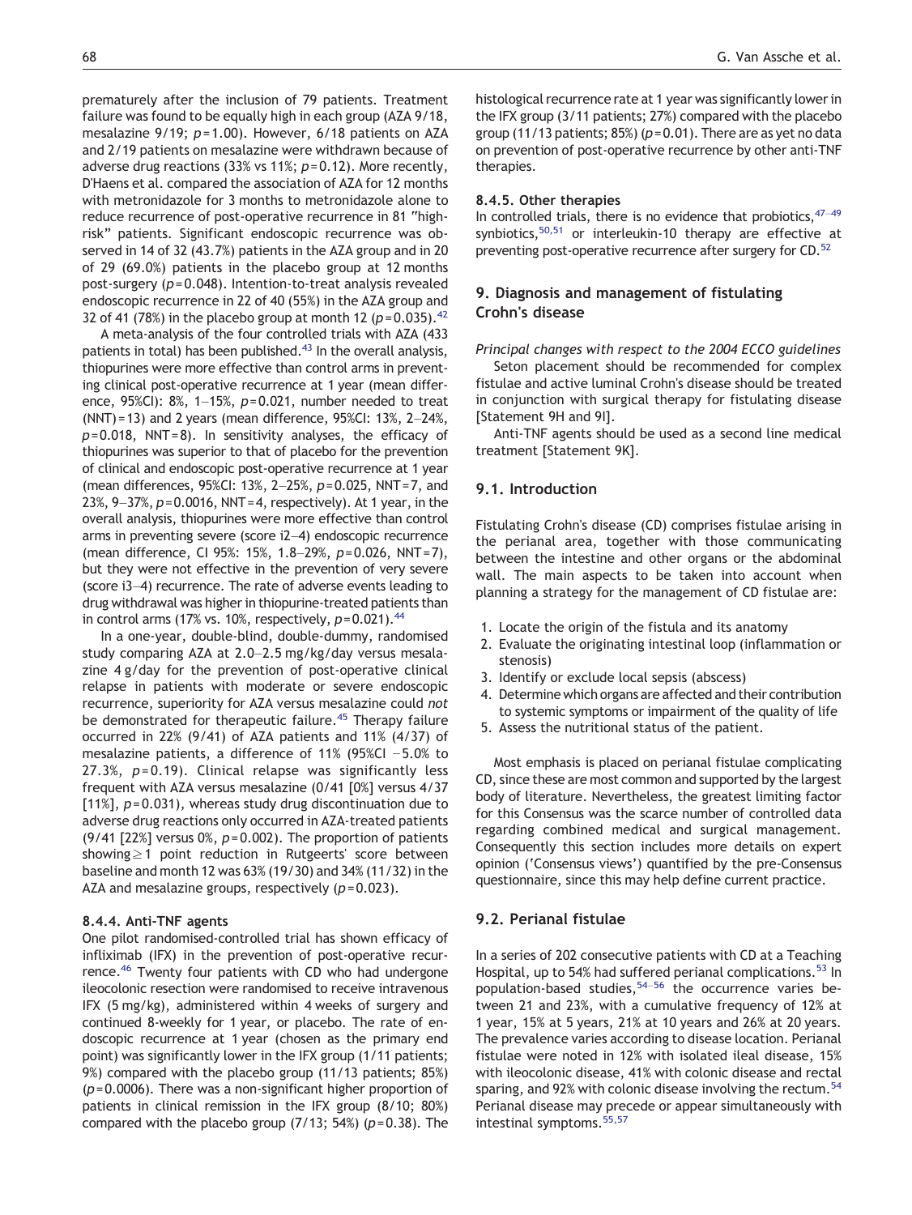prematurely after the inclusion of 79 patients. Treatment failure was found to be equally high in each group (AZA 9/18, mesalazine 9/19; $p=1.00$). However, 6/18 patients on AZA and 2/19 patients on mesalazine were withdrawn because of adverse drug reactions (33% vs 11%; $p=0.12$). More recently, D'Haens et al. compared the association of AZA for 12 months with metronidazole for 3 months to metronidazole alone to reduce recurrence of post-operative recurrence in 81 "high-risk" patients. Significant endoscopic recurrence was observed in 14 of 32 (43.7%) patients in the AZA group and in 20 of 29 (69.0%) patients in the placebo group at 12 months post-surgery ($p=0.048$). Intention-to-treat analysis revealed endoscopic recurrence in 22 of 40 (55%) in the AZA group and 32 of 41 (78%) in the placebo group at month 12 ($p=0.035$).[42]

A meta-analysis of the four controlled trials with AZA (433 patients in total) has been published.[43] In the overall analysis, thiopurines were more effective than control arms in preventing clinical post-operative recurrence at 1 year (mean difference, 95%CI): 8%, 1–15%, $p=0.021$, number needed to treat (NNT) = 13) and 2 years (mean difference, 95%CI: 13%, 2–24%, $p=0.018$, NNT = 8). In sensitivity analyses, the efficacy of thiopurines was superior to that of placebo for the prevention of clinical and endoscopic post-operative recurrence at 1 year (mean differences, 95%CI: 13%, 2–25%, $p=0.025$, NNT = 7, and 23%, 9–37%, $p=0.0016$, NNT = 4, respectively). At 1 year, in the overall analysis, thiopurines were more effective than control arms in preventing severe (score i2–4) endoscopic recurrence (mean difference, CI 95%: 15%, 1.8–29%, $p=0.026$, NNT = 7), but they were not effective in the prevention of very severe (score i3–4) recurrence. The rate of adverse events leading to drug withdrawal was higher in thiopurine-treated patients than in control arms (17% vs. 10%, respectively, $p=0.021$).[44]

In a one-year, double-blind, double-dummy, randomised study comparing AZA at 2.0–2.5 mg/kg/day versus mesalazine 4 g/day for the prevention of post-operative clinical relapse in patients with moderate or severe endoscopic recurrence, superiority for AZA versus mesalazine could *not* be demonstrated for therapeutic failure.[45] Therapy failure occurred in 22% (9/41) of AZA patients and 11% (4/37) of mesalazine patients, a difference of 11% (95%CI −5.0% to 27.3%, $p=0.19$). Clinical relapse was significantly less frequent with AZA versus mesalazine (0/41 [0%] versus 4/37 [11%], $p=0.031$), whereas study drug discontinuation due to adverse drug reactions only occurred in AZA-treated patients (9/41 [22%] versus 0%, $p=0.002$). The proportion of patients showing ≥ 1 point reduction in Rutgeerts' score between baseline and month 12 was 63% (19/30) and 34% (11/32) in the AZA and mesalazine groups, respectively ($p=0.023$).

#### 8.4.4. Anti-TNF agents

One pilot randomised-controlled trial has shown efficacy of infliximab (IFX) in the prevention of post-operative recurrence.[46] Twenty four patients with CD who had undergone ileocolonic resection were randomised to receive intravenous IFX (5 mg/kg), administered within 4 weeks of surgery and continued 8-weekly for 1 year, or placebo. The rate of endoscopic recurrence at 1 year (chosen as the primary end point) was significantly lower in the IFX group (1/11 patients; 9%) compared with the placebo group (11/13 patients; 85%) ($p=0.0006$). There was a non-significant higher proportion of patients in clinical remission in the IFX group (8/10; 80%) compared with the placebo group (7/13; 54%) ($p=0.38$). The histological recurrence rate at 1 year was significantly lower in the IFX group (3/11 patients; 27%) compared with the placebo group (11/13 patients; 85%) ($p=0.01$). There are as yet no data on prevention of post-operative recurrence by other anti-TNF therapies.

#### 8.4.5. Other therapies

In controlled trials, there is no evidence that probiotics,[47–49] synbiotics,[50,51] or interleukin-10 therapy are effective at preventing post-operative recurrence after surgery for CD.[52]

## 9. Diagnosis and management of fistulating Crohn's disease

*Principal changes with respect to the 2004 ECCO guidelines*

Seton placement should be recommended for complex fistulae and active luminal Crohn's disease should be treated in conjunction with surgical therapy for fistulating disease [Statement 9H and 9I].

Anti-TNF agents should be used as a second line medical treatment [Statement 9K].

### 9.1. Introduction

Fistulating Crohn's disease (CD) comprises fistulae arising in the perianal area, together with those communicating between the intestine and other organs or the abdominal wall. The main aspects to be taken into account when planning a strategy for the management of CD fistulae are:

1. Locate the origin of the fistula and its anatomy
2. Evaluate the originating intestinal loop (inflammation or stenosis)
3. Identify or exclude local sepsis (abscess)
4. Determine which organs are affected and their contribution to systemic symptoms or impairment of the quality of life
5. Assess the nutritional status of the patient.

Most emphasis is placed on perianal fistulae complicating CD, since these are most common and supported by the largest body of literature. Nevertheless, the greatest limiting factor for this Consensus was the scarce number of controlled data regarding combined medical and surgical management. Consequently this section includes more details on expert opinion ('Consensus views') quantified by the pre-Consensus questionnaire, since this may help define current practice.

### 9.2. Perianal fistulae

In a series of 202 consecutive patients with CD at a Teaching Hospital, up to 54% had suffered perianal complications.[53] In population-based studies,[54–56] the occurrence varies between 21 and 23%, with a cumulative frequency of 12% at 1 year, 15% at 5 years, 21% at 10 years and 26% at 20 years. The prevalence varies according to disease location. Perianal fistulae were noted in 12% with isolated ileal disease, 15% with ileocolonic disease, 41% with colonic disease and rectal sparing, and 92% with colonic disease involving the rectum.[54] Perianal disease may precede or appear simultaneously with intestinal symptoms.[55,57]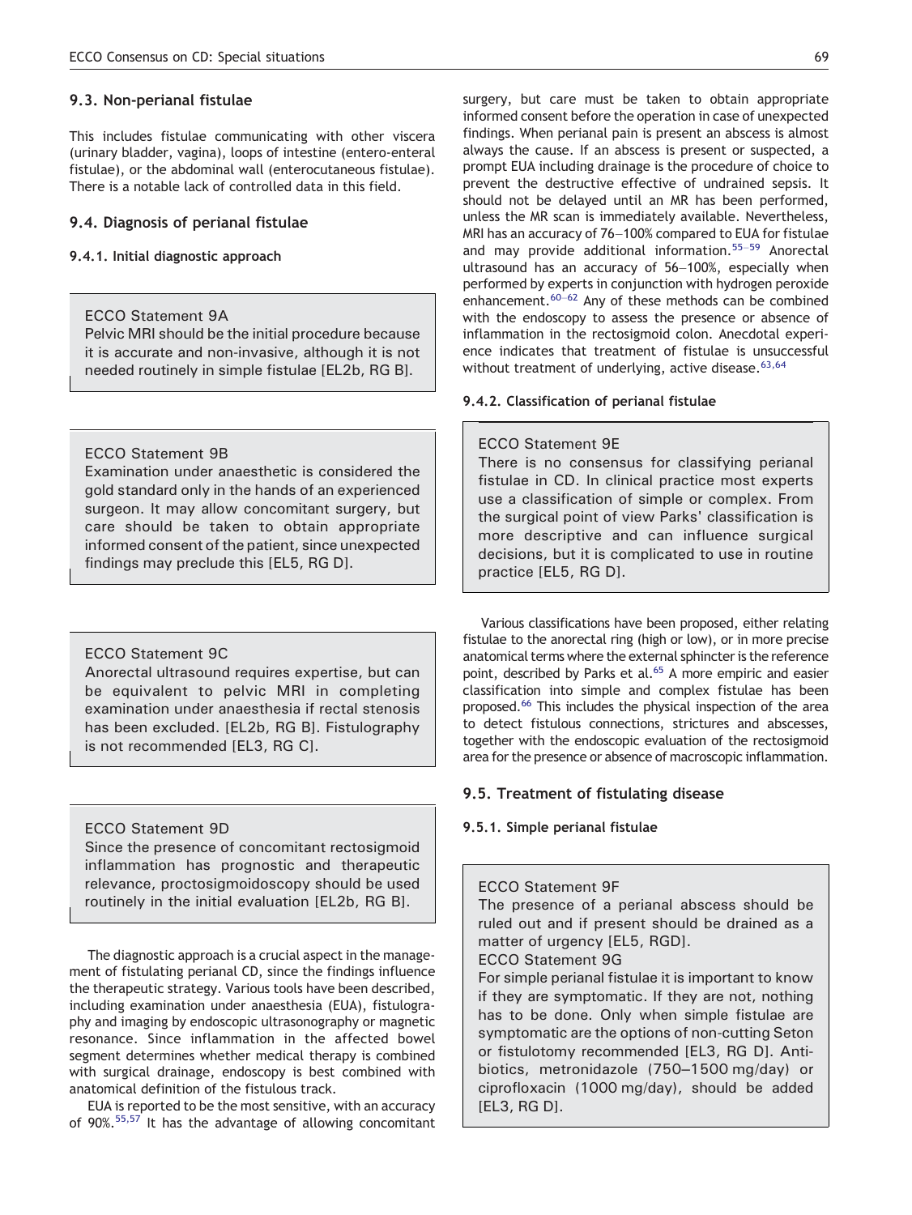### 9.3. Non-perianal fistulae

This includes fistulae communicating with other viscera (urinary bladder, vagina), loops of intestine (entero-enteral fistulae), or the abdominal wall (enterocutaneous fistulae). There is a notable lack of controlled data in this field.

### 9.4. Diagnosis of perianal fistulae

#### 9.4.1. Initial diagnostic approach

> ECCO Statement 9A
> Pelvic MRI should be the initial procedure because it is accurate and non-invasive, although it is not needed routinely in simple fistulae [EL2b, RG B].

> ECCO Statement 9B
> Examination under anaesthetic is considered the gold standard only in the hands of an experienced surgeon. It may allow concomitant surgery, but care should be taken to obtain appropriate informed consent of the patient, since unexpected findings may preclude this [EL5, RG D].

> ECCO Statement 9C
> Anorectal ultrasound requires expertise, but can be equivalent to pelvic MRI in completing examination under anaesthesia if rectal stenosis has been excluded. [EL2b, RG B]. Fistulography is not recommended [EL3, RG C].

> ECCO Statement 9D
> Since the presence of concomitant rectosigmoid inflammation has prognostic and therapeutic relevance, proctosigmoidoscopy should be used routinely in the initial evaluation [EL2b, RG B].

The diagnostic approach is a crucial aspect in the management of fistulating perianal CD, since the findings influence the therapeutic strategy. Various tools have been described, including examination under anaesthesia (EUA), fistulography and imaging by endoscopic ultrasonography or magnetic resonance. Since inflammation in the affected bowel segment determines whether medical therapy is combined with surgical drainage, endoscopy is best combined with anatomical definition of the fistulous track.

EUA is reported to be the most sensitive, with an accuracy of 90%.[55,57] It has the advantage of allowing concomitant surgery, but care must be taken to obtain appropriate informed consent before the operation in case of unexpected findings. When perianal pain is present an abscess is almost always the cause. If an abscess is present or suspected, a prompt EUA including drainage is the procedure of choice to prevent the destructive effective of undrained sepsis. It should not be delayed until an MR has been performed, unless the MR scan is immediately available. Nevertheless, MRI has an accuracy of 76–100% compared to EUA for fistulae and may provide additional information.[55–59] Anorectal ultrasound has an accuracy of 56–100%, especially when performed by experts in conjunction with hydrogen peroxide enhancement.[60–62] Any of these methods can be combined with the endoscopy to assess the presence or absence of inflammation in the rectosigmoid colon. Anecdotal experience indicates that treatment of fistulae is unsuccessful without treatment of underlying, active disease.[63,64]

#### 9.4.2. Classification of perianal fistulae

> ECCO Statement 9E
> There is no consensus for classifying perianal fistulae in CD. In clinical practice most experts use a classification of simple or complex. From the surgical point of view Parks' classification is more descriptive and can influence surgical decisions, but it is complicated to use in routine practice [EL5, RG D].

Various classifications have been proposed, either relating fistulae to the anorectal ring (high or low), or in more precise anatomical terms where the external sphincter is the reference point, described by Parks et al.[65] A more empiric and easier classification into simple and complex fistulae has been proposed.[66] This includes the physical inspection of the area to detect fistulous connections, strictures and abscesses, together with the endoscopic evaluation of the rectosigmoid area for the presence or absence of macroscopic inflammation.

### 9.5. Treatment of fistulating disease

#### 9.5.1. Simple perianal fistulae

> ECCO Statement 9F
> The presence of a perianal abscess should be ruled out and if present should be drained as a matter of urgency [EL5, RGD].
> ECCO Statement 9G
> For simple perianal fistulae it is important to know if they are symptomatic. If they are not, nothing has to be done. Only when simple fistulae are symptomatic are the options of non-cutting Seton or fistulotomy recommended [EL3, RG D]. Antibiotics, metronidazole (750–1500 mg/day) or ciprofloxacin (1000 mg/day), should be added [EL3, RG D].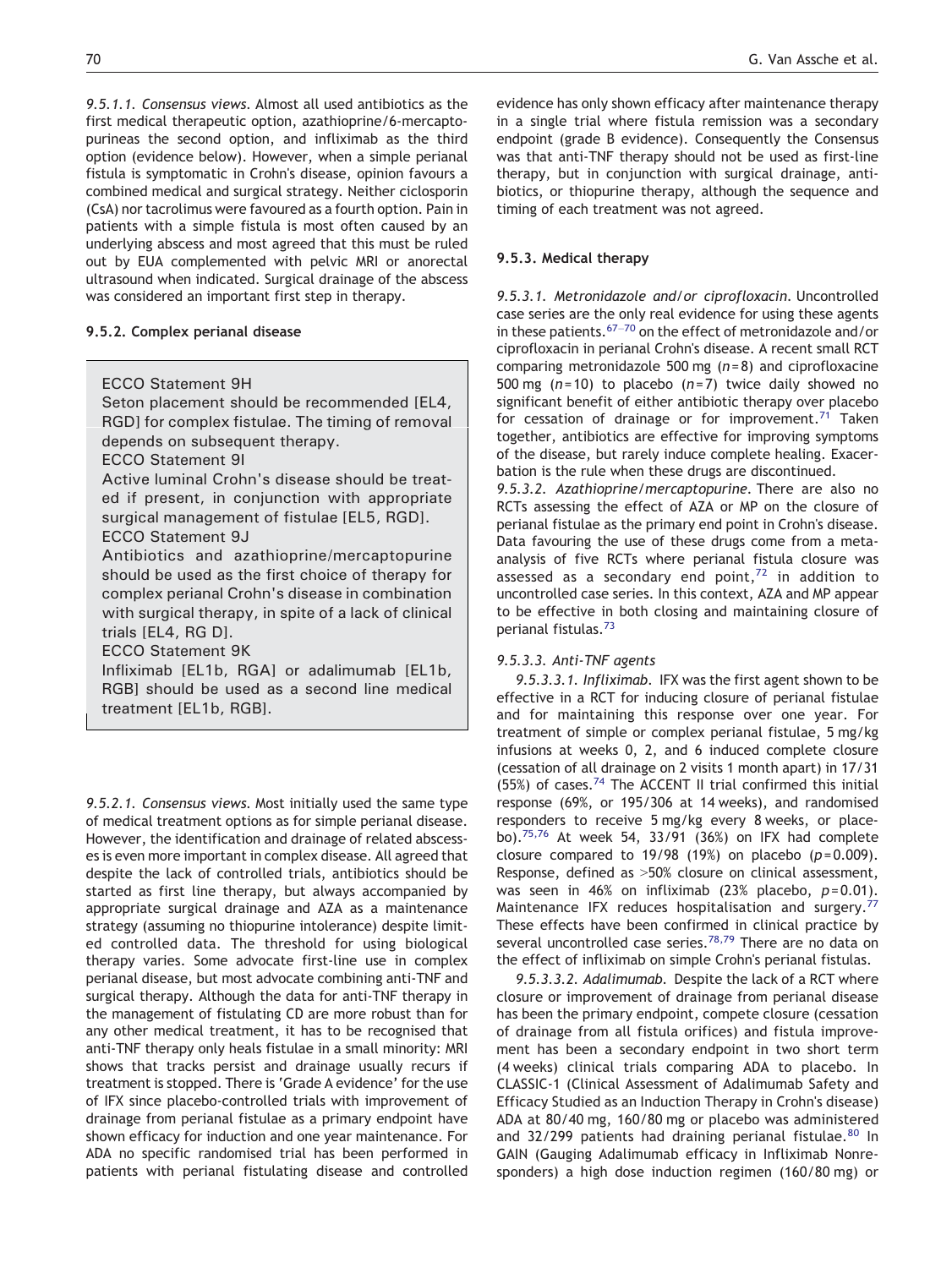*9.5.1.1. Consensus views.* Almost all used antibiotics as the first medical therapeutic option, azathioprine/6-mercaptopurineas the second option, and infliximab as the third option (evidence below). However, when a simple perianal fistula is symptomatic in Crohn's disease, opinion favours a combined medical and surgical strategy. Neither ciclosporin (CsA) nor tacrolimus were favoured as a fourth option. Pain in patients with a simple fistula is most often caused by an underlying abscess and most agreed that this must be ruled out by EUA complemented with pelvic MRI or anorectal ultrasound when indicated. Surgical drainage of the abscess was considered an important first step in therapy.

### 9.5.2. Complex perianal disease

> ECCO Statement 9H
> Seton placement should be recommended [EL4, RGD] for complex fistulae. The timing of removal depends on subsequent therapy.
> ECCO Statement 9I
> Active luminal Crohn's disease should be treated if present, in conjunction with appropriate surgical management of fistulae [EL5, RGD].
> ECCO Statement 9J
> Antibiotics and azathioprine/mercaptopurine should be used as the first choice of therapy for complex perianal Crohn's disease in combination with surgical therapy, in spite of a lack of clinical trials [EL4, RG D].
> ECCO Statement 9K
> Infliximab [EL1b, RGA] or adalimumab [EL1b, RGB] should be used as a second line medical treatment [EL1b, RGB].

*9.5.2.1. Consensus views.* Most initially used the same type of medical treatment options as for simple perianal disease. However, the identification and drainage of related abscesses is even more important in complex disease. All agreed that despite the lack of controlled trials, antibiotics should be started as first line therapy, but always accompanied by appropriate surgical drainage and AZA as a maintenance strategy (assuming no thiopurine intolerance) despite limited controlled data. The threshold for using biological therapy varies. Some advocate first-line use in complex perianal disease, but most advocate combining anti-TNF and surgical therapy. Although the data for anti-TNF therapy in the management of fistulating CD are more robust than for any other medical treatment, it has to be recognised that anti-TNF therapy only heals fistulae in a small minority: MRI shows that tracks persist and drainage usually recurs if treatment is stopped. There is 'Grade A evidence' for the use of IFX since placebo-controlled trials with improvement of drainage from perianal fistulae as a primary endpoint have shown efficacy for induction and one year maintenance. For ADA no specific randomised trial has been performed in patients with perianal fistulating disease and controlled evidence has only shown efficacy after maintenance therapy in a single trial where fistula remission was a secondary endpoint (grade B evidence). Consequently the Consensus was that anti-TNF therapy should not be used as first-line therapy, but in conjunction with surgical drainage, antibiotics, or thiopurine therapy, although the sequence and timing of each treatment was not agreed.

### 9.5.3. Medical therapy

*9.5.3.1. Metronidazole and/or ciprofloxacin.* Uncontrolled case series are the only real evidence for using these agents in these patients.[67–70] on the effect of metronidazole and/or ciprofloxacin in perianal Crohn's disease. A recent small RCT comparing metronidazole 500 mg ($n=8$) and ciprofloxacine 500 mg ($n=10$) to placebo ($n=7$) twice daily showed no significant benefit of either antibiotic therapy over placebo for cessation of drainage or for improvement.[71] Taken together, antibiotics are effective for improving symptoms of the disease, but rarely induce complete healing. Exacerbation is the rule when these drugs are discontinued.

*9.5.3.2. Azathioprine/mercaptopurine.* There are also no RCTs assessing the effect of AZA or MP on the closure of perianal fistulae as the primary end point in Crohn's disease. Data favouring the use of these drugs come from a meta-analysis of five RCTs where perianal fistula closure was assessed as a secondary end point,[72] in addition to uncontrolled case series. In this context, AZA and MP appear to be effective in both closing and maintaining closure of perianal fistulas.[73]

*9.5.3.3. Anti-TNF agents*

*9.5.3.3.1. Infliximab.* IFX was the first agent shown to be effective in a RCT for inducing closure of perianal fistulae and for maintaining this response over one year. For treatment of simple or complex perianal fistulae, 5 mg/kg infusions at weeks 0, 2, and 6 induced complete closure (cessation of all drainage on 2 visits 1 month apart) in 17/31 (55%) of cases.[74] The ACCENT II trial confirmed this initial response (69%, or 195/306 at 14 weeks), and randomised responders to receive 5 mg/kg every 8 weeks, or placebo).[75,76] At week 54, 33/91 (36%) on IFX had complete closure compared to 19/98 (19%) on placebo ($p=0.009$). Response, defined as >50% closure on clinical assessment, was seen in 46% on infliximab (23% placebo, $p=0.01$). Maintenance IFX reduces hospitalisation and surgery.[77] These effects have been confirmed in clinical practice by several uncontrolled case series.[78,79] There are no data on the effect of infliximab on simple Crohn's perianal fistulas.

*9.5.3.3.2. Adalimumab.* Despite the lack of a RCT where closure or improvement of drainage from perianal disease has been the primary endpoint, compete closure (cessation of drainage from all fistula orifices) and fistula improvement has been a secondary endpoint in two short term (4 weeks) clinical trials comparing ADA to placebo. In CLASSIC-1 (Clinical Assessment of Adalimumab Safety and Efficacy Studied as an Induction Therapy in Crohn's disease) ADA at 80/40 mg, 160/80 mg or placebo was administered and 32/299 patients had draining perianal fistulae.[80] In GAIN (Gauging Adalimumab efficacy in Infliximab Nonresponders) a high dose induction regimen (160/80 mg) or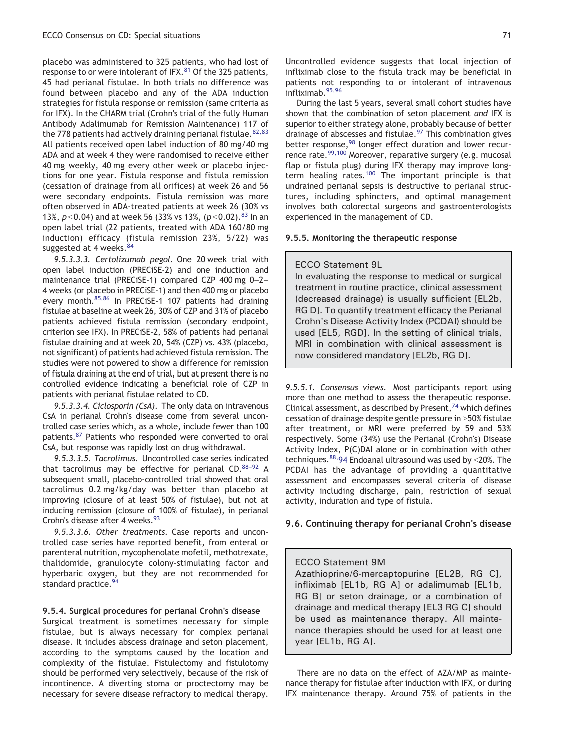placebo was administered to 325 patients, who had lost of response to or were intolerant of IFX.[81] Of the 325 patients, 45 had perianal fistulae. In both trials no difference was found between placebo and any of the ADA induction strategies for fistula response or remission (same criteria as for IFX). In the CHARM trial (Crohn's trial of the fully Human Antibody Adalimumab for Remission Maintenance) 117 of the 778 patients had actively draining perianal fistulae.[82,83] All patients received open label induction of 80 mg/40 mg ADA and at week 4 they were randomised to receive either 40 mg weekly, 40 mg every other week or placebo injections for one year. Fistula response and fistula remission (cessation of drainage from all orifices) at week 26 and 56 were secondary endpoints. Fistula remission was more often observed in ADA-treated patients at week 26 (30% vs 13%, $p<0.04$) and at week 56 (33% vs 13%, ($p<0.02$).[83] In an open label trial (22 patients, treated with ADA 160/80 mg induction) efficacy (fistula remission 23%, 5/22) was suggested at 4 weeks.[84]

*9.5.3.3.3. Certolizumab pegol.* One 20 week trial with open label induction (PRECiSE-2) and one induction and maintenance trial (PRECiSE-1) compared CZP 400 mg 0–2–4 weeks (or placebo in PRECiSE-1) and then 400 mg or placebo every month.[85,86] In PRECiSE-1 107 patients had draining fistulae at baseline at week 26, 30% of CZP and 31% of placebo patients achieved fistula remission (secondary endpoint, criterion see IFX). In PRECiSE-2, 58% of patients had perianal fistulae draining and at week 20, 54% (CZP) vs. 43% (placebo, not significant) of patients had achieved fistula remission. The studies were not powered to show a difference for remission of fistula draining at the end of trial, but at present there is no controlled evidence indicating a beneficial role of CZP in patients with perianal fistulae related to CD.

*9.5.3.3.4. Ciclosporin (CsA).* The only data on intravenous CsA in perianal Crohn's disease come from several uncontrolled case series which, as a whole, include fewer than 100 patients.[87] Patients who responded were converted to oral CsA, but response was rapidly lost on drug withdrawal.

*9.5.3.3.5. Tacrolimus.* Uncontrolled case series indicated that tacrolimus may be effective for perianal CD.[88–92] A subsequent small, placebo-controlled trial showed that oral tacrolimus 0.2 mg/kg/day was better than placebo at improving (closure of at least 50% of fistulae), but not at inducing remission (closure of 100% of fistulae), in perianal Crohn's disease after 4 weeks.[93]

*9.5.3.3.6. Other treatments.* Case reports and uncontrolled case series have reported benefit, from enteral or parenteral nutrition, mycophenolate mofetil, methotrexate, thalidomide, granulocyte colony-stimulating factor and hyperbaric oxygen, but they are not recommended for standard practice.[94]

#### 9.5.4. Surgical procedures for perianal Crohn's disease

Surgical treatment is sometimes necessary for simple fistulae, but is always necessary for complex perianal disease. It includes abscess drainage and seton placement, according to the symptoms caused by the location and complexity of the fistulae. Fistulectomy and fistulotomy should be performed very selectively, because of the risk of incontinence. A diverting stoma or proctectomy may be necessary for severe disease refractory to medical therapy. Uncontrolled evidence suggests that local injection of infliximab close to the fistula track may be beneficial in patients not responding to or intolerant of intravenous infliximab.[95,96]

During the last 5 years, several small cohort studies have shown that the combination of seton placement *and* IFX is superior to either strategy alone, probably because of better drainage of abscesses and fistulae.[97] This combination gives better response,[98] longer effect duration and lower recurrence rate.[99,100] Moreover, reparative surgery (e.g. mucosal flap or fistula plug) during IFX therapy may improve long-term healing rates.[100] The important principle is that undrained perianal sepsis is destructive to perianal structures, including sphincters, and optimal management involves both colorectal surgeons and gastroenterologists experienced in the management of CD.

#### 9.5.5. Monitoring the therapeutic response

> ECCO Statement 9L
>
> In evaluating the response to medical or surgical treatment in routine practice, clinical assessment (decreased drainage) is usually sufficient [EL2b, RG D]. To quantify treatment efficacy the Perianal Crohn's Disease Activity Index (PCDAI) should be used [EL5, RGD]. In the setting of clinical trials, MRI in combination with clinical assessment is now considered mandatory [EL2b, RG D].

*9.5.5.1. Consensus views.* Most participants report using more than one method to assess the therapeutic response. Clinical assessment, as described by Present,[74] which defines cessation of drainage despite gentle pressure in >50% fistulae after treatment, or MRI were preferred by 59 and 53% respectively. Some (34%) use the Perianal (Crohn's) Disease Activity Index, P(C)DAI alone or in combination with other techniques.[88,94] Endoanal ultrasound was used by <20%. The PCDAI has the advantage of providing a quantitative assessment and encompasses several criteria of disease activity including discharge, pain, restriction of sexual activity, induration and type of fistula.

### 9.6. Continuing therapy for perianal Crohn's disease

> ECCO Statement 9M
>
> Azathioprine/6-mercaptopurine [EL2B, RG C], infliximab [EL1b, RG A] or adalimumab [EL1b, RG B] or seton drainage, or a combination of drainage and medical therapy [EL3 RG C] should be used as maintenance therapy. All maintenance therapies should be used for at least one year [EL1b, RG A].

There are no data on the effect of AZA/MP as maintenance therapy for fistulae after induction with IFX, or during IFX maintenance therapy. Around 75% of patients in the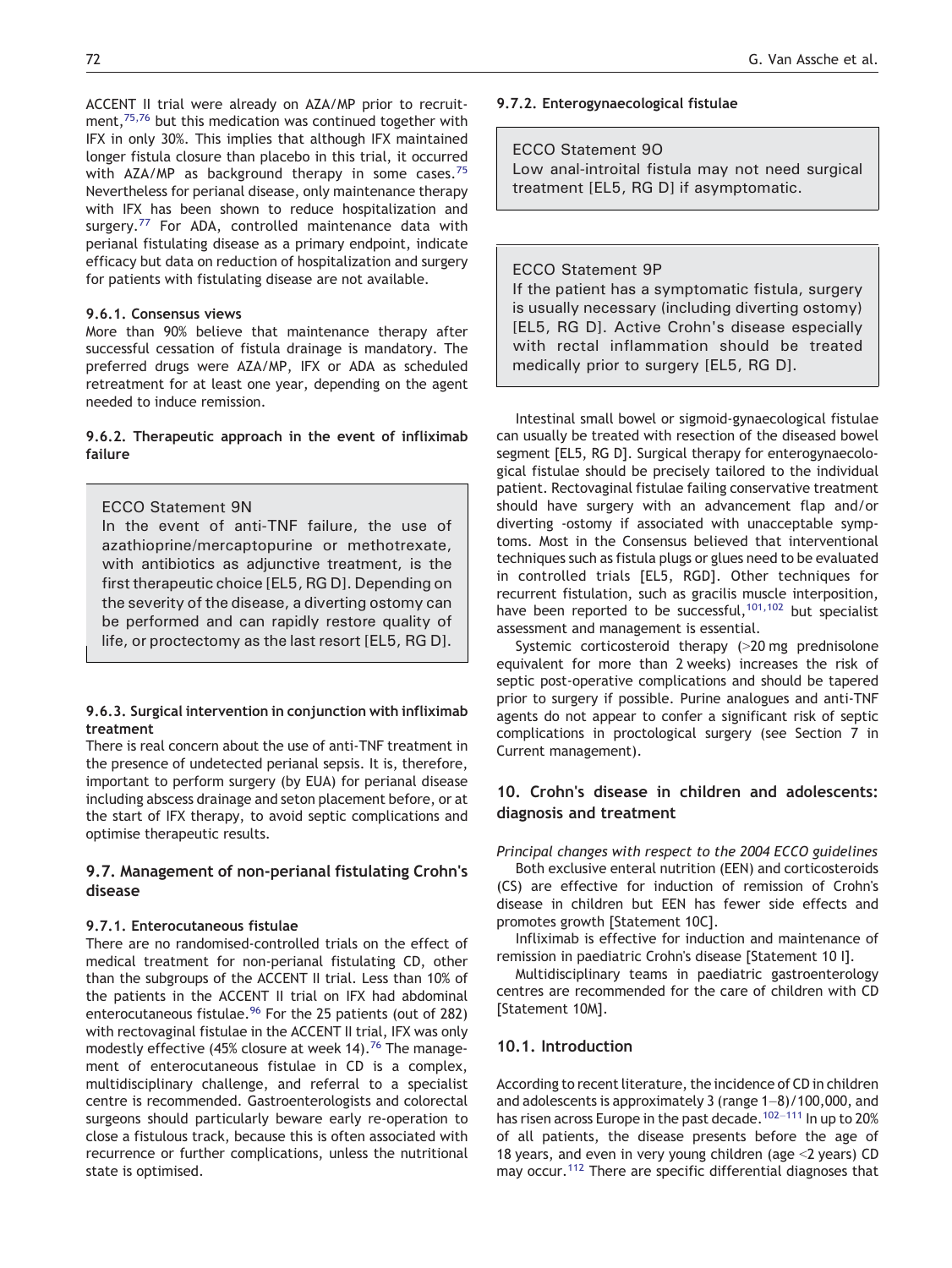ACCENT II trial were already on AZA/MP prior to recruitment,[75,76] but this medication was continued together with IFX in only 30%. This implies that although IFX maintained longer fistula closure than placebo in this trial, it occurred with AZA/MP as background therapy in some cases.[75] Nevertheless for perianal disease, only maintenance therapy with IFX has been shown to reduce hospitalization and surgery.[77] For ADA, controlled maintenance data with perianal fistulating disease as a primary endpoint, indicate efficacy but data on reduction of hospitalization and surgery for patients with fistulating disease are not available.

#### 9.6.1. Consensus views

More than 90% believe that maintenance therapy after successful cessation of fistula drainage is mandatory. The preferred drugs were AZA/MP, IFX or ADA as scheduled retreatment for at least one year, depending on the agent needed to induce remission.

#### 9.6.2. Therapeutic approach in the event of infliximab failure

> ECCO Statement 9N
>
> In the event of anti-TNF failure, the use of azathioprine/mercaptopurine or methotrexate, with antibiotics as adjunctive treatment, is the first therapeutic choice [EL5, RG D]. Depending on the severity of the disease, a diverting ostomy can be performed and can rapidly restore quality of life, or proctectomy as the last resort [EL5, RG D].

#### 9.6.3. Surgical intervention in conjunction with infliximab treatment

There is real concern about the use of anti-TNF treatment in the presence of undetected perianal sepsis. It is, therefore, important to perform surgery (by EUA) for perianal disease including abscess drainage and seton placement before, or at the start of IFX therapy, to avoid septic complications and optimise therapeutic results.

### 9.7. Management of non-perianal fistulating Crohn's disease

#### 9.7.1. Enterocutaneous fistulae

There are no randomised-controlled trials on the effect of medical treatment for non-perianal fistulating CD, other than the subgroups of the ACCENT II trial. Less than 10% of the patients in the ACCENT II trial on IFX had abdominal enterocutaneous fistulae.[96] For the 25 patients (out of 282) with rectovaginal fistulae in the ACCENT II trial, IFX was only modestly effective (45% closure at week 14).[76] The management of enterocutaneous fistulae in CD is a complex, multidisciplinary challenge, and referral to a specialist centre is recommended. Gastroenterologists and colorectal surgeons should particularly beware early re-operation to close a fistulous track, because this is often associated with recurrence or further complications, unless the nutritional state is optimised.

#### 9.7.2. Enterogynaecological fistulae

> ECCO Statement 9O
>
> Low anal-introital fistula may not need surgical treatment [EL5, RG D] if asymptomatic.

> ECCO Statement 9P
>
> If the patient has a symptomatic fistula, surgery is usually necessary (including diverting ostomy) [EL5, RG D]. Active Crohn's disease especially with rectal inflammation should be treated medically prior to surgery [EL5, RG D].

Intestinal small bowel or sigmoid-gynaecological fistulae can usually be treated with resection of the diseased bowel segment [EL5, RG D]. Surgical therapy for enterogynaecological fistulae should be precisely tailored to the individual patient. Rectovaginal fistulae failing conservative treatment should have surgery with an advancement flap and/or diverting -ostomy if associated with unacceptable symptoms. Most in the Consensus believed that interventional techniques such as fistula plugs or glues need to be evaluated in controlled trials [EL5, RGD]. Other techniques for recurrent fistulation, such as gracilis muscle interposition, have been reported to be successful,[101,102] but specialist assessment and management is essential.

Systemic corticosteroid therapy (>20 mg prednisolone equivalent for more than 2 weeks) increases the risk of septic post-operative complications and should be tapered prior to surgery if possible. Purine analogues and anti-TNF agents do not appear to confer a significant risk of septic complications in proctological surgery (see Section 7 in Current management).

## 10. Crohn's disease in children and adolescents: diagnosis and treatment

*Principal changes with respect to the 2004 ECCO guidelines*

Both exclusive enteral nutrition (EEN) and corticosteroids (CS) are effective for induction of remission of Crohn's disease in children but EEN has fewer side effects and promotes growth [Statement 10C].

Infliximab is effective for induction and maintenance of remission in paediatric Crohn's disease [Statement 10 I].

Multidisciplinary teams in paediatric gastroenterology centres are recommended for the care of children with CD [Statement 10M].

### 10.1. Introduction

According to recent literature, the incidence of CD in children and adolescents is approximately 3 (range 1–8)/100,000, and has risen across Europe in the past decade.[102–111] In up to 20% of all patients, the disease presents before the age of 18 years, and even in very young children (age <2 years) CD may occur.[112] There are specific differential diagnoses that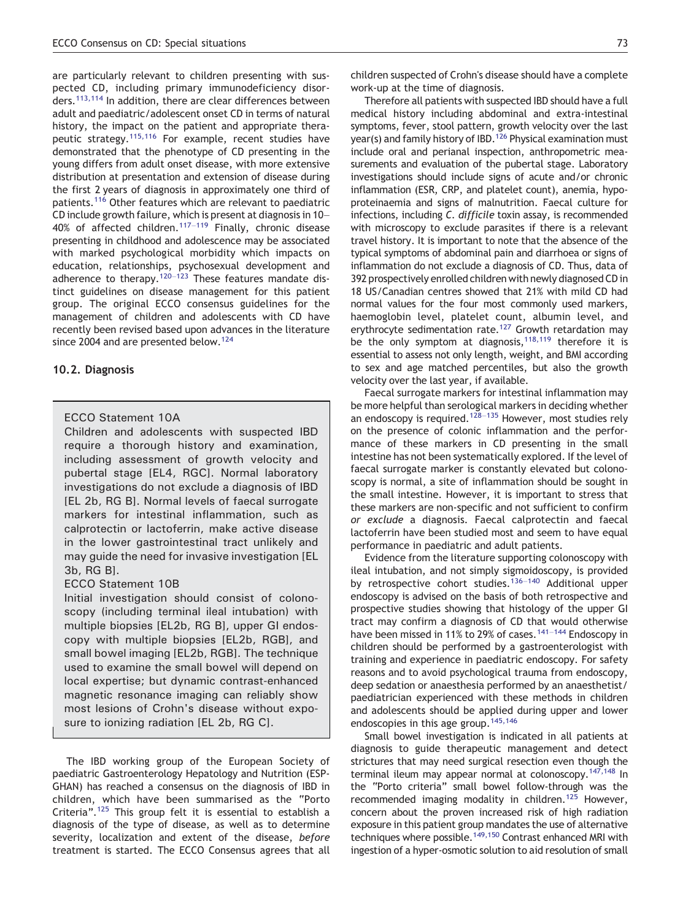are particularly relevant to children presenting with suspected CD, including primary immunodeficiency disorders.[113,114] In addition, there are clear differences between adult and paediatric/adolescent onset CD in terms of natural history, the impact on the patient and appropriate therapeutic strategy.[115,116] For example, recent studies have demonstrated that the phenotype of CD presenting in the young differs from adult onset disease, with more extensive distribution at presentation and extension of disease during the first 2 years of diagnosis in approximately one third of patients.[116] Other features which are relevant to paediatric CD include growth failure, which is present at diagnosis in 10–40% of affected children.[117–119] Finally, chronic disease presenting in childhood and adolescence may be associated with marked psychological morbidity which impacts on education, relationships, psychosexual development and adherence to therapy.[120–123] These features mandate distinct guidelines on disease management for this patient group. The original ECCO consensus guidelines for the management of children and adolescents with CD have recently been revised based upon advances in the literature since 2004 and are presented below.[124]

### 10.2. Diagnosis

> ECCO Statement 10A
>
> Children and adolescents with suspected IBD require a thorough history and examination, including assessment of growth velocity and pubertal stage [EL4, RGC]. Normal laboratory investigations do not exclude a diagnosis of IBD [EL 2b, RG B]. Normal levels of faecal surrogate markers for intestinal inflammation, such as calprotectin or lactoferrin, make active disease in the lower gastrointestinal tract unlikely and may guide the need for invasive investigation [EL 3b, RG B].
>
> ECCO Statement 10B
>
> Initial investigation should consist of colonoscopy (including terminal ileal intubation) with multiple biopsies [EL2b, RG B], upper GI endoscopy with multiple biopsies [EL2b, RGB], and small bowel imaging [EL2b, RGB]. The technique used to examine the small bowel will depend on local expertise; but dynamic contrast-enhanced magnetic resonance imaging can reliably show most lesions of Crohn's disease without exposure to ionizing radiation [EL 2b, RG C].

The IBD working group of the European Society of paediatric Gastroenterology Hepatology and Nutrition (ESPGHAN) has reached a consensus on the diagnosis of IBD in children, which have been summarised as the "Porto Criteria".[125] This group felt it is essential to establish a diagnosis of the type of disease, as well as to determine severity, localization and extent of the disease, *before* treatment is started. The ECCO Consensus agrees that all children suspected of Crohn's disease should have a complete work-up at the time of diagnosis.

Therefore all patients with suspected IBD should have a full medical history including abdominal and extra-intestinal symptoms, fever, stool pattern, growth velocity over the last year(s) and family history of IBD.[126] Physical examination must include oral and perianal inspection, anthropometric measurements and evaluation of the pubertal stage. Laboratory investigations should include signs of acute and/or chronic inflammation (ESR, CRP, and platelet count), anemia, hypoproteinaemia and signs of malnutrition. Faecal culture for infections, including *C. difficile* toxin assay, is recommended with microscopy to exclude parasites if there is a relevant travel history. It is important to note that the absence of the typical symptoms of abdominal pain and diarrhoea or signs of inflammation do not exclude a diagnosis of CD. Thus, data of 392 prospectively enrolled children with newly diagnosed CD in 18 US/Canadian centres showed that 21% with mild CD had normal values for the four most commonly used markers, haemoglobin level, platelet count, albumin level, and erythrocyte sedimentation rate.[127] Growth retardation may be the only symptom at diagnosis,[118,119] therefore it is essential to assess not only length, weight, and BMI according to sex and age matched percentiles, but also the growth velocity over the last year, if available.

Faecal surrogate markers for intestinal inflammation may be more helpful than serological markers in deciding whether an endoscopy is required.[128–135] However, most studies rely on the presence of colonic inflammation and the performance of these markers in CD presenting in the small intestine has not been systematically explored. If the level of faecal surrogate marker is constantly elevated but colonoscopy is normal, a site of inflammation should be sought in the small intestine. However, it is important to stress that these markers are non-specific and not sufficient to confirm *or exclude* a diagnosis. Faecal calprotectin and faecal lactoferrin have been studied most and seem to have equal performance in paediatric and adult patients.

Evidence from the literature supporting colonoscopy with ileal intubation, and not simply sigmoidoscopy, is provided by retrospective cohort studies.[136–140] Additional upper endoscopy is advised on the basis of both retrospective and prospective studies showing that histology of the upper GI tract may confirm a diagnosis of CD that would otherwise have been missed in 11% to 29% of cases.[141–144] Endoscopy in children should be performed by a gastroenterologist with training and experience in paediatric endoscopy. For safety reasons and to avoid psychological trauma from endoscopy, deep sedation or anaesthesia performed by an anaesthetist/paediatrician experienced with these methods in children and adolescents should be applied during upper and lower endoscopies in this age group.[145,146]

Small bowel investigation is indicated in all patients at diagnosis to guide therapeutic management and detect strictures that may need surgical resection even though the terminal ileum may appear normal at colonoscopy.[147,148] In the "Porto criteria" small bowel follow-through was the recommended imaging modality in children.[125] However, concern about the proven increased risk of high radiation exposure in this patient group mandates the use of alternative techniques where possible.[149,150] Contrast enhanced MRI with ingestion of a hyper-osmotic solution to aid resolution of small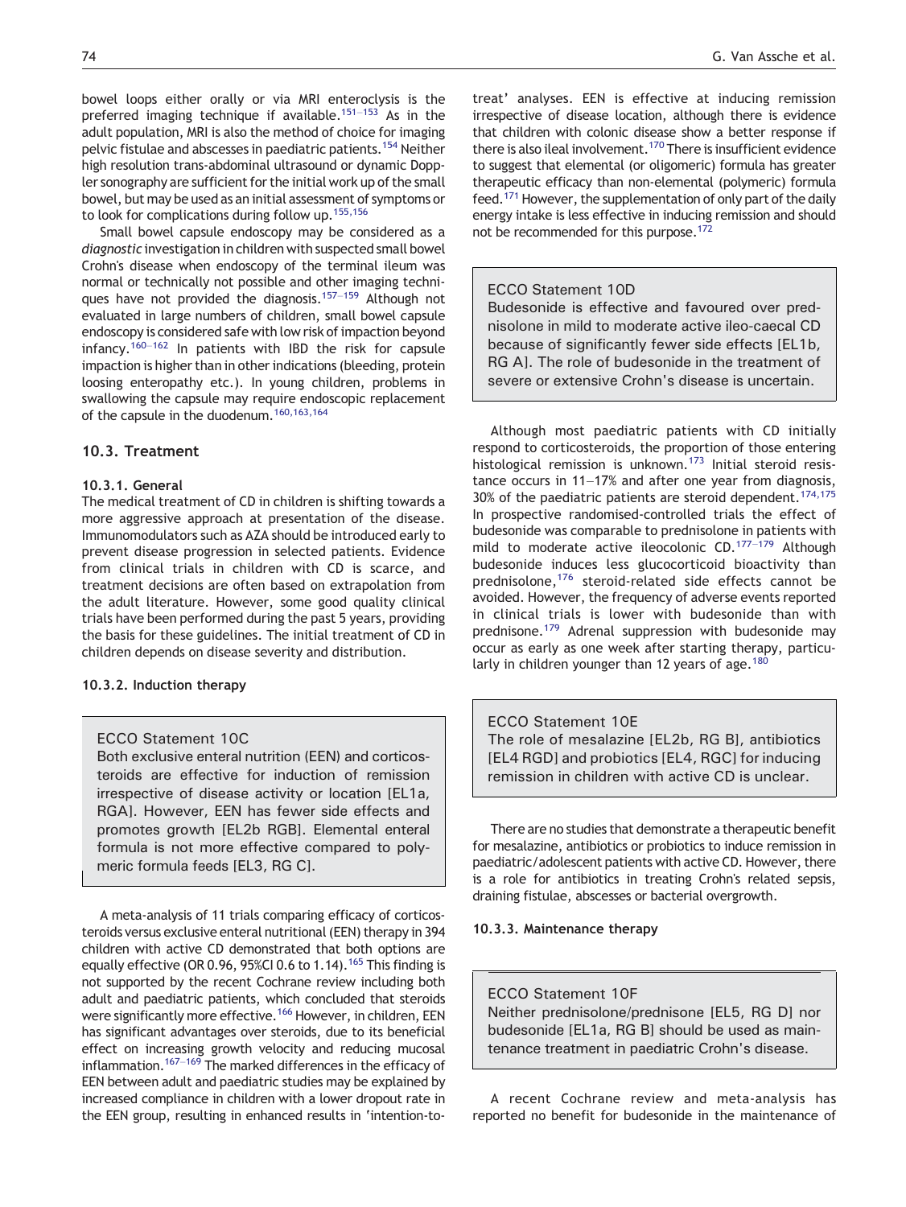bowel loops either orally or via MRI enteroclysis is the preferred imaging technique if available.[151–153] As in the adult population, MRI is also the method of choice for imaging pelvic fistulae and abscesses in paediatric patients.[154] Neither high resolution trans-abdominal ultrasound or dynamic Doppler sonography are sufficient for the initial work up of the small bowel, but may be used as an initial assessment of symptoms or to look for complications during follow up.[155,156]

Small bowel capsule endoscopy may be considered as a *diagnostic* investigation in children with suspected small bowel Crohn's disease when endoscopy of the terminal ileum was normal or technically not possible and other imaging techniques have not provided the diagnosis.[157–159] Although not evaluated in large numbers of children, small bowel capsule endoscopy is considered safe with low risk of impaction beyond infancy.[160–162] In patients with IBD the risk for capsule impaction is higher than in other indications (bleeding, protein loosing enteropathy etc.). In young children, problems in swallowing the capsule may require endoscopic replacement of the capsule in the duodenum.[160,163,164]

### 10.3. Treatment

#### 10.3.1. General

The medical treatment of CD in children is shifting towards a more aggressive approach at presentation of the disease. Immunomodulators such as AZA should be introduced early to prevent disease progression in selected patients. Evidence from clinical trials in children with CD is scarce, and treatment decisions are often based on extrapolation from the adult literature. However, some good quality clinical trials have been performed during the past 5 years, providing the basis for these guidelines. The initial treatment of CD in children depends on disease severity and distribution.

#### 10.3.2. Induction therapy

> ECCO Statement 10C
>
> Both exclusive enteral nutrition (EEN) and corticosteroids are effective for induction of remission irrespective of disease activity or location [EL1a, RGA]. However, EEN has fewer side effects and promotes growth [EL2b RGB]. Elemental enteral formula is not more effective compared to polymeric formula feeds [EL3, RG C].

A meta-analysis of 11 trials comparing efficacy of corticosteroids versus exclusive enteral nutritional (EEN) therapy in 394 children with active CD demonstrated that both options are equally effective (OR 0.96, 95%CI 0.6 to 1.14).[165] This finding is not supported by the recent Cochrane review including both adult and paediatric patients, which concluded that steroids were significantly more effective.[166] However, in children, EEN has significant advantages over steroids, due to its beneficial effect on increasing growth velocity and reducing mucosal inflammation.[167–169] The marked differences in the efficacy of EEN between adult and paediatric studies may be explained by increased compliance in children with a lower dropout rate in the EEN group, resulting in enhanced results in 'intention-to-treat' analyses. EEN is effective at inducing remission irrespective of disease location, although there is evidence that children with colonic disease show a better response if there is also ileal involvement.[170] There is insufficient evidence to suggest that elemental (or oligomeric) formula has greater therapeutic efficacy than non-elemental (polymeric) formula feed.[171] However, the supplementation of only part of the daily energy intake is less effective in inducing remission and should not be recommended for this purpose.[172]

> ECCO Statement 10D
>
> Budesonide is effective and favoured over prednisolone in mild to moderate active ileo-caecal CD because of significantly fewer side effects [EL1b, RG A]. The role of budesonide in the treatment of severe or extensive Crohn's disease is uncertain.

Although most paediatric patients with CD initially respond to corticosteroids, the proportion of those entering histological remission is unknown.[173] Initial steroid resistance occurs in 11–17% and after one year from diagnosis, 30% of the paediatric patients are steroid dependent.[174,175] In prospective randomised-controlled trials the effect of budesonide was comparable to prednisolone in patients with mild to moderate active ileocolonic CD.[177–179] Although budesonide induces less glucocorticoid bioactivity than prednisolone,[176] steroid-related side effects cannot be avoided. However, the frequency of adverse events reported in clinical trials is lower with budesonide than with prednisone.[179] Adrenal suppression with budesonide may occur as early as one week after starting therapy, particularly in children younger than 12 years of age.[180]

> ECCO Statement 10E
>
> The role of mesalazine [EL2b, RG B], antibiotics [EL4 RGD] and probiotics [EL4, RGC] for inducing remission in children with active CD is unclear.

There are no studies that demonstrate a therapeutic benefit for mesalazine, antibiotics or probiotics to induce remission in paediatric/adolescent patients with active CD. However, there is a role for antibiotics in treating Crohn's related sepsis, draining fistulae, abscesses or bacterial overgrowth.

#### 10.3.3. Maintenance therapy

> ECCO Statement 10F
>
> Neither prednisolone/prednisone [EL5, RG D] nor budesonide [EL1a, RG B] should be used as maintenance treatment in paediatric Crohn's disease.

A recent Cochrane review and meta-analysis has reported no benefit for budesonide in the maintenance of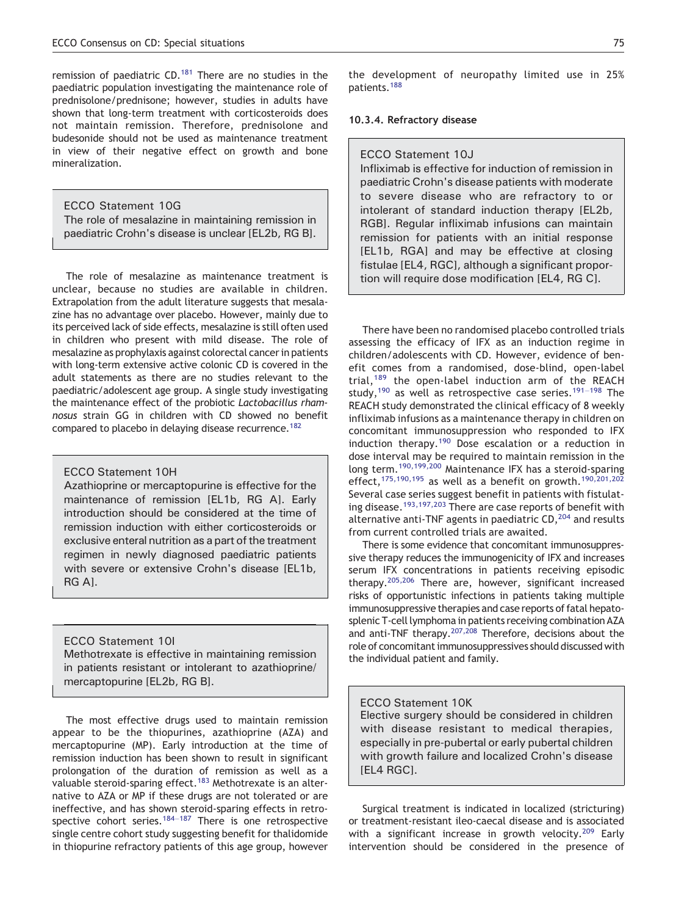remission of paediatric CD.[181] There are no studies in the paediatric population investigating the maintenance role of prednisolone/prednisone; however, studies in adults have shown that long-term treatment with corticosteroids does not maintain remission. Therefore, prednisolone and budesonide should not be used as maintenance treatment in view of their negative effect on growth and bone mineralization.

> ECCO Statement 10G
> The role of mesalazine in maintaining remission in paediatric Crohn's disease is unclear [EL2b, RG B].

The role of mesalazine as maintenance treatment is unclear, because no studies are available in children. Extrapolation from the adult literature suggests that mesalazine has no advantage over placebo. However, mainly due to its perceived lack of side effects, mesalazine is still often used in children who present with mild disease. The role of mesalazine as prophylaxis against colorectal cancer in patients with long-term extensive active colonic CD is covered in the adult statements as there are no studies relevant to the paediatric/adolescent age group. A single study investigating the maintenance effect of the probiotic *Lactobacillus rhamnosus* strain GG in children with CD showed no benefit compared to placebo in delaying disease recurrence.[182]

> ECCO Statement 10H
> Azathioprine or mercaptopurine is effective for the maintenance of remission [EL1b, RG A]. Early introduction should be considered at the time of remission induction with either corticosteroids or exclusive enteral nutrition as a part of the treatment regimen in newly diagnosed paediatric patients with severe or extensive Crohn's disease [EL1b, RG A].

> ECCO Statement 10I
> Methotrexate is effective in maintaining remission in patients resistant or intolerant to azathioprine/mercaptopurine [EL2b, RG B].

The most effective drugs used to maintain remission appear to be the thiopurines, azathioprine (AZA) and mercaptopurine (MP). Early introduction at the time of remission induction has been shown to result in significant prolongation of the duration of remission as well as a valuable steroid-sparing effect.[183] Methotrexate is an alternative to AZA or MP if these drugs are not tolerated or are ineffective, and has shown steroid-sparing effects in retrospective cohort series.[184–187] There is one retrospective single centre cohort study suggesting benefit for thalidomide in thiopurine refractory patients of this age group, however the development of neuropathy limited use in 25% patients.[188]

#### 10.3.4. Refractory disease

> ECCO Statement 10J
> Infliximab is effective for induction of remission in paediatric Crohn's disease patients with moderate to severe disease who are refractory to or intolerant of standard induction therapy [EL2b, RGB]. Regular infliximab infusions can maintain remission for patients with an initial response [EL1b, RGA] and may be effective at closing fistulae [EL4, RGC], although a significant proportion will require dose modification [EL4, RG C].

There have been no randomised placebo controlled trials assessing the efficacy of IFX as an induction regime in children/adolescents with CD. However, evidence of benefit comes from a randomised, dose-blind, open-label trial,[189] the open-label induction arm of the REACH study,[190] as well as retrospective case series.[191–198] The REACH study demonstrated the clinical efficacy of 8 weekly infliximab infusions as a maintenance therapy in children on concomitant immunosuppression who responded to IFX induction therapy.[190] Dose escalation or a reduction in dose interval may be required to maintain remission in the long term.[190,199,200] Maintenance IFX has a steroid-sparing effect,[175,190,195] as well as a benefit on growth.[190,201,202] Several case series suggest benefit in patients with fistulating disease.[193,197,203] There are case reports of benefit with alternative anti-TNF agents in paediatric CD,[204] and results from current controlled trials are awaited.

There is some evidence that concomitant immunosuppressive therapy reduces the immunogenicity of IFX and increases serum IFX concentrations in patients receiving episodic therapy.[205,206] There are, however, significant increased risks of opportunistic infections in patients taking multiple immunosuppressive therapies and case reports of fatal hepatosplenic T-cell lymphoma in patients receiving combination AZA and anti-TNF therapy.[207,208] Therefore, decisions about the role of concomitant immunosuppressives should discussed with the individual patient and family.

> ECCO Statement 10K
> Elective surgery should be considered in children with disease resistant to medical therapies, especially in pre-pubertal or early pubertal children with growth failure and localized Crohn's disease [EL4 RGC].

Surgical treatment is indicated in localized (stricturing) or treatment-resistant ileo-caecal disease and is associated with a significant increase in growth velocity.[209] Early intervention should be considered in the presence of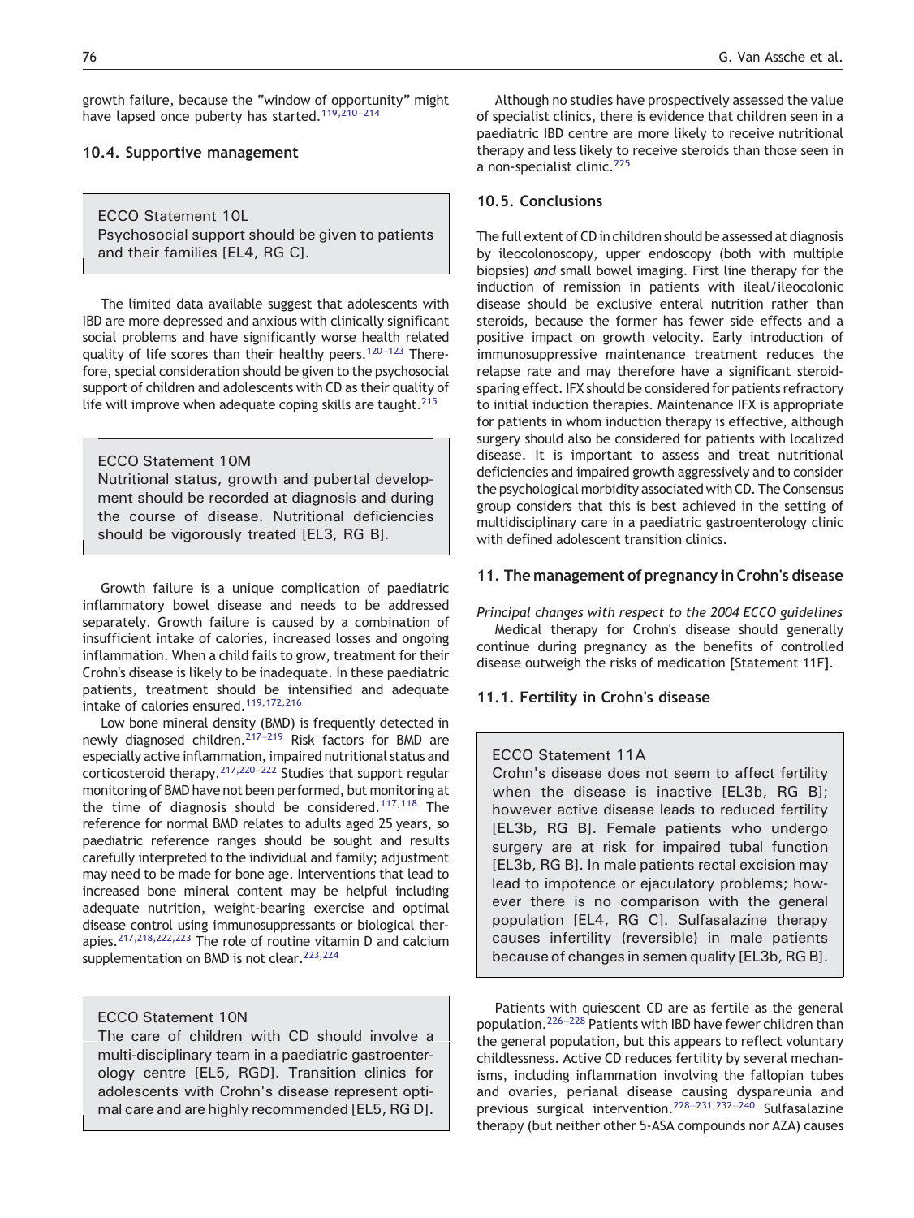growth failure, because the "window of opportunity" might have lapsed once puberty has started.[119,210–214]

### 10.4. Supportive management

> ECCO Statement 10L
> Psychosocial support should be given to patients and their families [EL4, RG C].

The limited data available suggest that adolescents with IBD are more depressed and anxious with clinically significant social problems and have significantly worse health related quality of life scores than their healthy peers.[120–123] Therefore, special consideration should be given to the psychosocial support of children and adolescents with CD as their quality of life will improve when adequate coping skills are taught.[215]

> ECCO Statement 10M
> Nutritional status, growth and pubertal development should be recorded at diagnosis and during the course of disease. Nutritional deficiencies should be vigorously treated [EL3, RG B].

Growth failure is a unique complication of paediatric inflammatory bowel disease and needs to be addressed separately. Growth failure is caused by a combination of insufficient intake of calories, increased losses and ongoing inflammation. When a child fails to grow, treatment for their Crohn's disease is likely to be inadequate. In these paediatric patients, treatment should be intensified and adequate intake of calories ensured.[119,172,216]

Low bone mineral density (BMD) is frequently detected in newly diagnosed children.[217–219] Risk factors for BMD are especially active inflammation, impaired nutritional status and corticosteroid therapy.[217,220–222] Studies that support regular monitoring of BMD have not been performed, but monitoring at the time of diagnosis should be considered.[117,118] The reference for normal BMD relates to adults aged 25 years, so paediatric reference ranges should be sought and results carefully interpreted to the individual and family; adjustment may need to be made for bone age. Interventions that lead to increased bone mineral content may be helpful including adequate nutrition, weight-bearing exercise and optimal disease control using immunosuppressants or biological therapies.[217,218,222,223] The role of routine vitamin D and calcium supplementation on BMD is not clear.[223,224]

> ECCO Statement 10N
> The care of children with CD should involve a multi-disciplinary team in a paediatric gastroenterology centre [EL5, RGD]. Transition clinics for adolescents with Crohn's disease represent optimal care and are highly recommended [EL5, RG D].

Although no studies have prospectively assessed the value of specialist clinics, there is evidence that children seen in a paediatric IBD centre are more likely to receive nutritional therapy and less likely to receive steroids than those seen in a non-specialist clinic.[225]

### 10.5. Conclusions

The full extent of CD in children should be assessed at diagnosis by ileocolonoscopy, upper endoscopy (both with multiple biopsies) *and* small bowel imaging. First line therapy for the induction of remission in patients with ileal/ileocolonic disease should be exclusive enteral nutrition rather than steroids, because the former has fewer side effects and a positive impact on growth velocity. Early introduction of immunosuppressive maintenance treatment reduces the relapse rate and may therefore have a significant steroid-sparing effect. IFX should be considered for patients refractory to initial induction therapies. Maintenance IFX is appropriate for patients in whom induction therapy is effective, although surgery should also be considered for patients with localized disease. It is important to assess and treat nutritional deficiencies and impaired growth aggressively and to consider the psychological morbidity associated with CD. The Consensus group considers that this is best achieved in the setting of multidisciplinary care in a paediatric gastroenterology clinic with defined adolescent transition clinics.

## 11. The management of pregnancy in Crohn's disease

*Principal changes with respect to the 2004 ECCO guidelines*

Medical therapy for Crohn's disease should generally continue during pregnancy as the benefits of controlled disease outweigh the risks of medication [Statement 11F].

### 11.1. Fertility in Crohn's disease

> ECCO Statement 11A
> Crohn's disease does not seem to affect fertility when the disease is inactive [EL3b, RG B]; however active disease leads to reduced fertility [EL3b, RG B]. Female patients who undergo surgery are at risk for impaired tubal function [EL3b, RG B]. In male patients rectal excision may lead to impotence or ejaculatory problems; however there is no comparison with the general population [EL4, RG C]. Sulfasalazine therapy causes infertility (reversible) in male patients because of changes in semen quality [EL3b, RG B].

Patients with quiescent CD are as fertile as the general population.[226–228] Patients with IBD have fewer children than the general population, but this appears to reflect voluntary childlessness. Active CD reduces fertility by several mechanisms, including inflammation involving the fallopian tubes and ovaries, perianal disease causing dyspareunia and previous surgical intervention.[228–231,232–240] Sulfasalazine therapy (but neither other 5-ASA compounds nor AZA) causes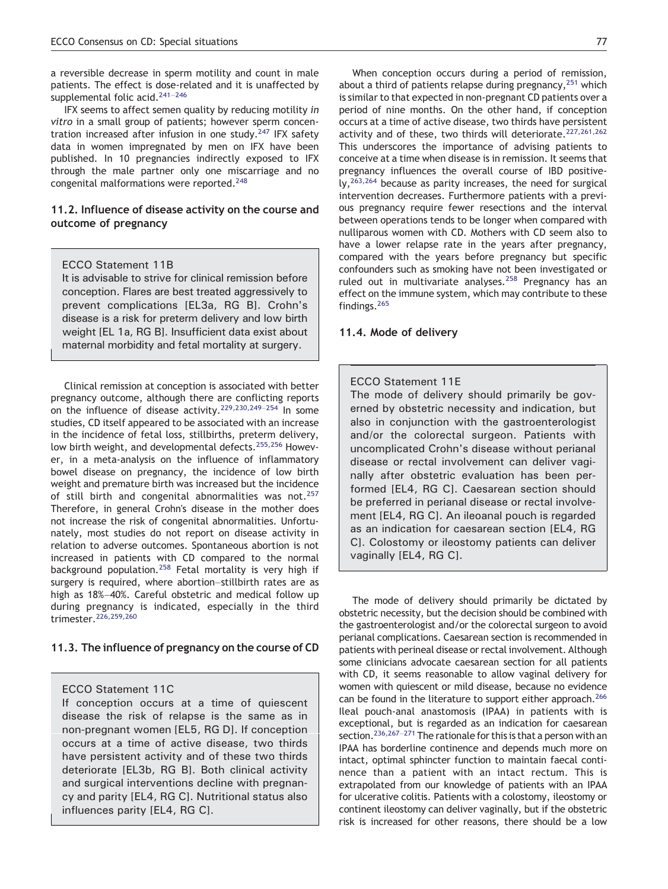a reversible decrease in sperm motility and count in male patients. The effect is dose-related and it is unaffected by supplemental folic acid.[241–246]

IFX seems to affect semen quality by reducing motility *in vitro* in a small group of patients; however sperm concentration increased after infusion in one study.[247] IFX safety data in women impregnated by men on IFX have been published. In 10 pregnancies indirectly exposed to IFX through the male partner only one miscarriage and no congenital malformations were reported.[248]

### 11.2. Influence of disease activity on the course and outcome of pregnancy

> ECCO Statement 11B
> It is advisable to strive for clinical remission before conception. Flares are best treated aggressively to prevent complications [EL3a, RG B]. Crohn's disease is a risk for preterm delivery and low birth weight [EL 1a, RG B]. Insufficient data exist about maternal morbidity and fetal mortality at surgery.

Clinical remission at conception is associated with better pregnancy outcome, although there are conflicting reports on the influence of disease activity.[229,230,249–254] In some studies, CD itself appeared to be associated with an increase in the incidence of fetal loss, stillbirths, preterm delivery, low birth weight, and developmental defects.[255,256] However, in a meta-analysis on the influence of inflammatory bowel disease on pregnancy, the incidence of low birth weight and premature birth was increased but the incidence of still birth and congenital abnormalities was not.[257] Therefore, in general Crohn's disease in the mother does not increase the risk of congenital abnormalities. Unfortunately, most studies do not report on disease activity in relation to adverse outcomes. Spontaneous abortion is not increased in patients with CD compared to the normal background population.[258] Fetal mortality is very high if surgery is required, where abortion–stillbirth rates are as high as 18%–40%. Careful obstetric and medical follow up during pregnancy is indicated, especially in the third trimester.[226,259,260]

### 11.3. The influence of pregnancy on the course of CD

> ECCO Statement 11C
> If conception occurs at a time of quiescent disease the risk of relapse is the same as in non-pregnant women [EL5, RG D]. If conception occurs at a time of active disease, two thirds have persistent activity and of these two thirds deteriorate [EL3b, RG B]. Both clinical activity and surgical interventions decline with pregnancy and parity [EL4, RG C]. Nutritional status also influences parity [EL4, RG C].

When conception occurs during a period of remission, about a third of patients relapse during pregnancy,[251] which is similar to that expected in non-pregnant CD patients over a period of nine months. On the other hand, if conception occurs at a time of active disease, two thirds have persistent activity and of these, two thirds will deteriorate.[227,261,262] This underscores the importance of advising patients to conceive at a time when disease is in remission. It seems that pregnancy influences the overall course of IBD positively,[263,264] because as parity increases, the need for surgical intervention decreases. Furthermore patients with a previous pregnancy require fewer resections and the interval between operations tends to be longer when compared with nulliparous women with CD. Mothers with CD seem also to have a lower relapse rate in the years after pregnancy, compared with the years before pregnancy but specific confounders such as smoking have not been investigated or ruled out in multivariate analyses.[258] Pregnancy has an effect on the immune system, which may contribute to these findings.[265]

### 11.4. Mode of delivery

> ECCO Statement 11E
> The mode of delivery should primarily be governed by obstetric necessity and indication, but also in conjunction with the gastroenterologist and/or the colorectal surgeon. Patients with uncomplicated Crohn's disease without perianal disease or rectal involvement can deliver vaginally after obstetric evaluation has been performed [EL4, RG C]. Caesarean section should be preferred in perianal disease or rectal involvement [EL4, RG C]. An ileoanal pouch is regarded as an indication for caesarean section [EL4, RG C]. Colostomy or ileostomy patients can deliver vaginally [EL4, RG C].

The mode of delivery should primarily be dictated by obstetric necessity, but the decision should be combined with the gastroenterologist and/or the colorectal surgeon to avoid perianal complications. Caesarean section is recommended in patients with perineal disease or rectal involvement. Although some clinicians advocate caesarean section for all patients with CD, it seems reasonable to allow vaginal delivery for women with quiescent or mild disease, because no evidence can be found in the literature to support either approach.[266] Ileal pouch-anal anastomosis (IPAA) in patients with is exceptional, but is regarded as an indication for caesarean section.[236,267–271] The rationale for this is that a person with an IPAA has borderline continence and depends much more on intact, optimal sphincter function to maintain faecal continence than a patient with an intact rectum. This is extrapolated from our knowledge of patients with an IPAA for ulcerative colitis. Patients with a colostomy, ileostomy or continent ileostomy can deliver vaginally, but if the obstetric risk is increased for other reasons, there should be a low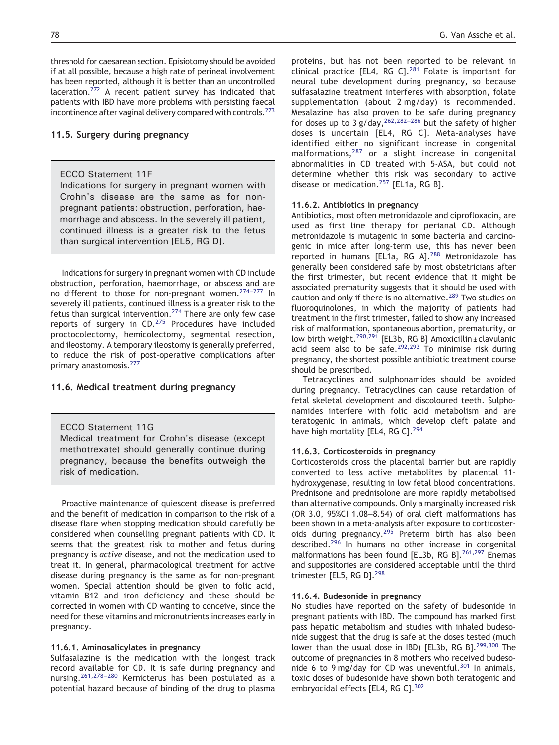threshold for caesarean section. Episiotomy should be avoided if at all possible, because a high rate of perineal involvement has been reported, although it is better than an uncontrolled laceration.[272] A recent patient survey has indicated that patients with IBD have more problems with persisting faecal incontinence after vaginal delivery compared with controls.[273]

### 11.5. Surgery during pregnancy

> ECCO Statement 11F
> Indications for surgery in pregnant women with Crohn's disease are the same as for non-pregnant patients: obstruction, perforation, haemorrhage and abscess. In the severely ill patient, continued illness is a greater risk to the fetus than surgical intervention [EL5, RG D].

Indications for surgery in pregnant women with CD include obstruction, perforation, haemorrhage, or abscess and are no different to those for non-pregnant women.[274–277] In severely ill patients, continued illness is a greater risk to the fetus than surgical intervention.[274] There are only few case reports of surgery in CD.[275] Procedures have included proctocolectomy, hemicolectomy, segmental resection, and ileostomy. A temporary ileostomy is generally preferred, to reduce the risk of post-operative complications after primary anastomosis.[277]

### 11.6. Medical treatment during pregnancy

> ECCO Statement 11G
> Medical treatment for Crohn's disease (except methotrexate) should generally continue during pregnancy, because the benefits outweigh the risk of medication.

Proactive maintenance of quiescent disease is preferred and the benefit of medication in comparison to the risk of a disease flare when stopping medication should carefully be considered when counselling pregnant patients with CD. It seems that the greatest risk to mother and fetus during pregnancy is *active* disease, and not the medication used to treat it. In general, pharmacological treatment for active disease during pregnancy is the same as for non-pregnant women. Special attention should be given to folic acid, vitamin B12 and iron deficiency and these should be corrected in women with CD wanting to conceive, since the need for these vitamins and micronutrients increases early in pregnancy.

#### 11.6.1. Aminosalicylates in pregnancy

Sulfasalazine is the medication with the longest track record available for CD. It is safe during pregnancy and nursing.[261,278–280] Kernicterus has been postulated as a potential hazard because of binding of the drug to plasma proteins, but has not been reported to be relevant in clinical practice [EL4, RG C].[281] Folate is important for neural tube development during pregnancy, so because sulfasalazine treatment interferes with absorption, folate supplementation (about 2 mg/day) is recommended. Mesalazine has also proven to be safe during pregnancy for doses up to 3 g/day,[262,282–286] but the safety of higher doses is uncertain [EL4, RG C]. Meta-analyses have identified either no significant increase in congenital malformations,[287] or a slight increase in congenital abnormalities in CD treated with 5-ASA, but could not determine whether this risk was secondary to active disease or medication.[257] [EL1a, RG B].

#### 11.6.2. Antibiotics in pregnancy

Antibiotics, most often metronidazole and ciprofloxacin, are used as first line therapy for perianal CD. Although metronidazole is mutagenic in some bacteria and carcinogenic in mice after long-term use, this has never been reported in humans [EL1a, RG A].[288] Metronidazole has generally been considered safe by most obstetricians after the first trimester, but recent evidence that it might be associated prematurity suggests that it should be used with caution and only if there is no alternative.[289] Two studies on fluoroquinolones, in which the majority of patients had treatment in the first trimester, failed to show any increased risk of malformation, spontaneous abortion, prematurity, or low birth weight.[290,291] [EL3b, RG B] Amoxicillin ± clavulanic acid seem also to be safe.[292,293] To minimise risk during pregnancy, the shortest possible antibiotic treatment course should be prescribed.

Tetracyclines and sulphonamides should be avoided during pregnancy. Tetracyclines can cause retardation of fetal skeletal development and discoloured teeth. Sulphonamides interfere with folic acid metabolism and are teratogenic in animals, which develop cleft palate and have high mortality [EL4, RG C].[294]

#### 11.6.3. Corticosteroids in pregnancy

Corticosteroids cross the placental barrier but are rapidly converted to less active metabolites by placental 11-hydroxygenase, resulting in low fetal blood concentrations. Prednisone and prednisolone are more rapidly metabolised than alternative compounds. Only a marginally increased risk (OR 3.0, 95%CI 1.08–8.54) of oral cleft malformations has been shown in a meta-analysis after exposure to corticosteroids during pregnancy.[295] Preterm birth has also been described.[296] In humans no other increase in congenital malformations has been found [EL3b, RG B].[261,297] Enemas and suppositories are considered acceptable until the third trimester [EL5, RG D].[298]

#### 11.6.4. Budesonide in pregnancy

No studies have reported on the safety of budesonide in pregnant patients with IBD. The compound has marked first pass hepatic metabolism and studies with inhaled budesonide suggest that the drug is safe at the doses tested (much lower than the usual dose in IBD) [EL3b, RG B].[299,300] The outcome of pregnancies in 8 mothers who received budesonide 6 to 9 mg/day for CD was uneventful.[301] In animals, toxic doses of budesonide have shown both teratogenic and embryocidal effects [EL4, RG C].[302]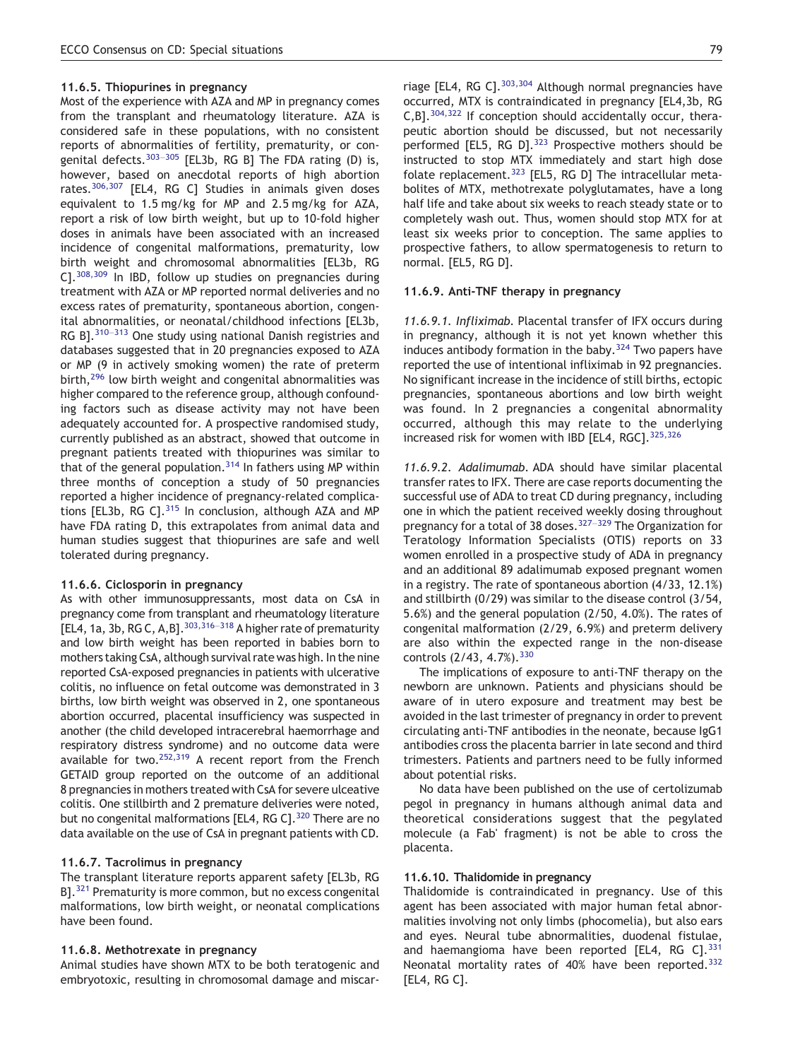#### 11.6.5. Thiopurines in pregnancy

Most of the experience with AZA and MP in pregnancy comes from the transplant and rheumatology literature. AZA is considered safe in these populations, with no consistent reports of abnormalities of fertility, prematurity, or congenital defects.[303–305] [EL3b, RG B] The FDA rating (D) is, however, based on anecdotal reports of high abortion rates.[306,307] [EL4, RG C] Studies in animals given doses equivalent to 1.5 mg/kg for MP and 2.5 mg/kg for AZA, report a risk of low birth weight, but up to 10-fold higher doses in animals have been associated with an increased incidence of congenital malformations, prematurity, low birth weight and chromosomal abnormalities [EL3b, RG C].[308,309] In IBD, follow up studies on pregnancies during treatment with AZA or MP reported normal deliveries and no excess rates of prematurity, spontaneous abortion, congenital abnormalities, or neonatal/childhood infections [EL3b, RG B].[310–313] One study using national Danish registries and databases suggested that in 20 pregnancies exposed to AZA or MP (9 in actively smoking women) the rate of preterm birth,[296] low birth weight and congenital abnormalities was higher compared to the reference group, although confounding factors such as disease activity may not have been adequately accounted for. A prospective randomised study, currently published as an abstract, showed that outcome in pregnant patients treated with thiopurines was similar to that of the general population.[314] In fathers using MP within three months of conception a study of 50 pregnancies reported a higher incidence of pregnancy-related complications [EL3b, RG C].[315] In conclusion, although AZA and MP have FDA rating D, this extrapolates from animal data and human studies suggest that thiopurines are safe and well tolerated during pregnancy.

#### 11.6.6. Ciclosporin in pregnancy

As with other immunosuppressants, most data on CsA in pregnancy come from transplant and rheumatology literature [EL4, 1a, 3b, RG C, A,B].[303,316–318] A higher rate of prematurity and low birth weight has been reported in babies born to mothers taking CsA, although survival rate was high. In the nine reported CsA-exposed pregnancies in patients with ulcerative colitis, no influence on fetal outcome was demonstrated in 3 births, low birth weight was observed in 2, one spontaneous abortion occurred, placental insufficiency was suspected in another (the child developed intracerebral haemorrhage and respiratory distress syndrome) and no outcome data were available for two.[252,319] A recent report from the French GETAID group reported on the outcome of an additional 8 pregnancies in mothers treated with CsA for severe ulceative colitis. One stillbirth and 2 premature deliveries were noted, but no congenital malformations [EL4, RG C].[320] There are no data available on the use of CsA in pregnant patients with CD.

#### 11.6.7. Tacrolimus in pregnancy

The transplant literature reports apparent safety [EL3b, RG B].[321] Prematurity is more common, but no excess congenital malformations, low birth weight, or neonatal complications have been found.

#### 11.6.8. Methotrexate in pregnancy

Animal studies have shown MTX to be both teratogenic and embryotoxic, resulting in chromosomal damage and miscarriage [EL4, RG C].[303,304] Although normal pregnancies have occurred, MTX is contraindicated in pregnancy [EL4,3b, RG C,B].[304,322] If conception should accidentally occur, therapeutic abortion should be discussed, but not necessarily performed [EL5, RG D].[323] Prospective mothers should be instructed to stop MTX immediately and start high dose folate replacement.[323] [EL5, RG D] The intracellular metabolites of MTX, methotrexate polyglutamates, have a long half life and take about six weeks to reach steady state or to completely wash out. Thus, women should stop MTX for at least six weeks prior to conception. The same applies to prospective fathers, to allow spermatogenesis to return to normal. [EL5, RG D].

#### 11.6.9. Anti-TNF therapy in pregnancy

*11.6.9.1. Infliximab.* Placental transfer of IFX occurs during in pregnancy, although it is not yet known whether this induces antibody formation in the baby.[324] Two papers have reported the use of intentional infliximab in 92 pregnancies. No significant increase in the incidence of still births, ectopic pregnancies, spontaneous abortions and low birth weight was found. In 2 pregnancies a congenital abnormality occurred, although this may relate to the underlying increased risk for women with IBD [EL4, RGC].[325,326]

*11.6.9.2. Adalimumab.* ADA should have similar placental transfer rates to IFX. There are case reports documenting the successful use of ADA to treat CD during pregnancy, including one in which the patient received weekly dosing throughout pregnancy for a total of 38 doses.[327–329] The Organization for Teratology Information Specialists (OTIS) reports on 33 women enrolled in a prospective study of ADA in pregnancy and an additional 89 adalimumab exposed pregnant women in a registry. The rate of spontaneous abortion (4/33, 12.1%) and stillbirth (0/29) was similar to the disease control (3/54, 5.6%) and the general population (2/50, 4.0%). The rates of congenital malformation (2/29, 6.9%) and preterm delivery are also within the expected range in the non-disease controls (2/43, 4.7%).[330]

The implications of exposure to anti-TNF therapy on the newborn are unknown. Patients and physicians should be aware of in utero exposure and treatment may best be avoided in the last trimester of pregnancy in order to prevent circulating anti-TNF antibodies in the neonate, because IgG1 antibodies cross the placenta barrier in late second and third trimesters. Patients and partners need to be fully informed about potential risks.

No data have been published on the use of certolizumab pegol in pregnancy in humans although animal data and theoretical considerations suggest that the pegylated molecule (a Fab' fragment) is not be able to cross the placenta.

#### 11.6.10. Thalidomide in pregnancy

Thalidomide is contraindicated in pregnancy. Use of this agent has been associated with major human fetal abnormalities involving not only limbs (phocomelia), but also ears and eyes. Neural tube abnormalities, duodenal fistulae, and haemangioma have been reported [EL4, RG C].[331] Neonatal mortality rates of 40% have been reported.[332] [EL4, RG C].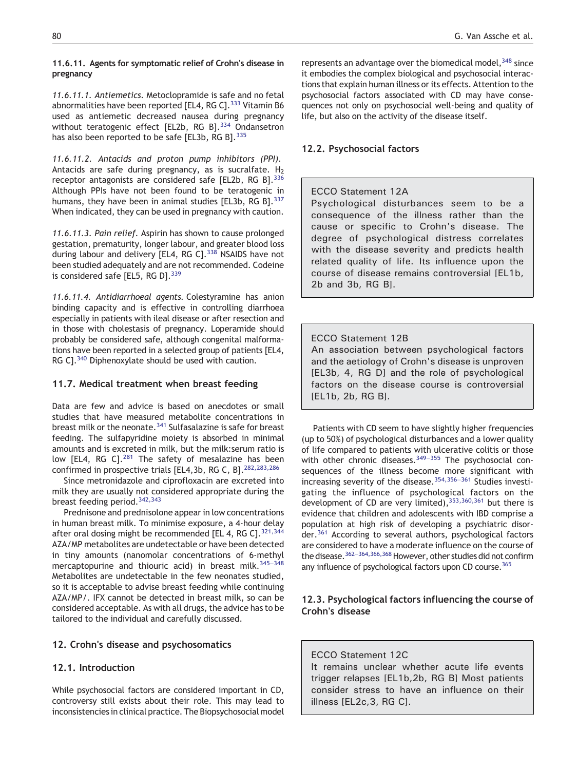#### 11.6.11. Agents for symptomatic relief of Crohn's disease in pregnancy

*11.6.11.1. Antiemetics.* Metoclopramide is safe and no fetal abnormalities have been reported [EL4, RG C].[333] Vitamin B6 used as antiemetic decreased nausea during pregnancy without teratogenic effect [EL2b, RG B].[334] Ondansetron has also been reported to be safe [EL3b, RG B].[335]

*11.6.11.2. Antacids and proton pump inhibitors (PPI).* Antacids are safe during pregnancy, as is sucralfate. $H_2$ receptor antagonists are considered safe [EL2b, RG B].[336] Although PPIs have not been found to be teratogenic in humans, they have been in animal studies [EL3b, RG B].[337] When indicated, they can be used in pregnancy with caution.

*11.6.11.3. Pain relief.* Aspirin has shown to cause prolonged gestation, prematurity, longer labour, and greater blood loss during labour and delivery [EL4, RG C].[338] NSAIDS have not been studied adequately and are not recommended. Codeine is considered safe [EL5, RG D].[339]

*11.6.11.4. Antidiarrhoeal agents.* Colestyramine has anion binding capacity and is effective in controlling diarrhoea especially in patients with ileal disease or after resection and in those with cholestasis of pregnancy. Loperamide should probably be considered safe, although congenital malformations have been reported in a selected group of patients [EL4, RG C].[340] Diphenoxylate should be used with caution.

### 11.7. Medical treatment when breast feeding

Data are few and advice is based on anecdotes or small studies that have measured metabolite concentrations in breast milk or the neonate.[341] Sulfasalazine is safe for breast feeding. The sulfapyridine moiety is absorbed in minimal amounts and is excreted in milk, but the milk:serum ratio is low [EL4, RG C].[281] The safety of mesalazine has been confirmed in prospective trials [EL4,3b, RG C, B].[282,283,286]

Since metronidazole and ciprofloxacin are excreted into milk they are usually not considered appropriate during the breast feeding period.[342,343]

Prednisone and prednisolone appear in low concentrations in human breast milk. To minimise exposure, a 4-hour delay after oral dosing might be recommended [EL 4, RG C].[321,344] AZA/MP metabolites are undetectable or have been detected in tiny amounts (nanomolar concentrations of 6-methyl mercaptopurine and thiouric acid) in breast milk.[345–348] Metabolites are undetectable in the few neonates studied, so it is acceptable to advise breast feeding while continuing AZA/MP/. IFX cannot be detected in breast milk, so can be considered acceptable. As with all drugs, the advice has to be tailored to the individual and carefully discussed.

## 12. Crohn's disease and psychosomatics

### 12.1. Introduction

While psychosocial factors are considered important in CD, controversy still exists about their role. This may lead to inconsistencies in clinical practice. The Biopsychosocial model represents an advantage over the biomedical model,[348] since it embodies the complex biological and psychosocial interactions that explain human illness or its effects. Attention to the psychosocial factors associated with CD may have consequences not only on psychosocial well-being and quality of life, but also on the activity of the disease itself.

### 12.2. Psychosocial factors

> ECCO Statement 12A
> Psychological disturbances seem to be a consequence of the illness rather than the cause or specific to Crohn's disease. The degree of psychological distress correlates with the disease severity and predicts health related quality of life. Its influence upon the course of disease remains controversial [EL1b, 2b and 3b, RG B].

> ECCO Statement 12B
> An association between psychological factors and the aetiology of Crohn's disease is unproven [EL3b, 4, RG D] and the role of psychological factors on the disease course is controversial [EL1b, 2b, RG B].

Patients with CD seem to have slightly higher frequencies (up to 50%) of psychological disturbances and a lower quality of life compared to patients with ulcerative colitis or those with other chronic diseases.[349–355] The psychosocial consequences of the illness become more significant with increasing severity of the disease.[354,356–361] Studies investigating the influence of psychological factors on the development of CD are very limited),[353,360,361] but there is evidence that children and adolescents with IBD comprise a population at high risk of developing a psychiatric disorder.[361] According to several authors, psychological factors are considered to have a moderate influence on the course of the disease.[362–364,366,368] However, other studies did not confirm any influence of psychological factors upon CD course.[365]

### 12.3. Psychological factors influencing the course of Crohn's disease

> ECCO Statement 12C
> It remains unclear whether acute life events trigger relapses [EL1b,2b, RG B] Most patients consider stress to have an influence on their illness [EL2c,3, RG C].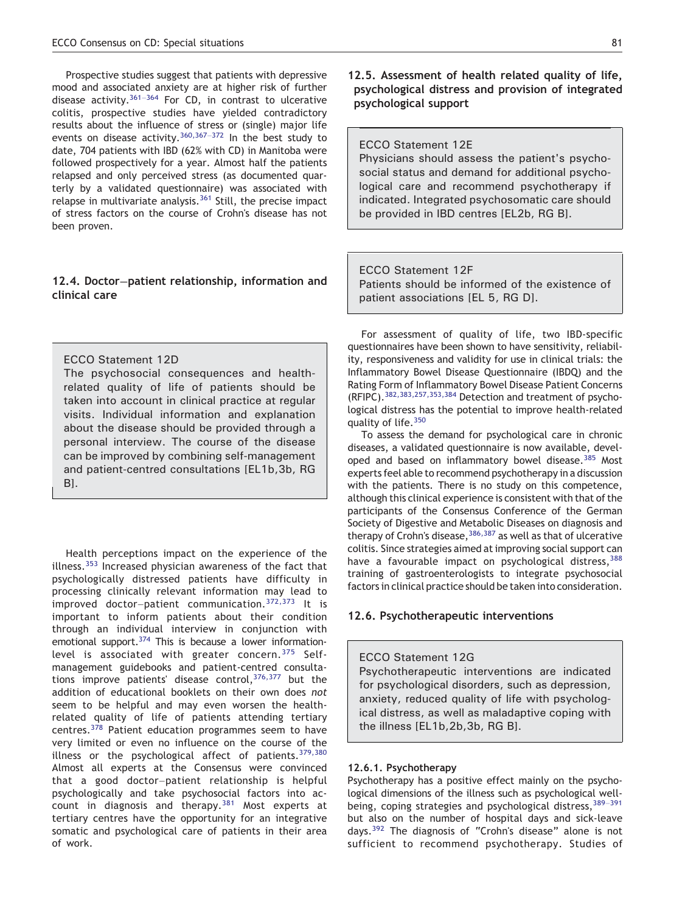Prospective studies suggest that patients with depressive mood and associated anxiety are at higher risk of further disease activity.[361–364] For CD, in contrast to ulcerative colitis, prospective studies have yielded contradictory results about the influence of stress or (single) major life events on disease activity.[360,367–372] In the best study to date, 704 patients with IBD (62% with CD) in Manitoba were followed prospectively for a year. Almost half the patients relapsed and only perceived stress (as documented quarterly by a validated questionnaire) was associated with relapse in multivariate analysis.[361] Still, the precise impact of stress factors on the course of Crohn's disease has not been proven.

### 12.4. Doctor–patient relationship, information and clinical care

> ECCO Statement 12D
> The psychosocial consequences and health-related quality of life of patients should be taken into account in clinical practice at regular visits. Individual information and explanation about the disease should be provided through a personal interview. The course of the disease can be improved by combining self-management and patient-centred consultations [EL1b,3b, RG B].

Health perceptions impact on the experience of the illness.[353] Increased physician awareness of the fact that psychologically distressed patients have difficulty in processing clinically relevant information may lead to improved doctor–patient communication.[372,373] It is important to inform patients about their condition through an individual interview in conjunction with emotional support.[374] This is because a lower information-level is associated with greater concern.[375] Self-management guidebooks and patient-centred consultations improve patients' disease control,[376,377] but the addition of educational booklets on their own does *not* seem to be helpful and may even worsen the health-related quality of life of patients attending tertiary centres.[378] Patient education programmes seem to have very limited or even no influence on the course of the illness or the psychological affect of patients.[379,380] Almost all experts at the Consensus were convinced that a good doctor–patient relationship is helpful psychologically and take psychosocial factors into account in diagnosis and therapy.[381] Most experts at tertiary centres have the opportunity for an integrative somatic and psychological care of patients in their area of work.

### 12.5. Assessment of health related quality of life, psychological distress and provision of integrated psychological support

> ECCO Statement 12E
> Physicians should assess the patient's psychosocial status and demand for additional psychological care and recommend psychotherapy if indicated. Integrated psychosomatic care should be provided in IBD centres [EL2b, RG B].

> ECCO Statement 12F
> Patients should be informed of the existence of patient associations [EL 5, RG D].

For assessment of quality of life, two IBD-specific questionnaires have been shown to have sensitivity, reliability, responsiveness and validity for use in clinical trials: the Inflammatory Bowel Disease Questionnaire (IBDQ) and the Rating Form of Inflammatory Bowel Disease Patient Concerns (RFIPC).[382,383,257,353,384] Detection and treatment of psychological distress has the potential to improve health-related quality of life.[350]

To assess the demand for psychological care in chronic diseases, a validated questionnaire is now available, developed and based on inflammatory bowel disease.[385] Most experts feel able to recommend psychotherapy in a discussion with the patients. There is no study on this competence, although this clinical experience is consistent with that of the participants of the Consensus Conference of the German Society of Digestive and Metabolic Diseases on diagnosis and therapy of Crohn's disease,[386,387] as well as that of ulcerative colitis. Since strategies aimed at improving social support can have a favourable impact on psychological distress,[388] training of gastroenterologists to integrate psychosocial factors in clinical practice should be taken into consideration.

### 12.6. Psychotherapeutic interventions

> ECCO Statement 12G
> Psychotherapeutic interventions are indicated for psychological disorders, such as depression, anxiety, reduced quality of life with psychological distress, as well as maladaptive coping with the illness [EL1b,2b,3b, RG B].

#### 12.6.1. Psychotherapy

Psychotherapy has a positive effect mainly on the psychological dimensions of the illness such as psychological well-being, coping strategies and psychological distress,[389–391] but also on the number of hospital days and sick-leave days.[392] The diagnosis of "Crohn's disease" alone is not sufficient to recommend psychotherapy. Studies of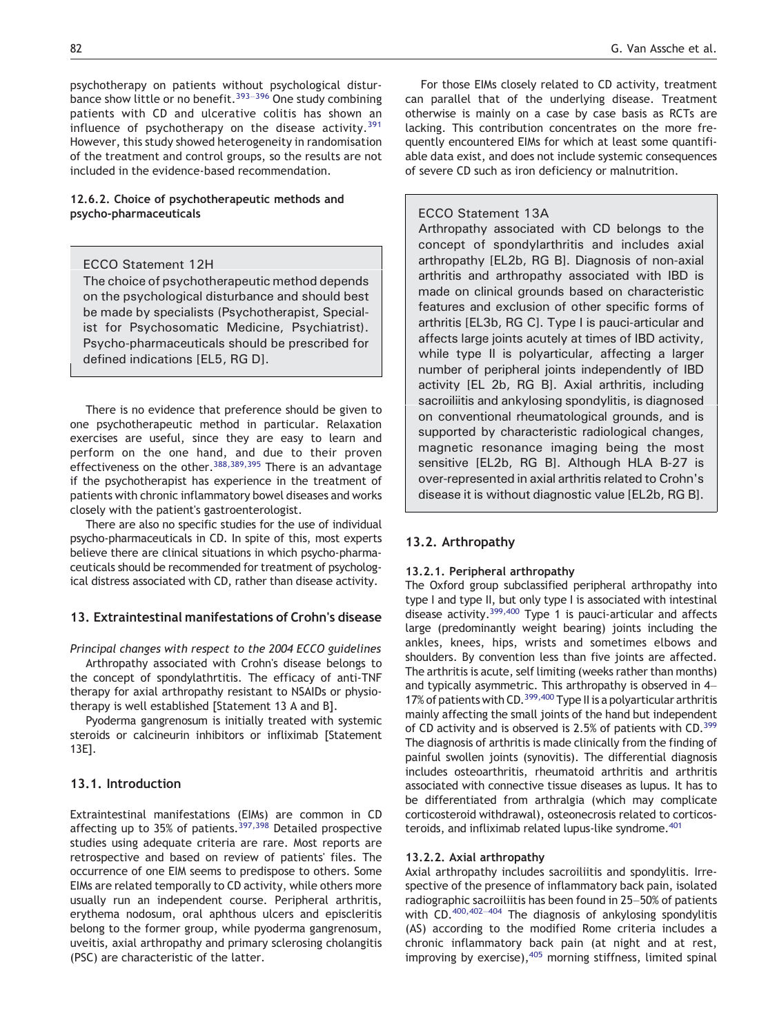psychotherapy on patients without psychological disturbance show little or no benefit.[393–396] One study combining patients with CD and ulcerative colitis has shown an influence of psychotherapy on the disease activity.[391] However, this study showed heterogeneity in randomisation of the treatment and control groups, so the results are not included in the evidence-based recommendation.

#### 12.6.2. Choice of psychotherapeutic methods and psycho-pharmaceuticals

> ECCO Statement 12H
>
> The choice of psychotherapeutic method depends on the psychological disturbance and should best be made by specialists (Psychotherapist, Specialist for Psychosomatic Medicine, Psychiatrist). Psycho-pharmaceuticals should be prescribed for defined indications [EL5, RG D].

There is no evidence that preference should be given to one psychotherapeutic method in particular. Relaxation exercises are useful, since they are easy to learn and perform on the one hand, and due to their proven effectiveness on the other.[388,389,395] There is an advantage if the psychotherapist has experience in the treatment of patients with chronic inflammatory bowel diseases and works closely with the patient's gastroenterologist.

There are also no specific studies for the use of individual psycho-pharmaceuticals in CD. In spite of this, most experts believe there are clinical situations in which psycho-pharmaceuticals should be recommended for treatment of psychological distress associated with CD, rather than disease activity.

## 13. Extraintestinal manifestations of Crohn's disease

*Principal changes with respect to the 2004 ECCO guidelines*

Arthropathy associated with Crohn's disease belongs to the concept of spondylathrtitis. The efficacy of anti-TNF therapy for axial arthropathy resistant to NSAIDs or physiotherapy is well established [Statement 13 A and B].

Pyoderma gangrenosum is initially treated with systemic steroids or calcineurin inhibitors or infliximab [Statement 13E].

### 13.1. Introduction

Extraintestinal manifestations (EIMs) are common in CD affecting up to 35% of patients.[397,398] Detailed prospective studies using adequate criteria are rare. Most reports are retrospective and based on review of patients' files. The occurrence of one EIM seems to predispose to others. Some EIMs are related temporally to CD activity, while others more usually run an independent course. Peripheral arthritis, erythema nodosum, oral aphthous ulcers and episcleritis belong to the former group, while pyoderma gangrenosum, uveitis, axial arthropathy and primary sclerosing cholangitis (PSC) are characteristic of the latter.

For those EIMs closely related to CD activity, treatment can parallel that of the underlying disease. Treatment otherwise is mainly on a case by case basis as RCTs are lacking. This contribution concentrates on the more frequently encountered EIMs for which at least some quantifiable data exist, and does not include systemic consequences of severe CD such as iron deficiency or malnutrition.

> ECCO Statement 13A
>
> Arthropathy associated with CD belongs to the concept of spondylarthritis and includes axial arthropathy [EL2b, RG B]. Diagnosis of non-axial arthritis and arthropathy associated with IBD is made on clinical grounds based on characteristic features and exclusion of other specific forms of arthritis [EL3b, RG C]. Type I is pauci-articular and affects large joints acutely at times of IBD activity, while type II is polyarticular, affecting a larger number of peripheral joints independently of IBD activity [EL 2b, RG B]. Axial arthritis, including sacroiliitis and ankylosing spondylitis, is diagnosed on conventional rheumatological grounds, and is supported by characteristic radiological changes, magnetic resonance imaging being the most sensitive [EL2b, RG B]. Although HLA B-27 is over-represented in axial arthritis related to Crohn's disease it is without diagnostic value [EL2b, RG B].

### 13.2. Arthropathy

#### 13.2.1. Peripheral arthropathy

The Oxford group subclassified peripheral arthropathy into type I and type II, but only type I is associated with intestinal disease activity.[399,400] Type 1 is pauci-articular and affects large (predominantly weight bearing) joints including the ankles, knees, hips, wrists and sometimes elbows and shoulders. By convention less than five joints are affected. The arthritis is acute, self limiting (weeks rather than months) and typically asymmetric. This arthropathy is observed in 4–17% of patients with CD.[399,400] Type II is a polyarticular arthritis mainly affecting the small joints of the hand but independent of CD activity and is observed is 2.5% of patients with CD.[399] The diagnosis of arthritis is made clinically from the finding of painful swollen joints (synovitis). The differential diagnosis includes osteoarthritis, rheumatoid arthritis and arthritis associated with connective tissue diseases as lupus. It has to be differentiated from arthralgia (which may complicate corticosteroid withdrawal), osteonecrosis related to corticosteroids, and infliximab related lupus-like syndrome.[401]

#### 13.2.2. Axial arthropathy

Axial arthropathy includes sacroiliitis and spondylitis. Irrespective of the presence of inflammatory back pain, isolated radiographic sacroiliitis has been found in 25–50% of patients with CD.[400,402–404] The diagnosis of ankylosing spondylitis (AS) according to the modified Rome criteria includes a chronic inflammatory back pain (at night and at rest, improving by exercise),[405] morning stiffness, limited spinal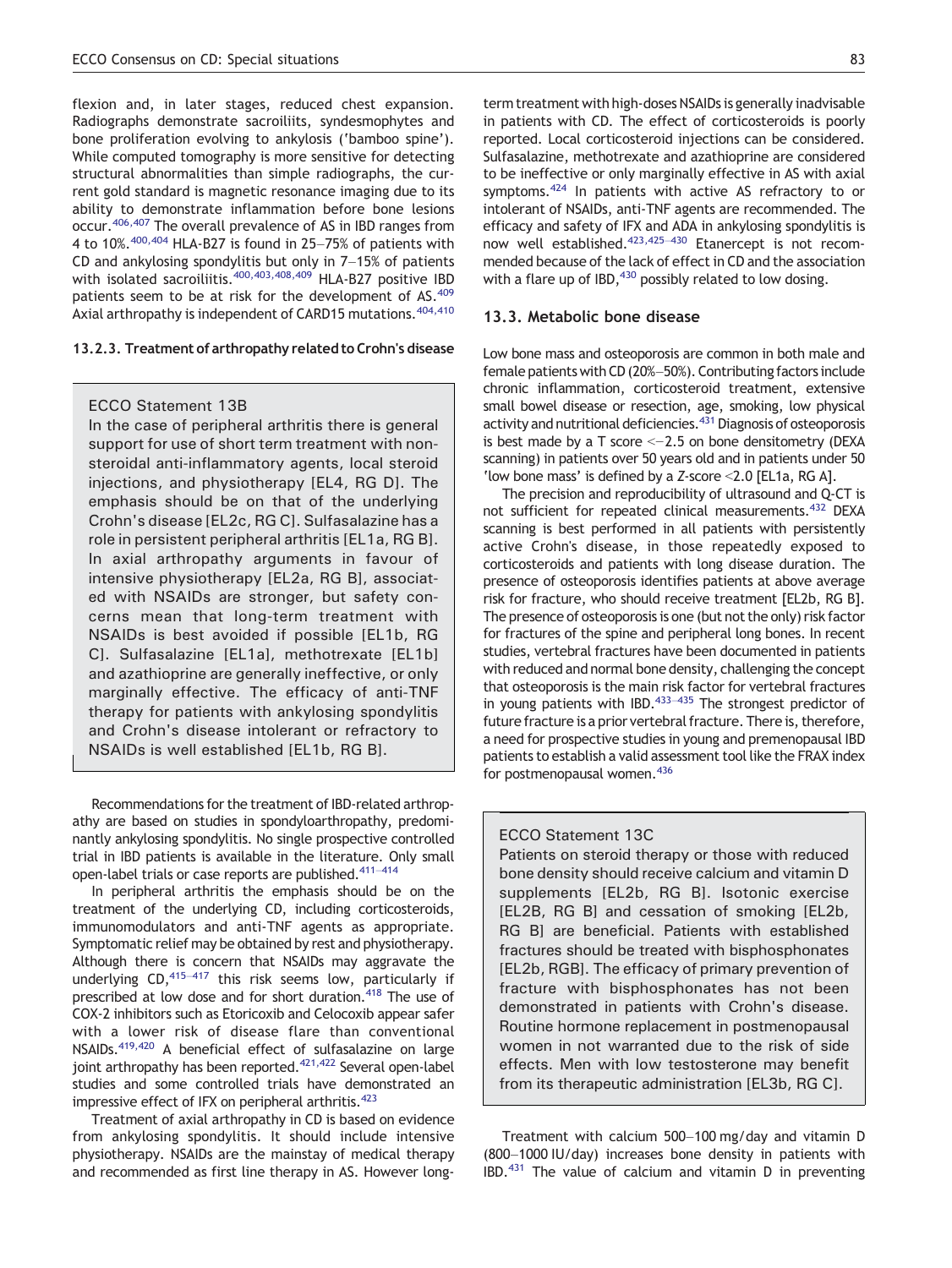flexion and, in later stages, reduced chest expansion. Radiographs demonstrate sacroiliits, syndesmophytes and bone proliferation evolving to ankylosis ('bamboo spine'). While computed tomography is more sensitive for detecting structural abnormalities than simple radiographs, the current gold standard is magnetic resonance imaging due to its ability to demonstrate inflammation before bone lesions occur.[406,407] The overall prevalence of AS in IBD ranges from 4 to 10%.[400,404] HLA-B27 is found in 25–75% of patients with CD and ankylosing spondylitis but only in 7–15% of patients with isolated sacroiliitis.[400,403,408,409] HLA-B27 positive IBD patients seem to be at risk for the development of AS.[409] Axial arthropathy is independent of CARD15 mutations.[404,410]

#### 13.2.3. Treatment of arthropathy related to Crohn's disease

> ECCO Statement 13B
>
> In the case of peripheral arthritis there is general support for use of short term treatment with non-steroidal anti-inflammatory agents, local steroid injections, and physiotherapy [EL4, RG D]. The emphasis should be on that of the underlying Crohn's disease [EL2c, RG C]. Sulfasalazine has a role in persistent peripheral arthritis [EL1a, RG B]. In axial arthropathy arguments in favour of intensive physiotherapy [EL2a, RG B], associated with NSAIDs are stronger, but safety concerns mean that long-term treatment with NSAIDs is best avoided if possible [EL1b, RG C]. Sulfasalazine [EL1a], methotrexate [EL1b] and azathioprine are generally ineffective, or only marginally effective. The efficacy of anti-TNF therapy for patients with ankylosing spondylitis and Crohn's disease intolerant or refractory to NSAIDs is well established [EL1b, RG B].

Recommendations for the treatment of IBD-related arthropathy are based on studies in spondyloarthropathy, predominantly ankylosing spondylitis. No single prospective controlled trial in IBD patients is available in the literature. Only small open-label trials or case reports are published.[411–414]

In peripheral arthritis the emphasis should be on the treatment of the underlying CD, including corticosteroids, immunomodulators and anti-TNF agents as appropriate. Symptomatic relief may be obtained by rest and physiotherapy. Although there is concern that NSAIDs may aggravate the underlying CD,[415–417] this risk seems low, particularly if prescribed at low dose and for short duration.[418] The use of COX-2 inhibitors such as Etoricoxib and Celocoxib appear safer with a lower risk of disease flare than conventional NSAIDs.[419,420] A beneficial effect of sulfasalazine on large joint arthropathy has been reported.[421,422] Several open-label studies and some controlled trials have demonstrated an impressive effect of IFX on peripheral arthritis.[423]

Treatment of axial arthropathy in CD is based on evidence from ankylosing spondylitis. It should include intensive physiotherapy. NSAIDs are the mainstay of medical therapy and recommended as first line therapy in AS. However long-term treatment with high-doses NSAIDs is generally inadvisable in patients with CD. The effect of corticosteroids is poorly reported. Local corticosteroid injections can be considered. Sulfasalazine, methotrexate and azathioprine are considered to be ineffective or only marginally effective in AS with axial symptoms.[424] In patients with active AS refractory to or intolerant of NSAIDs, anti-TNF agents are recommended. The efficacy and safety of IFX and ADA in ankylosing spondylitis is now well established.[423,425–430] Etanercept is not recommended because of the lack of effect in CD and the association with a flare up of IBD,[430] possibly related to low dosing.

### 13.3. Metabolic bone disease

Low bone mass and osteoporosis are common in both male and female patients with CD (20%–50%). Contributing factors include chronic inflammation, corticosteroid treatment, extensive small bowel disease or resection, age, smoking, low physical activity and nutritional deficiencies.[431] Diagnosis of osteoporosis is best made by a T score $<-2.5$ on bone densitometry (DEXA scanning) in patients over 50 years old and in patients under 50 'low bone mass' is defined by a Z-score $<2.0$ [EL1a, RG A].

The precision and reproducibility of ultrasound and Q-CT is not sufficient for repeated clinical measurements.[432] DEXA scanning is best performed in all patients with persistently active Crohn's disease, in those repeatedly exposed to corticosteroids and patients with long disease duration. The presence of osteoporosis identifies patients at above average risk for fracture, who should receive treatment [EL2b, RG B]. The presence of osteoporosis is one (but not the only) risk factor for fractures of the spine and peripheral long bones. In recent studies, vertebral fractures have been documented in patients with reduced and normal bone density, challenging the concept that osteoporosis is the main risk factor for vertebral fractures in young patients with IBD.[433–435] The strongest predictor of future fracture is a prior vertebral fracture. There is, therefore, a need for prospective studies in young and premenopausal IBD patients to establish a valid assessment tool like the FRAX index for postmenopausal women.[436]

> ECCO Statement 13C
>
> Patients on steroid therapy or those with reduced bone density should receive calcium and vitamin D supplements [EL2b, RG B]. Isotonic exercise [EL2B, RG B] and cessation of smoking [EL2b, RG B] are beneficial. Patients with established fractures should be treated with bisphosphonates [EL2b, RGB]. The efficacy of primary prevention of fracture with bisphosphonates has not been demonstrated in patients with Crohn's disease. Routine hormone replacement in postmenopausal women in not warranted due to the risk of side effects. Men with low testosterone may benefit from its therapeutic administration [EL3b, RG C].

Treatment with calcium 500–100 mg/day and vitamin D (800–1000 IU/day) increases bone density in patients with IBD.[431] The value of calcium and vitamin D in preventing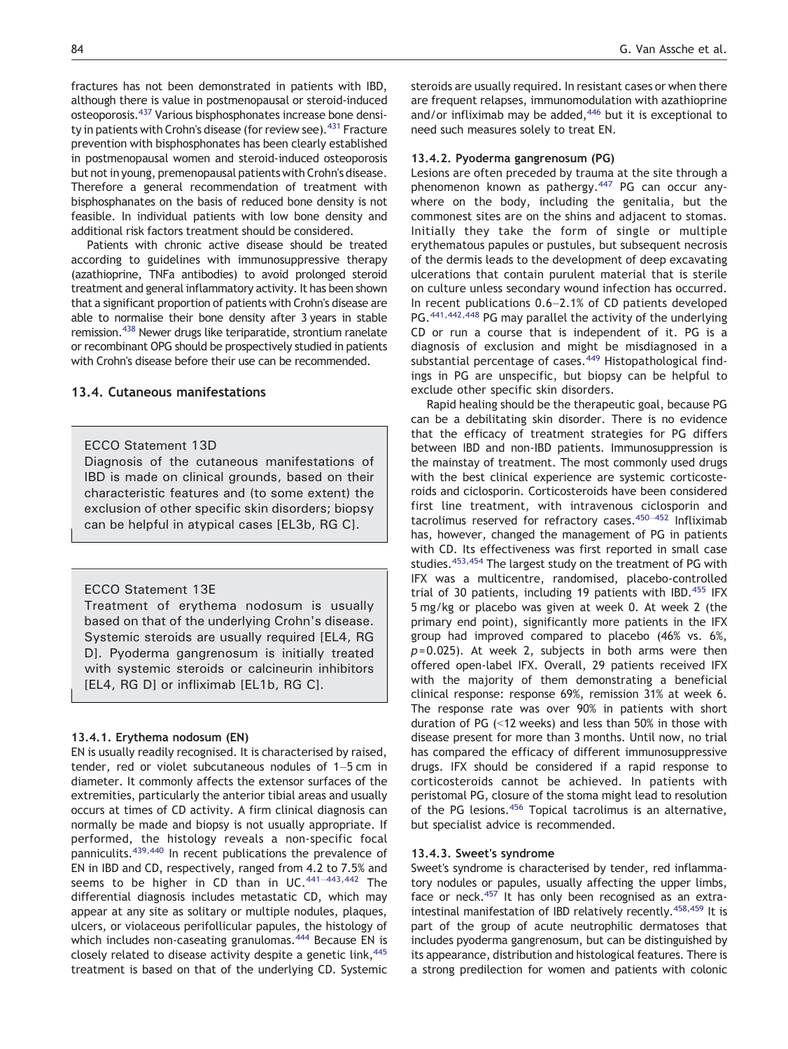fractures has not been demonstrated in patients with IBD, although there is value in postmenopausal or steroid-induced osteoporosis.[437] Various bisphosphonates increase bone density in patients with Crohn's disease (for review see).[431] Fracture prevention with bisphosphonates has been clearly established in postmenopausal women and steroid-induced osteoporosis but not in young, premenopausal patients with Crohn's disease. Therefore a general recommendation of treatment with bisphosphanates on the basis of reduced bone density is not feasible. In individual patients with low bone density and additional risk factors treatment should be considered.

Patients with chronic active disease should be treated according to guidelines with immunosuppressive therapy (azathioprine, TNFa antibodies) to avoid prolonged steroid treatment and general inflammatory activity. It has been shown that a significant proportion of patients with Crohn's disease are able to normalise their bone density after 3 years in stable remission.[438] Newer drugs like teriparatide, strontium ranelate or recombinant OPG should be prospectively studied in patients with Crohn's disease before their use can be recommended.

### 13.4. Cutaneous manifestations

> ECCO Statement 13D
> Diagnosis of the cutaneous manifestations of IBD is made on clinical grounds, based on their characteristic features and (to some extent) the exclusion of other specific skin disorders; biopsy can be helpful in atypical cases [EL3b, RG C].

> ECCO Statement 13E
> Treatment of erythema nodosum is usually based on that of the underlying Crohn's disease. Systemic steroids are usually required [EL4, RG D]. Pyoderma gangrenosum is initially treated with systemic steroids or calcineurin inhibitors [EL4, RG D] or infliximab [EL1b, RG C].

#### 13.4.1. Erythema nodosum (EN)

EN is usually readily recognised. It is characterised by raised, tender, red or violet subcutaneous nodules of 1–5 cm in diameter. It commonly affects the extensor surfaces of the extremities, particularly the anterior tibial areas and usually occurs at times of CD activity. A firm clinical diagnosis can normally be made and biopsy is not usually appropriate. If performed, the histology reveals a non-specific focal panniculits.[439,440] In recent publications the prevalence of EN in IBD and CD, respectively, ranged from 4.2 to 7.5% and seems to be higher in CD than in UC.[441–443,442] The differential diagnosis includes metastatic CD, which may appear at any site as solitary or multiple nodules, plaques, ulcers, or violaceous perifollicular papules, the histology of which includes non-caseating granulomas.[444] Because EN is closely related to disease activity despite a genetic link,[445] treatment is based on that of the underlying CD. Systemic steroids are usually required. In resistant cases or when there are frequent relapses, immunomodulation with azathioprine and/or infliximab may be added,[446] but it is exceptional to need such measures solely to treat EN.

#### 13.4.2. Pyoderma gangrenosum (PG)

Lesions are often preceded by trauma at the site through a phenomenon known as pathergy.[447] PG can occur anywhere on the body, including the genitalia, but the commonest sites are on the shins and adjacent to stomas. Initially they take the form of single or multiple erythematous papules or pustules, but subsequent necrosis of the dermis leads to the development of deep excavating ulcerations that contain purulent material that is sterile on culture unless secondary wound infection has occurred. In recent publications 0.6–2.1% of CD patients developed PG.[441,442,448] PG may parallel the activity of the underlying CD or run a course that is independent of it. PG is a diagnosis of exclusion and might be misdiagnosed in a substantial percentage of cases.[449] Histopathological findings in PG are unspecific, but biopsy can be helpful to exclude other specific skin disorders.

Rapid healing should be the therapeutic goal, because PG can be a debilitating skin disorder. There is no evidence that the efficacy of treatment strategies for PG differs between IBD and non-IBD patients. Immunosuppression is the mainstay of treatment. The most commonly used drugs with the best clinical experience are systemic corticosteroids and ciclosporin. Corticosteroids have been considered first line treatment, with intravenous ciclosporin and tacrolimus reserved for refractory cases.[450–452] Infliximab has, however, changed the management of PG in patients with CD. Its effectiveness was first reported in small case studies.[453,454] The largest study on the treatment of PG with IFX was a multicentre, randomised, placebo-controlled trial of 30 patients, including 19 patients with IBD.[455] IFX 5 mg/kg or placebo was given at week 0. At week 2 (the primary end point), significantly more patients in the IFX group had improved compared to placebo (46% vs. 6%, $p=0.025$). At week 2, subjects in both arms were then offered open-label IFX. Overall, 29 patients received IFX with the majority of them demonstrating a beneficial clinical response: response 69%, remission 31% at week 6. The response rate was over 90% in patients with short duration of PG (<12 weeks) and less than 50% in those with disease present for more than 3 months. Until now, no trial has compared the efficacy of different immunosuppressive drugs. IFX should be considered if a rapid response to corticosteroids cannot be achieved. In patients with peristomal PG, closure of the stoma might lead to resolution of the PG lesions.[456] Topical tacrolimus is an alternative, but specialist advice is recommended.

#### 13.4.3. Sweet's syndrome

Sweet's syndrome is characterised by tender, red inflammatory nodules or papules, usually affecting the upper limbs, face or neck.[457] It has only been recognised as an extra-intestinal manifestation of IBD relatively recently.[458,459] It is part of the group of acute neutrophilic dermatoses that includes pyoderma gangrenosum, but can be distinguished by its appearance, distribution and histological features. There is a strong predilection for women and patients with colonic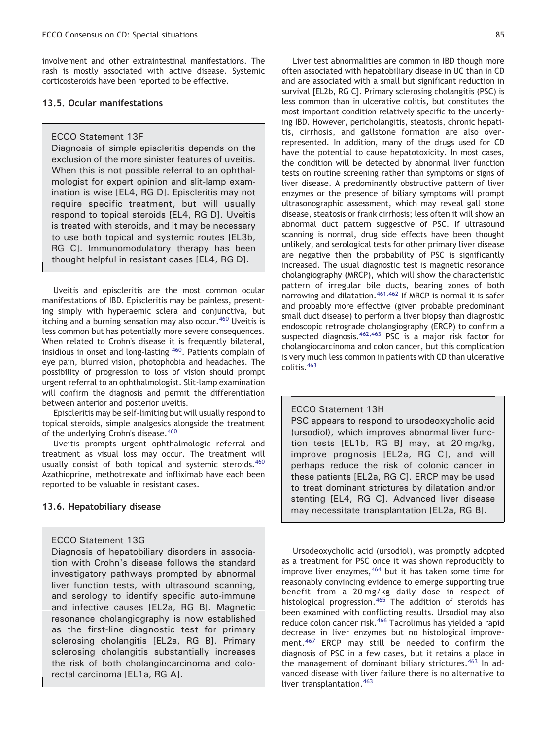involvement and other extraintestinal manifestations. The rash is mostly associated with active disease. Systemic corticosteroids have been reported to be effective.

### 13.5. Ocular manifestations

> ECCO Statement 13F
> Diagnosis of simple episcleritis depends on the exclusion of the more sinister features of uveitis. When this is not possible referral to an ophthalmologist for expert opinion and slit-lamp examination is wise [EL4, RG D]. Episcleritis may not require specific treatment, but will usually respond to topical steroids [EL4, RG D]. Uveitis is treated with steroids, and it may be necessary to use both topical and systemic routes [EL3b, RG C]. Immunomodulatory therapy has been thought helpful in resistant cases [EL4, RG D].

Uveitis and episcleritis are the most common ocular manifestations of IBD. Episcleritis may be painless, presenting simply with hyperaemic sclera and conjunctiva, but itching and a burning sensation may also occur.[460] Uveitis is less common but has potentially more severe consequences. When related to Crohn's disease it is frequently bilateral, insidious in onset and long-lasting [460]. Patients complain of eye pain, blurred vision, photophobia and headaches. The possibility of progression to loss of vision should prompt urgent referral to an ophthalmologist. Slit-lamp examination will confirm the diagnosis and permit the differentiation between anterior and posterior uveitis.

Episcleritis may be self-limiting but will usually respond to topical steroids, simple analgesics alongside the treatment of the underlying Crohn's disease.[460]

Uveitis prompts urgent ophthalmologic referral and treatment as visual loss may occur. The treatment will usually consist of both topical and systemic steroids.[460] Azathioprine, methotrexate and infliximab have each been reported to be valuable in resistant cases.

### 13.6. Hepatobiliary disease

> ECCO Statement 13G
> Diagnosis of hepatobiliary disorders in association with Crohn's disease follows the standard investigatory pathways prompted by abnormal liver function tests, with ultrasound scanning, and serology to identify specific auto-immune and infective causes [EL2a, RG B]. Magnetic resonance cholangiography is now established as the first-line diagnostic test for primary sclerosing cholangitis [EL2a, RG B]. Primary sclerosing cholangitis substantially increases the risk of both cholangiocarcinoma and colorectal carcinoma [EL1a, RG A].

Liver test abnormalities are common in IBD though more often associated with hepatobiliary disease in UC than in CD and are associated with a small but significant reduction in survival [EL2b, RG C]. Primary sclerosing cholangitis (PSC) is less common than in ulcerative colitis, but constitutes the most important condition relatively specific to the underlying IBD. However, pericholangitis, steatosis, chronic hepatitis, cirrhosis, and gallstone formation are also overrepresented. In addition, many of the drugs used for CD have the potential to cause hepatotoxicity. In most cases, the condition will be detected by abnormal liver function tests on routine screening rather than symptoms or signs of liver disease. A predominantly obstructive pattern of liver enzymes or the presence of biliary symptoms will prompt ultrasonographic assessment, which may reveal gall stone disease, steatosis or frank cirrhosis; less often it will show an abnormal duct pattern suggestive of PSC. If ultrasound scanning is normal, drug side effects have been thought unlikely, and serological tests for other primary liver disease are negative then the probability of PSC is significantly increased. The usual diagnostic test is magnetic resonance cholangiography (MRCP), which will show the characteristic pattern of irregular bile ducts, bearing zones of both narrowing and dilatation.[461,462] If MRCP is normal it is safer and probably more effective (given probable predominant small duct disease) to perform a liver biopsy than diagnostic endoscopic retrograde cholangiography (ERCP) to confirm a suspected diagnosis.[462,463] PSC is a major risk factor for cholangiocarcinoma and colon cancer, but this complication is very much less common in patients with CD than ulcerative colitis.[463]

> ECCO Statement 13H
> PSC appears to respond to ursodeoxycholic acid (ursodiol), which improves abnormal liver function tests [EL1b, RG B] may, at 20 mg/kg, improve prognosis [EL2a, RG C], and will perhaps reduce the risk of colonic cancer in these patients [EL2a, RG C]. ERCP may be used to treat dominant strictures by dilatation and/or stenting [EL4, RG C]. Advanced liver disease may necessitate transplantation [EL2a, RG B].

Ursodeoxycholic acid (ursodiol), was promptly adopted as a treatment for PSC once it was shown reproducibly to improve liver enzymes,[464] but it has taken some time for reasonably convincing evidence to emerge supporting true benefit from a 20 mg/kg daily dose in respect of histological progression.[465] The addition of steroids has been examined with conflicting results. Ursodiol may also reduce colon cancer risk.[466] Tacrolimus has yielded a rapid decrease in liver enzymes but no histological improvement.[467] ERCP may still be needed to confirm the diagnosis of PSC in a few cases, but it retains a place in the management of dominant biliary strictures.[463] In advanced disease with liver failure there is no alternative to liver transplantation.[463]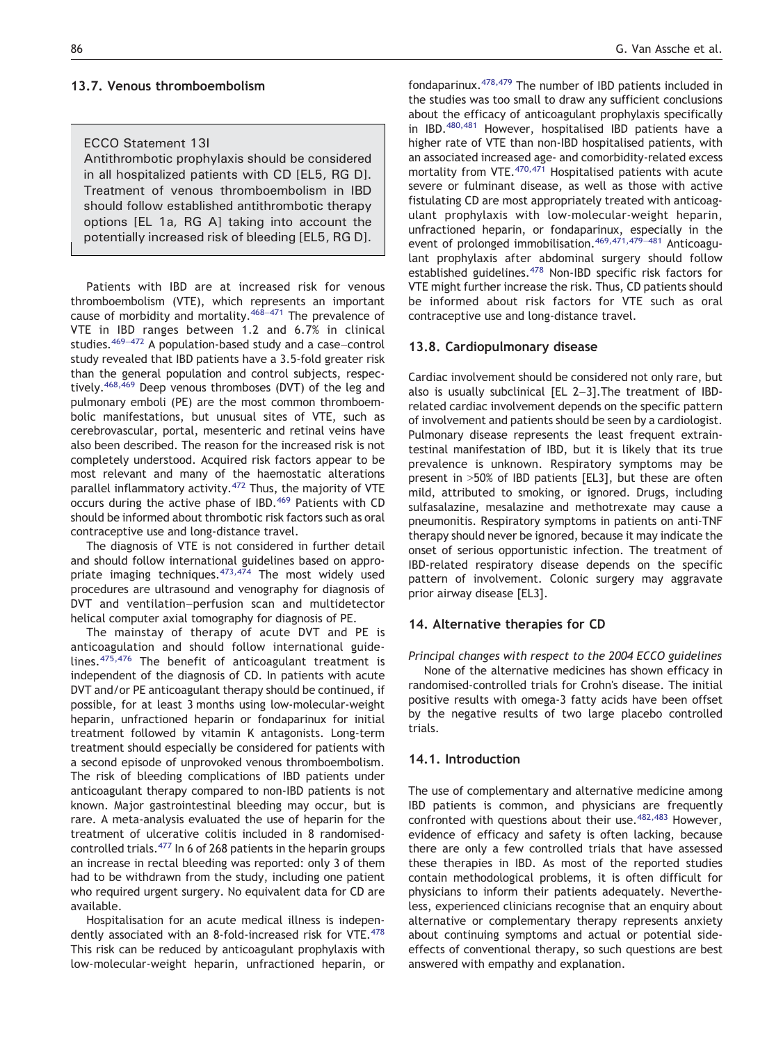### 13.7. Venous thromboembolism

> ECCO Statement 13I
>
> Antithrombotic prophylaxis should be considered in all hospitalized patients with CD [EL5, RG D]. Treatment of venous thromboembolism in IBD should follow established antithrombotic therapy options [EL 1a, RG A] taking into account the potentially increased risk of bleeding [EL5, RG D].

Patients with IBD are at increased risk for venous thromboembolism (VTE), which represents an important cause of morbidity and mortality.[468–471] The prevalence of VTE in IBD ranges between 1.2 and 6.7% in clinical studies.[469–472] A population-based study and a case–control study revealed that IBD patients have a 3.5-fold greater risk than the general population and control subjects, respectively.[468,469] Deep venous thromboses (DVT) of the leg and pulmonary emboli (PE) are the most common thromboembolic manifestations, but unusual sites of VTE, such as cerebrovascular, portal, mesenteric and retinal veins have also been described. The reason for the increased risk is not completely understood. Acquired risk factors appear to be most relevant and many of the haemostatic alterations parallel inflammatory activity.[472] Thus, the majority of VTE occurs during the active phase of IBD.[469] Patients with CD should be informed about thrombotic risk factors such as oral contraceptive use and long-distance travel.

The diagnosis of VTE is not considered in further detail and should follow international guidelines based on appropriate imaging techniques.[473,474] The most widely used procedures are ultrasound and venography for diagnosis of DVT and ventilation–perfusion scan and multidetector helical computer axial tomography for diagnosis of PE.

The mainstay of therapy of acute DVT and PE is anticoagulation and should follow international guidelines.[475,476] The benefit of anticoagulant treatment is independent of the diagnosis of CD. In patients with acute DVT and/or PE anticoagulant therapy should be continued, if possible, for at least 3 months using low-molecular-weight heparin, unfractioned heparin or fondaparinux for initial treatment followed by vitamin K antagonists. Long-term treatment should especially be considered for patients with a second episode of unprovoked venous thromboembolism. The risk of bleeding complications of IBD patients under anticoagulant therapy compared to non-IBD patients is not known. Major gastrointestinal bleeding may occur, but is rare. A meta-analysis evaluated the use of heparin for the treatment of ulcerative colitis included in 8 randomised-controlled trials.[477] In 6 of 268 patients in the heparin groups an increase in rectal bleeding was reported: only 3 of them had to be withdrawn from the study, including one patient who required urgent surgery. No equivalent data for CD are available.

Hospitalisation for an acute medical illness is independently associated with an 8-fold-increased risk for VTE.[478] This risk can be reduced by anticoagulant prophylaxis with low-molecular-weight heparin, unfractioned heparin, or fondaparinux.[478,479] The number of IBD patients included in the studies was too small to draw any sufficient conclusions about the efficacy of anticoagulant prophylaxis specifically in IBD.[480,481] However, hospitalised IBD patients have a higher rate of VTE than non-IBD hospitalised patients, with an associated increased age- and comorbidity-related excess mortality from VTE.[470,471] Hospitalised patients with acute severe or fulminant disease, as well as those with active fistulating CD are most appropriately treated with anticoagulant prophylaxis with low-molecular-weight heparin, unfractioned heparin, or fondaparinux, especially in the event of prolonged immobilisation.[469,471,479–481] Anticoagulant prophylaxis after abdominal surgery should follow established guidelines.[478] Non-IBD specific risk factors for VTE might further increase the risk. Thus, CD patients should be informed about risk factors for VTE such as oral contraceptive use and long-distance travel.

### 13.8. Cardiopulmonary disease

Cardiac involvement should be considered not only rare, but also is usually subclinical [EL 2–3].The treatment of IBD-related cardiac involvement depends on the specific pattern of involvement and patients should be seen by a cardiologist. Pulmonary disease represents the least frequent extraintestinal manifestation of IBD, but it is likely that its true prevalence is unknown. Respiratory symptoms may be present in >50% of IBD patients [EL3], but these are often mild, attributed to smoking, or ignored. Drugs, including sulfasalazine, mesalazine and methotrexate may cause a pneumonitis. Respiratory symptoms in patients on anti-TNF therapy should never be ignored, because it may indicate the onset of serious opportunistic infection. The treatment of IBD-related respiratory disease depends on the specific pattern of involvement. Colonic surgery may aggravate prior airway disease [EL3].

## 14. Alternative therapies for CD

*Principal changes with respect to the 2004 ECCO guidelines*

None of the alternative medicines has shown efficacy in randomised-controlled trials for Crohn's disease. The initial positive results with omega-3 fatty acids have been offset by the negative results of two large placebo controlled trials.

### 14.1. Introduction

The use of complementary and alternative medicine among IBD patients is common, and physicians are frequently confronted with questions about their use.[482,483] However, evidence of efficacy and safety is often lacking, because there are only a few controlled trials that have assessed these therapies in IBD. As most of the reported studies contain methodological problems, it is often difficult for physicians to inform their patients adequately. Nevertheless, experienced clinicians recognise that an enquiry about alternative or complementary therapy represents anxiety about continuing symptoms and actual or potential side-effects of conventional therapy, so such questions are best answered with empathy and explanation.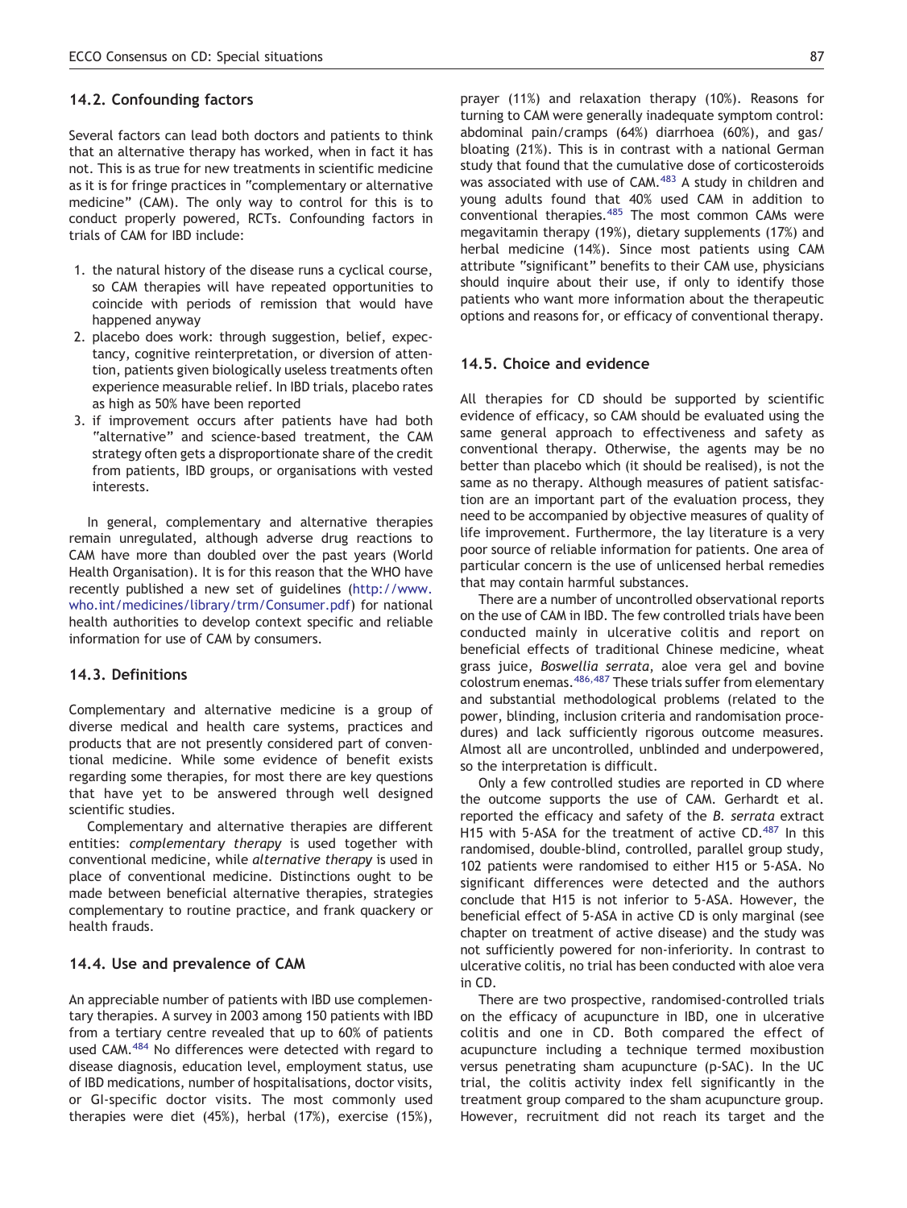### 14.2. Confounding factors

Several factors can lead both doctors and patients to think that an alternative therapy has worked, when in fact it has not. This is as true for new treatments in scientific medicine as it is for fringe practices in "complementary or alternative medicine" (CAM). The only way to control for this is to conduct properly powered, RCTs. Confounding factors in trials of CAM for IBD include:

1. the natural history of the disease runs a cyclical course, so CAM therapies will have repeated opportunities to coincide with periods of remission that would have happened anyway
2. placebo does work: through suggestion, belief, expectancy, cognitive reinterpretation, or diversion of attention, patients given biologically useless treatments often experience measurable relief. In IBD trials, placebo rates as high as 50% have been reported
3. if improvement occurs after patients have had both "alternative" and science-based treatment, the CAM strategy often gets a disproportionate share of the credit from patients, IBD groups, or organisations with vested interests.

In general, complementary and alternative therapies remain unregulated, although adverse drug reactions to CAM have more than doubled over the past years (World Health Organisation). It is for this reason that the WHO have recently published a new set of guidelines (http://www.who.int/medicines/library/trm/Consumer.pdf) for national health authorities to develop context specific and reliable information for use of CAM by consumers.

### 14.3. Definitions

Complementary and alternative medicine is a group of diverse medical and health care systems, practices and products that are not presently considered part of conventional medicine. While some evidence of benefit exists regarding some therapies, for most there are key questions that have yet to be answered through well designed scientific studies.

Complementary and alternative therapies are different entities: *complementary therapy* is used together with conventional medicine, while *alternative therapy* is used in place of conventional medicine. Distinctions ought to be made between beneficial alternative therapies, strategies complementary to routine practice, and frank quackery or health frauds.

### 14.4. Use and prevalence of CAM

An appreciable number of patients with IBD use complementary therapies. A survey in 2003 among 150 patients with IBD from a tertiary centre revealed that up to 60% of patients used CAM.[484] No differences were detected with regard to disease diagnosis, education level, employment status, use of IBD medications, number of hospitalisations, doctor visits, or GI-specific doctor visits. The most commonly used therapies were diet (45%), herbal (17%), exercise (15%), prayer (11%) and relaxation therapy (10%). Reasons for turning to CAM were generally inadequate symptom control: abdominal pain/cramps (64%) diarrhoea (60%), and gas/bloating (21%). This is in contrast with a national German study that found that the cumulative dose of corticosteroids was associated with use of CAM.[483] A study in children and young adults found that 40% used CAM in addition to conventional therapies.[485] The most common CAMs were megavitamin therapy (19%), dietary supplements (17%) and herbal medicine (14%). Since most patients using CAM attribute "significant" benefits to their CAM use, physicians should inquire about their use, if only to identify those patients who want more information about the therapeutic options and reasons for, or efficacy of conventional therapy.

### 14.5. Choice and evidence

All therapies for CD should be supported by scientific evidence of efficacy, so CAM should be evaluated using the same general approach to effectiveness and safety as conventional therapy. Otherwise, the agents may be no better than placebo which (it should be realised), is not the same as no therapy. Although measures of patient satisfaction are an important part of the evaluation process, they need to be accompanied by objective measures of quality of life improvement. Furthermore, the lay literature is a very poor source of reliable information for patients. One area of particular concern is the use of unlicensed herbal remedies that may contain harmful substances.

There are a number of uncontrolled observational reports on the use of CAM in IBD. The few controlled trials have been conducted mainly in ulcerative colitis and report on beneficial effects of traditional Chinese medicine, wheat grass juice, *Boswellia serrata*, aloe vera gel and bovine colostrum enemas.[486,487] These trials suffer from elementary and substantial methodological problems (related to the power, blinding, inclusion criteria and randomisation procedures) and lack sufficiently rigorous outcome measures. Almost all are uncontrolled, unblinded and underpowered, so the interpretation is difficult.

Only a few controlled studies are reported in CD where the outcome supports the use of CAM. Gerhardt et al. reported the efficacy and safety of the *B. serrata* extract H15 with 5-ASA for the treatment of active CD.[487] In this randomised, double-blind, controlled, parallel group study, 102 patients were randomised to either H15 or 5-ASA. No significant differences were detected and the authors conclude that H15 is not inferior to 5-ASA. However, the beneficial effect of 5-ASA in active CD is only marginal (see chapter on treatment of active disease) and the study was not sufficiently powered for non-inferiority. In contrast to ulcerative colitis, no trial has been conducted with aloe vera in CD.

There are two prospective, randomised-controlled trials on the efficacy of acupuncture in IBD, one in ulcerative colitis and one in CD. Both compared the effect of acupuncture including a technique termed moxibustion versus penetrating sham acupuncture (p-SAC). In the UC trial, the colitis activity index fell significantly in the treatment group compared to the sham acupuncture group. However, recruitment did not reach its target and the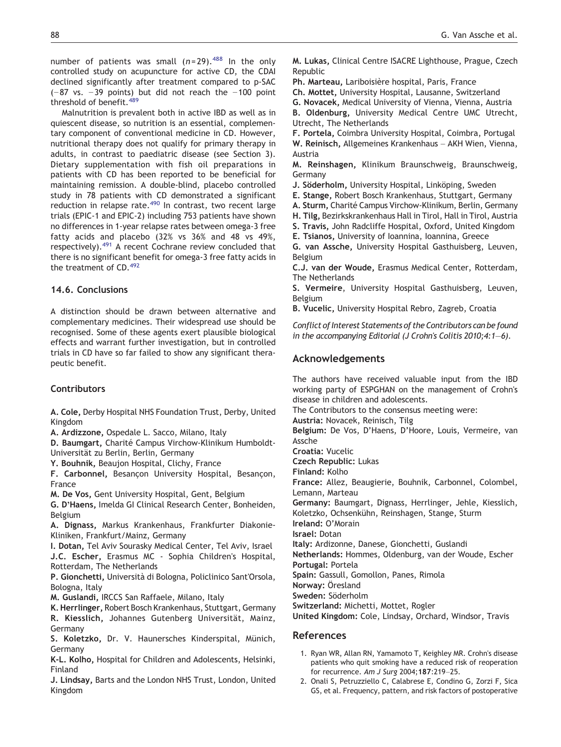number of patients was small ($n$=29).[488] In the only controlled study on acupuncture for active CD, the CDAI declined significantly after treatment compared to p-SAC (−87 vs. −39 points) but did not reach the −100 point threshold of benefit.[489]

Malnutrition is prevalent both in active IBD as well as in quiescent disease, so nutrition is an essential, complementary component of conventional medicine in CD. However, nutritional therapy does not qualify for primary therapy in adults, in contrast to paediatric disease (see Section 3). Dietary supplementation with fish oil preparations in patients with CD has been reported to be beneficial for maintaining remission. A double-blind, placebo controlled study in 78 patients with CD demonstrated a significant reduction in relapse rate.[490] In contrast, two recent large trials (EPIC-1 and EPIC-2) including 753 patients have shown no differences in 1-year relapse rates between omega-3 free fatty acids and placebo (32% vs 36% and 48 vs 49%, respectively).[491] A recent Cochrane review concluded that there is no significant benefit for omega-3 free fatty acids in the treatment of CD.[492]

### 14.6. Conclusions

A distinction should be drawn between alternative and complementary medicines. Their widespread use should be recognised. Some of these agents exert plausible biological effects and warrant further investigation, but in controlled trials in CD have so far failed to show any significant therapeutic benefit.

## Contributors

**A. Cole,** Derby Hospital NHS Foundation Trust, Derby, United Kingdom
**A. Ardizzone,** Ospedale L. Sacco, Milano, Italy
**D. Baumgart,** Charité Campus Virchow-Klinikum Humboldt-Universität zu Berlin, Berlin, Germany
**Y. Bouhnik,** Beaujon Hospital, Clichy, France
**F. Carbonnel,** Besançon University Hospital, Besançon, France
**M. De Vos,** Gent University Hospital, Gent, Belgium
**G. D'Haens,** Imelda GI Clinical Research Center, Bonheiden, Belgium
**A. Dignass,** Markus Krankenhaus, Frankfurter Diakonie-Kliniken, Frankfurt/Mainz, Germany
**I. Dotan,** Tel Aviv Sourasky Medical Center, Tel Aviv, Israel
**J.C. Escher,** Erasmus MC - Sophia Children's Hospital, Rotterdam, The Netherlands
**P. Gionchetti,** Università di Bologna, Policlinico Sant'Orsola, Bologna, Italy
**M. Guslandi,** IRCCS San Raffaele, Milano, Italy
**K. Herrlinger,** Robert Bosch Krankenhaus, Stuttgart, Germany
**R. Kiesslich,** Johannes Gutenberg Universität, Mainz, Germany
**S. Koletzko,** Dr. V. Haunersches Kinderspital, Münich, Germany
**K-L. Kolho,** Hospital for Children and Adolescents, Helsinki, Finland
**J. Lindsay,** Barts and the London NHS Trust, London, United Kingdom
**M. Lukas,** Clinical Centre ISACRE Lighthouse, Prague, Czech Republic
**Ph. Marteau,** Lariboisière hospital, Paris, France
**Ch. Mottet,** University Hospital, Lausanne, Switzerland
**G. Novacek,** Medical University of Vienna, Vienna, Austria
**B. Oldenburg,** University Medical Centre UMC Utrecht, Utrecht, The Netherlands
**F. Portela,** Coimbra University Hospital, Coimbra, Portugal
**W. Reinisch,** Allgemeines Krankenhaus – AKH Wien, Vienna, Austria
**M. Reinshagen,** Klinikum Braunschweig, Braunschweig, Germany
**J. Söderholm,** University Hospital, Linköping, Sweden
**E. Stange,** Robert Bosch Krankenhaus, Stuttgart, Germany
**A. Sturm,** Charité Campus Virchow-Klinikum, Berlin, Germany
**H. Tilg,** Bezirkskrankenhaus Hall in Tirol, Hall in Tirol, Austria
**S. Travis,** John Radcliffe Hospital, Oxford, United Kingdom
**E. Tsianos,** University of Ioannina, Ioannina, Greece
**G. van Assche,** University Hospital Gasthuisberg, Leuven, Belgium
**C.J. van der Woude,** Erasmus Medical Center, Rotterdam, The Netherlands
**S. Vermeire**, University Hospital Gasthuisberg, Leuven, Belgium
**B. Vucelic,** University Hospital Rebro, Zagreb, Croatia

*Conflict of Interest Statements of the Contributors can be found in the accompanying Editorial (J Crohn's Colitis 2010;4:1–6).*

## Acknowledgements

The authors have received valuable input from the IBD working party of ESPGHAN on the management of Crohn's disease in children and adolescents.
The Contributors to the consensus meeting were:
**Austria:** Novacek, Reinisch, Tilg
**Belgium:** De Vos, D'Haens, D'Hoore, Louis, Vermeire, van Assche
**Croatia:** Vucelic
**Czech Republic:** Lukas
**Finland:** Kolho
**France:** Allez, Beaugierie, Bouhnik, Carbonnel, Colombel, Lemann, Marteau
**Germany:** Baumgart, Dignass, Herrlinger, Jehle, Kiesslich, Koletzko, Ochsenkühn, Reinshagen, Stange, Sturm
**Ireland:** O'Morain
**Israel:** Dotan
**Italy:** Ardizonne, Danese, Gionchetti, Guslandi
**Netherlands:** Hommes, Oldenburg, van der Woude, Escher
**Portugal:** Portela
**Spain:** Gassull, Gomollon, Panes, Rimola
**Norway:** Öresland
**Sweden:** Söderholm
**Switzerland:** Michetti, Mottet, Rogler
**United Kingdom:** Cole, Lindsay, Orchard, Windsor, Travis

## References

1. Ryan WR, Allan RN, Yamamoto T, Keighley MR. Crohn's disease patients who quit smoking have a reduced risk of reoperation for recurrence. *Am J Surg* 2004;**187**:219–25.
2. Onali S, Petruzziello C, Calabrese E, Condino G, Zorzi F, Sica GS, et al. Frequency, pattern, and risk factors of postoperative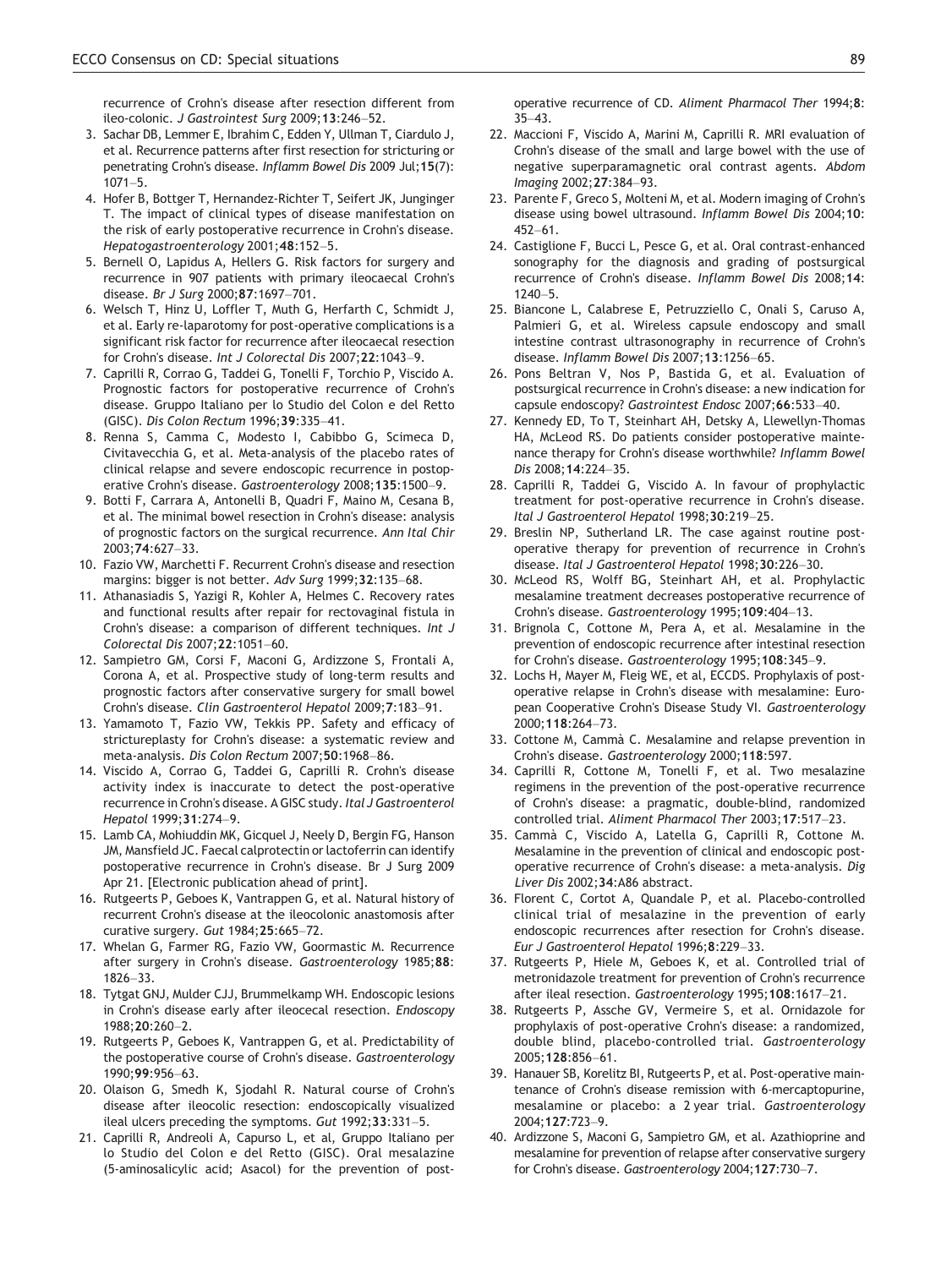recurrence of Crohn's disease after resection different from ileo-colonic. *J Gastrointest Surg* 2009;**13**:246–52.

3. Sachar DB, Lemmer E, Ibrahim C, Edden Y, Ullman T, Ciardulo J, et al. Recurrence patterns after first resection for stricturing or penetrating Crohn's disease. *Inflamm Bowel Dis* 2009 Jul;**15**(7): 1071–5.
4. Hofer B, Bottger T, Hernandez-Richter T, Seifert JK, Junginger T. The impact of clinical types of disease manifestation on the risk of early postoperative recurrence in Crohn's disease. *Hepatogastroenterology* 2001;**48**:152–5.
5. Bernell O, Lapidus A, Hellers G. Risk factors for surgery and recurrence in 907 patients with primary ileocaecal Crohn's disease. *Br J Surg* 2000;**87**:1697–701.
6. Welsch T, Hinz U, Loffler T, Muth G, Herfarth C, Schmidt J, et al. Early re-laparotomy for post-operative complications is a significant risk factor for recurrence after ileocaecal resection for Crohn's disease. *Int J Colorectal Dis* 2007;**22**:1043–9.
7. Caprilli R, Corrao G, Taddei G, Tonelli F, Torchio P, Viscido A. Prognostic factors for postoperative recurrence of Crohn's disease. Gruppo Italiano per lo Studio del Colon e del Retto (GISC). *Dis Colon Rectum* 1996;**39**:335–41.
8. Renna S, Camma C, Modesto I, Cabibbo G, Scimeca D, Civitavecchia G, et al. Meta-analysis of the placebo rates of clinical relapse and severe endoscopic recurrence in postoperative Crohn's disease. *Gastroenterology* 2008;**135**:1500–9.
9. Botti F, Carrara A, Antonelli B, Quadri F, Maino M, Cesana B, et al. The minimal bowel resection in Crohn's disease: analysis of prognostic factors on the surgical recurrence. *Ann Ital Chir* 2003;**74**:627–33.
10. Fazio VW, Marchetti F. Recurrent Crohn's disease and resection margins: bigger is not better. *Adv Surg* 1999;**32**:135–68.
11. Athanasiadis S, Yazigi R, Kohler A, Helmes C. Recovery rates and functional results after repair for rectovaginal fistula in Crohn's disease: a comparison of different techniques. *Int J Colorectal Dis* 2007;**22**:1051–60.
12. Sampietro GM, Corsi F, Maconi G, Ardizzone S, Frontali A, Corona A, et al. Prospective study of long-term results and prognostic factors after conservative surgery for small bowel Crohn's disease. *Clin Gastroenterol Hepatol* 2009;**7**:183–91.
13. Yamamoto T, Fazio VW, Tekkis PP. Safety and efficacy of strictureplasty for Crohn's disease: a systematic review and meta-analysis. *Dis Colon Rectum* 2007;**50**:1968–86.
14. Viscido A, Corrao G, Taddei G, Caprilli R. Crohn's disease activity index is inaccurate to detect the post-operative recurrence in Crohn's disease. A GISC study. *Ital J Gastroenterol Hepatol* 1999;**31**:274–9.
15. Lamb CA, Mohiuddin MK, Gicquel J, Neely D, Bergin FG, Hanson JM, Mansfield JC. Faecal calprotectin or lactoferrin can identify postoperative recurrence in Crohn's disease. Br J Surg 2009 Apr 21. [Electronic publication ahead of print].
16. Rutgeerts P, Geboes K, Vantrappen G, et al. Natural history of recurrent Crohn's disease at the ileocolonic anastomosis after curative surgery. *Gut* 1984;**25**:665–72.
17. Whelan G, Farmer RG, Fazio VW, Goormastic M. Recurrence after surgery in Crohn's disease. *Gastroenterology* 1985;**88**: 1826–33.
18. Tytgat GNJ, Mulder CJJ, Brummelkamp WH. Endoscopic lesions in Crohn's disease early after ileocecal resection. *Endoscopy* 1988;**20**:260–2.
19. Rutgeerts P, Geboes K, Vantrappen G, et al. Predictability of the postoperative course of Crohn's disease. *Gastroenterology* 1990;**99**:956–63.
20. Olaison G, Smedh K, Sjodahl R. Natural course of Crohn's disease after ileocolic resection: endoscopically visualized ileal ulcers preceding the symptoms. *Gut* 1992;**33**:331–5.
21. Caprilli R, Andreoli A, Capurso L, et al, Gruppo Italiano per lo Studio del Colon e del Retto (GISC). Oral mesalazine (5-aminosalicylic acid; Asacol) for the prevention of post-operative recurrence of CD. *Aliment Pharmacol Ther* 1994;**8**: 35–43.
22. Maccioni F, Viscido A, Marini M, Caprilli R. MRI evaluation of Crohn's disease of the small and large bowel with the use of negative superparamagnetic oral contrast agents. *Abdom Imaging* 2002;**27**:384–93.
23. Parente F, Greco S, Molteni M, et al. Modern imaging of Crohn's disease using bowel ultrasound. *Inflamm Bowel Dis* 2004;**10**: 452–61.
24. Castiglione F, Bucci L, Pesce G, et al. Oral contrast-enhanced sonography for the diagnosis and grading of postsurgical recurrence of Crohn's disease. *Inflamm Bowel Dis* 2008;**14**: 1240–5.
25. Biancone L, Calabrese E, Petruzziello C, Onali S, Caruso A, Palmieri G, et al. Wireless capsule endoscopy and small intestine contrast ultrasonography in recurrence of Crohn's disease. *Inflamm Bowel Dis* 2007;**13**:1256–65.
26. Pons Beltran V, Nos P, Bastida G, et al. Evaluation of postsurgical recurrence in Crohn's disease: a new indication for capsule endoscopy? *Gastrointest Endosc* 2007;**66**:533–40.
27. Kennedy ED, To T, Steinhart AH, Detsky A, Llewellyn-Thomas HA, McLeod RS. Do patients consider postoperative maintenance therapy for Crohn's disease worthwhile? *Inflamm Bowel Dis* 2008;**14**:224–35.
28. Caprilli R, Taddei G, Viscido A. In favour of prophylactic treatment for post-operative recurrence in Crohn's disease. *Ital J Gastroenterol Hepatol* 1998;**30**:219–25.
29. Breslin NP, Sutherland LR. The case against routine post-operative therapy for prevention of recurrence in Crohn's disease. *Ital J Gastroenterol Hepatol* 1998;**30**:226–30.
30. McLeod RS, Wolff BG, Steinhart AH, et al. Prophylactic mesalamine treatment decreases postoperative recurrence of Crohn's disease. *Gastroenterology* 1995;**109**:404–13.
31. Brignola C, Cottone M, Pera A, et al. Mesalamine in the prevention of endoscopic recurrence after intestinal resection for Crohn's disease. *Gastroenterology* 1995;**108**:345–9.
32. Lochs H, Mayer M, Fleig WE, et al, ECCDS. Prophylaxis of post-operative relapse in Crohn's disease with mesalamine: European Cooperative Crohn's Disease Study VI. *Gastroenterology* 2000;**118**:264–73.
33. Cottone M, Cammà C. Mesalamine and relapse prevention in Crohn's disease. *Gastroenterology* 2000;**118**:597.
34. Caprilli R, Cottone M, Tonelli F, et al. Two mesalazine regimens in the prevention of the post-operative recurrence of Crohn's disease: a pragmatic, double-blind, randomized controlled trial. *Aliment Pharmacol Ther* 2003;**17**:517–23.
35. Cammà C, Viscido A, Latella G, Caprilli R, Cottone M. Mesalamine in the prevention of clinical and endoscopic post-operative recurrence of Crohn's disease: a meta-analysis. *Dig Liver Dis* 2002;**34**:A86 abstract.
36. Florent C, Cortot A, Quandale P, et al. Placebo-controlled clinical trial of mesalazine in the prevention of early endoscopic recurrences after resection for Crohn's disease. *Eur J Gastroenterol Hepatol* 1996;**8**:229–33.
37. Rutgeerts P, Hiele M, Geboes K, et al. Controlled trial of metronidazole treatment for prevention of Crohn's recurrence after ileal resection. *Gastroenterology* 1995;**108**:1617–21.
38. Rutgeerts P, Assche GV, Vermeire S, et al. Ornidazole for prophylaxis of post-operative Crohn's disease: a randomized, double blind, placebo-controlled trial. *Gastroenterology* 2005;**128**:856–61.
39. Hanauer SB, Korelitz BI, Rutgeerts P, et al. Post-operative maintenance of Crohn's disease remission with 6-mercaptopurine, mesalamine or placebo: a 2 year trial. *Gastroenterology* 2004;**127**:723–9.
40. Ardizzone S, Maconi G, Sampietro GM, et al. Azathioprine and mesalamine for prevention of relapse after conservative surgery for Crohn's disease. *Gastroenterology* 2004;**127**:730–7.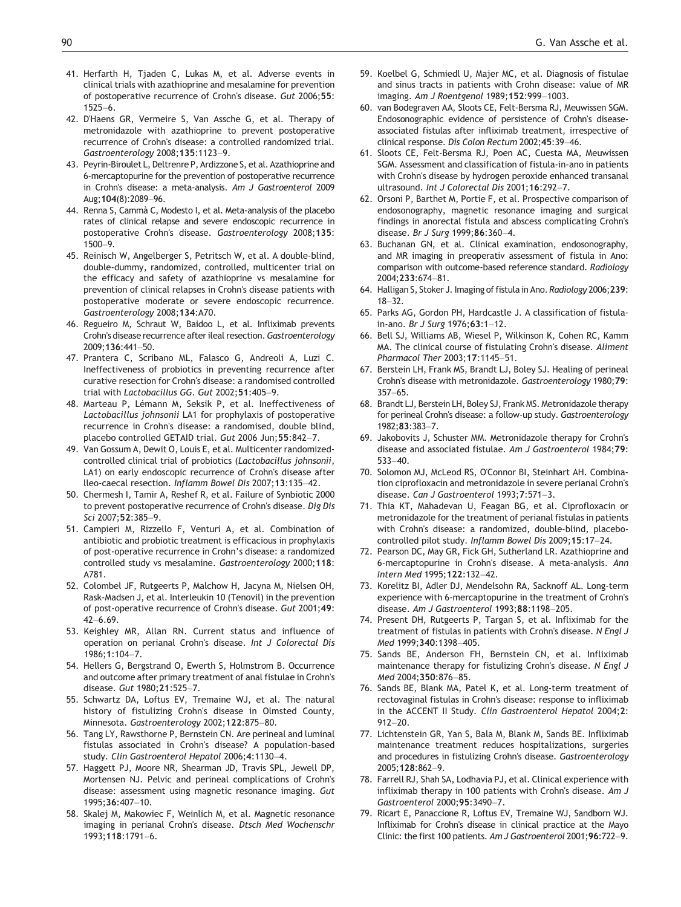41. Herfarth H, Tjaden C, Lukas M, et al. Adverse events in clinical trials with azathioprine and mesalamine for prevention of postoperative recurrence of Crohn's disease. *Gut* 2006;**55**: 1525–6.
42. D'Haens GR, Vermeire S, Van Assche G, et al. Therapy of metronidazole with azathioprine to prevent postoperative recurrence of Crohn's disease: a controlled randomized trial. *Gastroenterology* 2008;**135**:1123–9.
43. Peyrin-Biroulet L, Deltrenre P, Ardizzone S, et al. Azathioprine and 6-mercaptopurine for the prevention of postoperative recurrence in Crohn's disease: a meta-analysis. *Am J Gastroenterol* 2009 Aug;**104**(8):2089–96.
44. Renna S, Cammà C, Modesto I, et al. Meta-analysis of the placebo rates of clinical relapse and severe endoscopic recurrence in postoperative Crohn's disease. *Gastroenterology* 2008;**135**: 1500–9.
45. Reinisch W, Angelberger S, Petritsch W, et al. A double-blind, double-dummy, randomized, controlled, multicenter trial on the efficacy and safety of azathioprine vs mesalamine for prevention of clinical relapses in Crohn's disease patients with postoperative moderate or severe endoscopic recurrence. *Gastroenterology* 2008;**134**:A70.
46. Regueiro M, Schraut W, Baidoo L, et al. Infliximab prevents Crohn's disease recurrence after ileal resection. *Gastroenterology* 2009;**136**:441–50.
47. Prantera C, Scribano ML, Falasco G, Andreoli A, Luzi C. Ineffectiveness of probiotics in preventing recurrence after curative resection for Crohn's disease: a randomised controlled trial with *Lactobacillus GG*. *Gut* 2002;**51**:405–9.
48. Marteau P, Lémann M, Seksik P, et al. Ineffectiveness of *Lactobacillus johnsonii* LA1 for prophylaxis of postoperative recurrence in Crohn's disease: a randomised, double blind, placebo controlled GETAID trial. *Gut* 2006 Jun;**55**:842–7.
49. Van Gossum A, Dewit O, Louis E, et al. Multicenter randomized-controlled clinical trial of probiotics (*Lactobacillus johnsonii*, LA1) on early endoscopic recurrence of Crohn's disease after lleo-caecal resection. *Inflamm Bowel Dis* 2007;**13**:135–42.
50. Chermesh I, Tamir A, Reshef R, et al. Failure of Synbiotic 2000 to prevent postoperative recurrence of Crohn's disease. *Dig Dis Sci* 2007;**52**:385–9.
51. Campieri M, Rizzello F, Venturi A, et al. Combination of antibiotic and probiotic treatment is efficacious in prophylaxis of post-operative recurrence in Crohn's disease: a randomized controlled study vs mesalamine. *Gastroenterology* 2000;**118**: A781.
52. Colombel JF, Rutgeerts P, Malchow H, Jacyna M, Nielsen OH, Rask-Madsen J, et al. Interleukin 10 (Tenovil) in the prevention of post-operative recurrence of Crohn's disease. *Gut* 2001;**49**: 42–6.69.
53. Keighley MR, Allan RN. Current status and influence of operation on perianal Crohn's disease. *Int J Colorectal Dis* 1986;**1**:104–7.
54. Hellers G, Bergstrand O, Ewerth S, Holmstrom B. Occurrence and outcome after primary treatment of anal fistulae in Crohn's disease. *Gut* 1980;**21**:525–7.
55. Schwartz DA, Loftus EV, Tremaine WJ, et al. The natural history of fistulizing Crohn's disease in Olmsted County, Minnesota. *Gastroenterology* 2002;**122**:875–80.
56. Tang LY, Rawsthorne P, Bernstein CN. Are perineal and luminal fistulas associated in Crohn's disease? A population-based study. *Clin Gastroenterol Hepatol* 2006;**4**:1130–4.
57. Haggett PJ, Moore NR, Shearman JD, Travis SPL, Jewell DP, Mortensen NJ. Pelvic and perineal complications of Crohn's disease: assessment using magnetic resonance imaging. *Gut* 1995;**36**:407–10.
58. Skalej M, Makowiec F, Weinlich M, et al. Magnetic resonance imaging in perianal Crohn's disease. *Dtsch Med Wochenschr* 1993;**118**:1791–6.
59. Koelbel G, Schmiedl U, Majer MC, et al. Diagnosis of fistulae and sinus tracts in patients with Crohn disease: value of MR imaging. *Am J Roentgenol* 1989;**152**:999–1003.
60. van Bodegraven AA, Sloots CE, Felt-Bersma RJ, Meuwissen SGM. Endosonographic evidence of persistence of Crohn's disease-associated fistulas after infliximab treatment, irrespective of clinical response. *Dis Colon Rectum* 2002;**45**:39–46.
61. Sloots CE, Felt-Bersma RJ, Poen AC, Cuesta MA, Meuwissen SGM. Assessment and classification of fistula-in-ano in patients with Crohn's disease by hydrogen peroxide enhanced transanal ultrasound. *Int J Colorectal Dis* 2001;**16**:292–7.
62. Orsoni P, Barthet M, Portie F, et al. Prospective comparison of endosonography, magnetic resonance imaging and surgical findings in anorectal fistula and abscess complicating Crohn's disease. *Br J Surg* 1999;**86**:360–4.
63. Buchanan GN, et al. Clinical examination, endosonography, and MR imaging in preoperativ assessment of fistula in Ano: comparison with outcome-based reference standard. *Radiology* 2004;**233**:674–81.
64. Halligan S, Stoker J. Imaging of fistula in Ano. *Radiology* 2006;**239**: 18–32.
65. Parks AG, Gordon PH, Hardcastle J. A classification of fistula-in-ano. *Br J Surg* 1976;**63**:1–12.
66. Bell SJ, Williams AB, Wiesel P, Wilkinson K, Cohen RC, Kamm MA. The clinical course of fistulating Crohn's disease. *Aliment Pharmacol Ther* 2003;**17**:1145–51.
67. Berstein LH, Frank MS, Brandt LJ, Boley SJ. Healing of perineal Crohn's disease with metronidazole. *Gastroenterology* 1980;**79**: 357–65.
68. Brandt LJ, Berstein LH, Boley SJ, Frank MS. Metronidazole therapy for perineal Crohn's disease: a follow-up study. *Gastroenterology* 1982;**83**:383–7.
69. Jakobovits J, Schuster MM. Metronidazole therapy for Crohn's disease and associated fistulae. *Am J Gastroenterol* 1984;**79**: 533–40.
70. Solomon MJ, McLeod RS, O'Connor BI, Steinhart AH. Combination ciprofloxacin and metronidazole in severe perianal Crohn's disease. *Can J Gastroenterol* 1993;**7**:571–3.
71. Thia KT, Mahadevan U, Feagan BG, et al. Ciprofloxacin or metronidazole for the treatment of perianal fistulas in patients with Crohn's disease: a randomized, double-blind, placebo-controlled pilot study. *Inflamm Bowel Dis* 2009;**15**:17–24.
72. Pearson DC, May GR, Fick GH, Sutherland LR. Azathioprine and 6-mercaptopurine in Crohn's disease. A meta-analysis. *Ann Intern Med* 1995;**122**:132–42.
73. Korelitz BI, Adler DJ, Mendelsohn RA, Sacknoff AL. Long-term experience with 6-mercaptopurine in the treatment of Crohn's disease. *Am J Gastroenterol* 1993;**88**:1198–205.
74. Present DH, Rutgeerts P, Targan S, et al. Infliximab for the treatment of fistulas in patients with Crohn's disease. *N Engl J Med* 1999;**340**:1398–405.
75. Sands BE, Anderson FH, Bernstein CN, et al. Infliximab maintenance therapy for fistulizing Crohn's disease. *N Engl J Med* 2004;**350**:876–85.
76. Sands BE, Blank MA, Patel K, et al. Long-term treatment of rectovaginal fistulas in Crohn's disease: response to infliximab in the ACCENT II Study. *Clin Gastroenterol Hepatol* 2004;**2**: 912–20.
77. Lichtenstein GR, Yan S, Bala M, Blank M, Sands BE. Infliximab maintenance treatment reduces hospitalizations, surgeries and procedures in fistulizing Crohn's disease. *Gastroenterology* 2005;**128**:862–9.
78. Farrell RJ, Shah SA, Lodhavia PJ, et al. Clinical experience with infliximab therapy in 100 patients with Crohn's disease. *Am J Gastroenterol* 2000;**95**:3490–7.
79. Ricart E, Panaccione R, Loftus EV, Tremaine WJ, Sandborn WJ. Infliximab for Crohn's disease in clinical practice at the Mayo Clinic: the first 100 patients. *Am J Gastroenterol* 2001;**96**:722–9.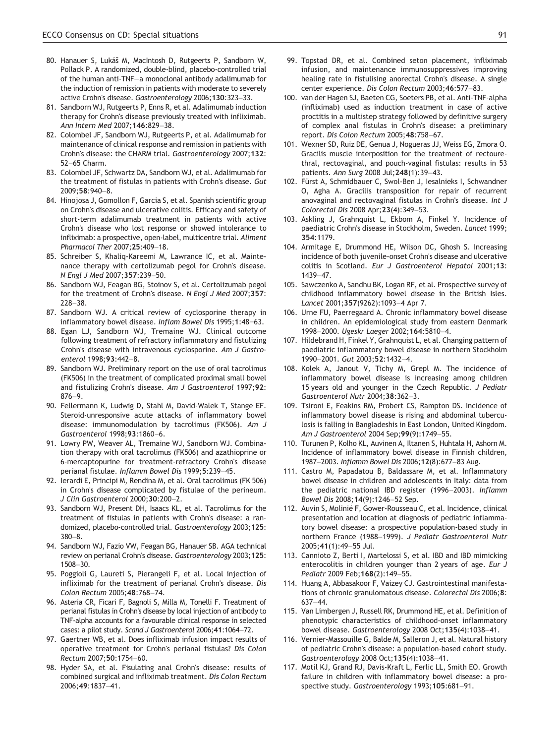80. Hanauer S, Lukáš M, MacIntosh D, Rutgeerts P, Sandborn W, Pollack P. A randomized, double-blind, placebo-controlled trial of the human anti-TNF—a monoclonal antibody adalimumab for the induction of remission in patients with moderate to severely active Crohn's disease. *Gastroenterology* 2006;**130**:323–33.
81. Sandborn WJ, Rutgeerts P, Enns R, et al. Adalimumab induction therapy for Crohn's disease previously treated with infliximab. *Ann Intern Med* 2007;**146**:829–38.
82. Colombel JF, Sandborn WJ, Rutgeerts P, et al. Adalimumab for maintenance of clinical response and remission in patients with Crohn's disease: the CHARM trial. *Gastroenterology* 2007;**132**: 52–65 Charm.
83. Colombel JF, Schwartz DA, Sandborn WJ, et al. Adalimumab for the treatment of fistulas in patients with Crohn's disease. *Gut* 2009;**58**:940–8.
84. Hinojosa J, Gomollon F, Garcia S, et al. Spanish scientific group on Crohn's disease and ulcerative colitis. Efficacy and safety of short-term adalimumab treatment in patients with active Crohn's disease who lost response or showed intolerance to infliximab: a prospective, open-label, multicentre trial. *Aliment Pharmacol Ther* 2007;**25**:409–18.
85. Schreiber S, Khaliq-Kareemi M, Lawrance IC, et al. Maintenance therapy with certolizumab pegol for Crohn's disease. *N Engl J Med* 2007;**357**:239–50.
86. Sandborn WJ, Feagan BG, Stoinov S, et al. Certolizumab pegol for the treatment of Crohn's disease. *N Engl J Med* 2007;**357**: 228–38.
87. Sandborn WJ. A critical review of cyclosporine therapy in inflammatory bowel disease. *Inflam Bowel Dis* 1995;**1**:48–63.
88. Egan LJ, Sandborn WJ, Tremaine WJ. Clinical outcome following treatment of refractory inflammatory and fistulizing Crohn's disease with intravenous cyclosporine. *Am J Gastroenterol* 1998;**93**:442–8.
89. Sandborn WJ. Preliminary report on the use of oral tacrolimus (FK506) in the treatment of complicated proximal small bowel and fistulizing Crohn's disease. *Am J Gastroenterol* 1997;**92**: 876–9.
90. Fellermann K, Ludwig D, Stahl M, David-Walek T, Stange EF. Steroid-unresponsive acute attacks of inflammatory bowel disease: immunomodulation by tacrolimus (FK506). *Am J Gastroenterol* 1998;**93**:1860–6.
91. Lowry PW, Weaver AL, Tremaine WJ, Sandborn WJ. Combination therapy with oral tacrolimus (FK506) and azathioprine or 6-mercaptopurine for treatment-refractory Crohn's disease perianal fistulae. *Inflamm Bowel Dis* 1999;**5**:239–45.
92. Ierardi E, Principi M, Rendina M, et al. Oral tacrolimus (FK 506) in Crohn's disease complicated by fistulae of the perineum. *J Clin Gastroenterol* 2000;**30**:200–2.
93. Sandborn WJ, Present DH, Isaacs KL, et al. Tacrolimus for the treatment of fistulas in patients with Crohn's disease: a randomized, placebo-controlled trial. *Gastroenterology* 2003;**125**: 380–8.
94. Sandborn WJ, Fazio VW, Feagan BG, Hanauer SB. AGA technical review on perianal Crohn's disease. *Gastroenterology* 2003;**125**: 1508–30.
95. Poggioli G, Laureti S, Pierangeli F, et al. Local injection of infliximab for the treatment of perianal Crohn's disease. *Dis Colon Rectum* 2005;**48**:768–74.
96. Asteria CR, Ficari F, Bagnoli S, Milla M, Tonelli F. Treatment of perianal fistulas in Crohn's disease by local injection of antibody to TNF-alpha accounts for a favourable clinical response in selected cases: a pilot study. *Scand J Gastroenterol* 2006;**41**:1064–72.
97. Gaertner WB, et al. Does infliximab infusion impact results of operative treatment for Crohn's perianal fistulas? *Dis Colon Rectum* 2007;**50**:1754–60.
98. Hyder SA, et al. Fisulating anal Crohn's disease: results of combined surgical and infliximab treatment. *Dis Colon Rectum* 2006;**49**:1837–41.
99. Topstad DR, et al. Combined seton placement, infliximab infusion, and maintenance immunosuppressives improving healing rate in fistulising anorectal Crohn's disease. A single center experience. *Dis Colon Rectum* 2003;**46**:577–83.
100. van der Hagen SJ, Baeten CG, Soeters PB, et al. Anti-TNF-alpha (infliximab) used as induction treatment in case of active proctitis in a multistep strategy followed by definitive surgery of complex anal fistulas in Crohn's disease: a preliminary report. *Dis Colon Rectum* 2005;**48**:758–67.
101. Wexner SD, Ruiz DE, Genua J, Nogueras JJ, Weiss EG, Zmora O. Gracilis muscle interposition for the treatment of rectourethral, rectovaginal, and pouch-vaginal fistulas: results in 53 patients. *Ann Surg* 2008 Jul;**248**(1):39–43.
102. Fürst A, Schmidbauer C, Swol-Ben J, Iesalnieks I, Schwandner O, Agha A. Gracilis transposition for repair of recurrent anovaginal and rectovaginal fistulas in Crohn's disease. *Int J Colorectal Dis* 2008 Apr;**23**(4):349–53.
103. Askling J, Grahnquist L, Ekbom A, Finkel Y. Incidence of paediatric Crohn's disease in Stockholm, Sweden. *Lancet* 1999; **354**:1179.
104. Armitage E, Drummond HE, Wilson DC, Ghosh S. Increasing incidence of both juvenile-onset Crohn's disease and ulcerative colitis in Scotland. *Eur J Gastroenterol Hepatol* 2001;**13**: 1439–47.
105. Sawczenko A, Sandhu BK, Logan RF, et al. Prospective survey of childhood inflammatory bowel disease in the British Isles. *Lancet* 2001;**357**(9262):1093–4 Apr 7.
106. Urne FU, Paerregaard A. Chronic inflammatory bowel disease in children. An epidemiological study from eastern Denmark 1998–2000. *Ugeskr Laeger* 2002;**164**:5810–4.
107. Hildebrand H, Finkel Y, Grahnquist L, et al. Changing pattern of paediatric inflammatory bowel disease in northern Stockholm 1990–2001. *Gut* 2003;**52**:1432–4.
108. Kolek A, Janout V, Tichy M, Grepl M. The incidence of inflammatory bowel disease is increasing among children 15 years old and younger in the Czech Republic. *J Pediatr Gastroenterol Nutr* 2004;**38**:362–3.
109. Tsironi E, Feakins RM, Probert CS, Rampton DS. Incidence of inflammatory bowel disease is rising and abdominal tuberculosis is falling in Bangladeshis in East London, United Kingdom. *Am J Gastroenterol* 2004 Sep;**99**(9):1749–55.
110. Turunen P, Kolho KL, Auvinen A, Iltanen S, Huhtala H, Ashorn M. Incidence of inflammatory bowel disease in Finnish children, 1987–2003. *Inflamm Bowel Dis* 2006;**12**(8):677–83 Aug.
111. Castro M, Papadatou B, Baldassare M, et al. Inflammatory bowel disease in children and adolescents in Italy: data from the pediatric national IBD register (1996–2003). *Inflamm Bowel Dis* 2008;**14**(9):1246–52 Sep.
112. Auvin S, Molinié F, Gower-Rousseau C, et al. Incidence, clinical presentation and location at diagnosis of pediatric inflammatory bowel disease: a prospective population-based study in northern France (1988–1999). *J Pediatr Gastroenterol Nutr* 2005;**41**(1):49–55 Jul.
113. Cannioto Z, Berti I, Martelossi S, et al. IBD and IBD mimicking enterocolitis in children younger than 2 years of age. *Eur J Pediatr* 2009 Feb;**168**(2):149–55.
114. Huang A, Abbasakoor F, Vaizey CJ. Gastrointestinal manifestations of chronic granulomatous disease. *Colorectal Dis* 2006;**8**: 637–44.
115. Van Limbergen J, Russell RK, Drummond HE, et al. Definition of phenotypic characteristics of childhood-onset inflammatory bowel disease. *Gastroenterology* 2008 Oct;**135**(4):1038–41.
116. Vernier-Massouille G, Balde M, Salleron J, et al. Natural history of pediatric Crohn's disease: a population-based cohort study. *Gastroenterology* 2008 Oct;**135**(4):1038–41.
117. Motil KJ, Grand RJ, Davis-Kraft L, Ferlic LL, Smith EO. Growth failure in children with inflammatory bowel disease: a prospective study. *Gastroenterology* 1993;**105**:681–91.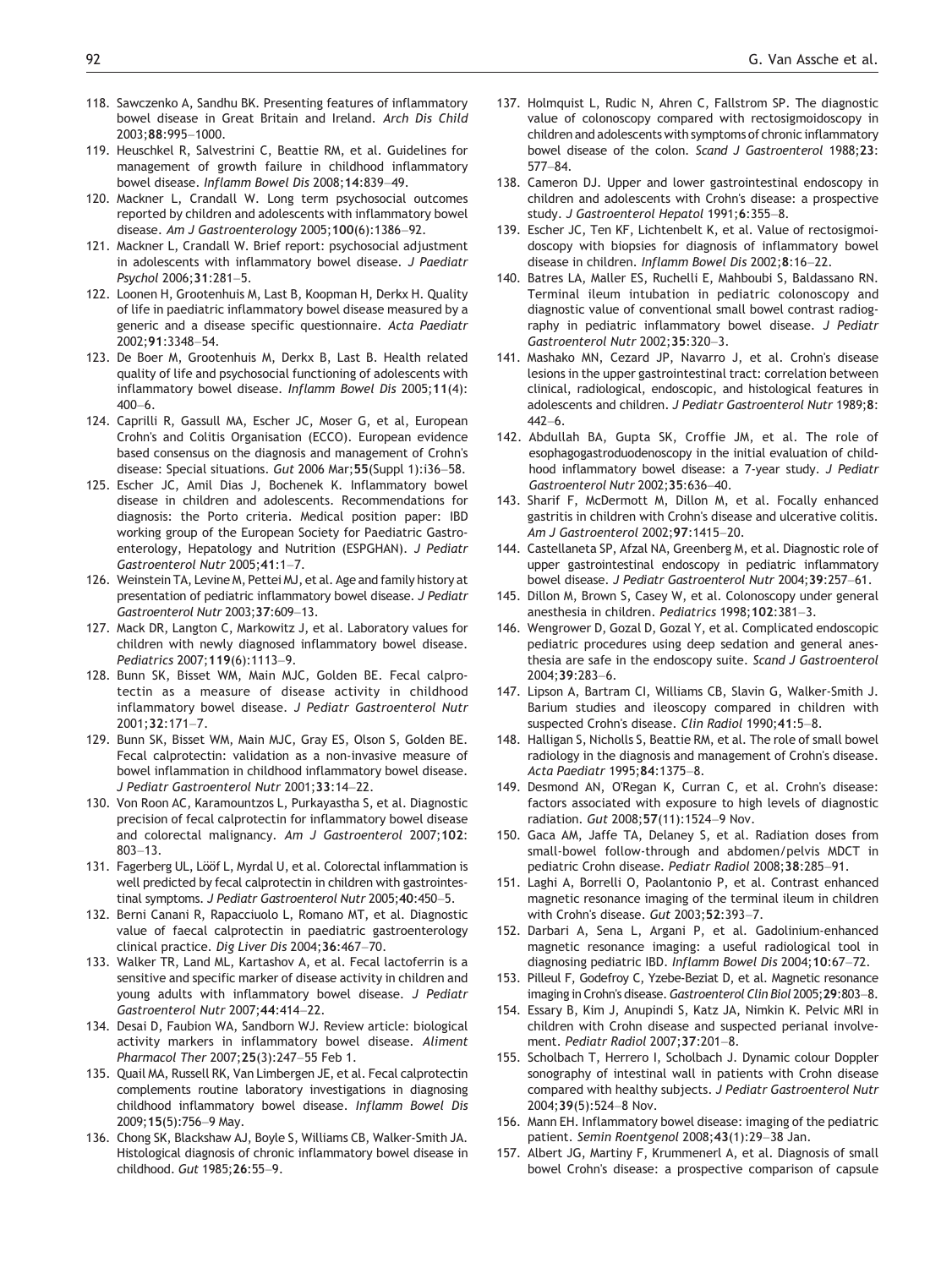118. Sawczenko A, Sandhu BK. Presenting features of inflammatory bowel disease in Great Britain and Ireland. *Arch Dis Child* 2003;**88**:995–1000.
119. Heuschkel R, Salvestrini C, Beattie RM, et al. Guidelines for management of growth failure in childhood inflammatory bowel disease. *Inflamm Bowel Dis* 2008;**14**:839–49.
120. Mackner L, Crandall W. Long term psychosocial outcomes reported by children and adolescents with inflammatory bowel disease. *Am J Gastroenterology* 2005;**100**(6):1386–92.
121. Mackner L, Crandall W. Brief report: psychosocial adjustment in adolescents with inflammatory bowel disease. *J Paediatr Psychol* 2006;**31**:281–5.
122. Loonen H, Grootenhuis M, Last B, Koopman H, Derkx H. Quality of life in paediatric inflammatory bowel disease measured by a generic and a disease specific questionnaire. *Acta Paediatr* 2002;**91**:3348–54.
123. De Boer M, Grootenhuis M, Derkx B, Last B. Health related quality of life and psychosocial functioning of adolescents with inflammatory bowel disease. *Inflamm Bowel Dis* 2005;**11**(4): 400–6.
124. Caprilli R, Gassull MA, Escher JC, Moser G, et al, European Crohn's and Colitis Organisation (ECCO). European evidence based consensus on the diagnosis and management of Crohn's disease: Special situations. *Gut* 2006 Mar;**55**(Suppl 1):i36–58.
125. Escher JC, Amil Dias J, Bochenek K. Inflammatory bowel disease in children and adolescents. Recommendations for diagnosis: the Porto criteria. Medical position paper: IBD working group of the European Society for Paediatric Gastroenterology, Hepatology and Nutrition (ESPGHAN). *J Pediatr Gastroenterol Nutr* 2005;**41**:1–7.
126. Weinstein TA, Levine M, Pettei MJ, et al. Age and family history at presentation of pediatric inflammatory bowel disease. *J Pediatr Gastroenterol Nutr* 2003;**37**:609–13.
127. Mack DR, Langton C, Markowitz J, et al. Laboratory values for children with newly diagnosed inflammatory bowel disease. *Pediatrics* 2007;**119**(6):1113–9.
128. Bunn SK, Bisset WM, Main MJC, Golden BE. Fecal calprotectin as a measure of disease activity in childhood inflammatory bowel disease. *J Pediatr Gastroenterol Nutr* 2001;**32**:171–7.
129. Bunn SK, Bisset WM, Main MJC, Gray ES, Olson S, Golden BE. Fecal calprotectin: validation as a non-invasive measure of bowel inflammation in childhood inflammatory bowel disease. *J Pediatr Gastroenterol Nutr* 2001;**33**:14–22.
130. Von Roon AC, Karamountzos L, Purkayastha S, et al. Diagnostic precision of fecal calprotectin for inflammatory bowel disease and colorectal malignancy. *Am J Gastroenterol* 2007;**102**: 803–13.
131. Fagerberg UL, Lööf L, Myrdal U, et al. Colorectal inflammation is well predicted by fecal calprotectin in children with gastrointestinal symptoms. *J Pediatr Gastroenterol Nutr* 2005;**40**:450–5.
132. Berni Canani R, Rapacciuolo L, Romano MT, et al. Diagnostic value of faecal calprotectin in paediatric gastroenterology clinical practice. *Dig Liver Dis* 2004;**36**:467–70.
133. Walker TR, Land ML, Kartashov A, et al. Fecal lactoferrin is a sensitive and specific marker of disease activity in children and young adults with inflammatory bowel disease. *J Pediatr Gastroenterol Nutr* 2007;**44**:414–22.
134. Desai D, Faubion WA, Sandborn WJ. Review article: biological activity markers in inflammatory bowel disease. *Aliment Pharmacol Ther* 2007;**25**(3):247–55 Feb 1.
135. Quail MA, Russell RK, Van Limbergen JE, et al. Fecal calprotectin complements routine laboratory investigations in diagnosing childhood inflammatory bowel disease. *Inflamm Bowel Dis* 2009;**15**(5):756–9 May.
136. Chong SK, Blackshaw AJ, Boyle S, Williams CB, Walker-Smith JA. Histological diagnosis of chronic inflammatory bowel disease in childhood. *Gut* 1985;**26**:55–9.
137. Holmquist L, Rudic N, Ahren C, Fallstrom SP. The diagnostic value of colonoscopy compared with rectosigmoidoscopy in children and adolescents with symptoms of chronic inflammatory bowel disease of the colon. *Scand J Gastroenterol* 1988;**23**: 577–84.
138. Cameron DJ. Upper and lower gastrointestinal endoscopy in children and adolescents with Crohn's disease: a prospective study. *J Gastroenterol Hepatol* 1991;**6**:355–8.
139. Escher JC, Ten KF, Lichtenbelt K, et al. Value of rectosigmoidoscopy with biopsies for diagnosis of inflammatory bowel disease in children. *Inflamm Bowel Dis* 2002;**8**:16–22.
140. Batres LA, Maller ES, Ruchelli E, Mahboubi S, Baldassano RN. Terminal ileum intubation in pediatric colonoscopy and diagnostic value of conventional small bowel contrast radiography in pediatric inflammatory bowel disease. *J Pediatr Gastroenterol Nutr* 2002;**35**:320–3.
141. Mashako MN, Cezard JP, Navarro J, et al. Crohn's disease lesions in the upper gastrointestinal tract: correlation between clinical, radiological, endoscopic, and histological features in adolescents and children. *J Pediatr Gastroenterol Nutr* 1989;**8**: 442–6.
142. Abdullah BA, Gupta SK, Croffie JM, et al. The role of esophagogastroduodenoscopy in the initial evaluation of childhood inflammatory bowel disease: a 7-year study. *J Pediatr Gastroenterol Nutr* 2002;**35**:636–40.
143. Sharif F, McDermott M, Dillon M, et al. Focally enhanced gastritis in children with Crohn's disease and ulcerative colitis. *Am J Gastroenterol* 2002;**97**:1415–20.
144. Castellaneta SP, Afzal NA, Greenberg M, et al. Diagnostic role of upper gastrointestinal endoscopy in pediatric inflammatory bowel disease. *J Pediatr Gastroenterol Nutr* 2004;**39**:257–61.
145. Dillon M, Brown S, Casey W, et al. Colonoscopy under general anesthesia in children. *Pediatrics* 1998;**102**:381–3.
146. Wengrower D, Gozal D, Gozal Y, et al. Complicated endoscopic pediatric procedures using deep sedation and general anesthesia are safe in the endoscopy suite. *Scand J Gastroenterol* 2004;**39**:283–6.
147. Lipson A, Bartram CI, Williams CB, Slavin G, Walker-Smith J. Barium studies and ileoscopy compared in children with suspected Crohn's disease. *Clin Radiol* 1990;**41**:5–8.
148. Halligan S, Nicholls S, Beattie RM, et al. The role of small bowel radiology in the diagnosis and management of Crohn's disease. *Acta Paediatr* 1995;**84**:1375–8.
149. Desmond AN, O'Regan K, Curran C, et al. Crohn's disease: factors associated with exposure to high levels of diagnostic radiation. *Gut* 2008;**57**(11):1524–9 Nov.
150. Gaca AM, Jaffe TA, Delaney S, et al. Radiation doses from small-bowel follow-through and abdomen/pelvis MDCT in pediatric Crohn disease. *Pediatr Radiol* 2008;**38**:285–91.
151. Laghi A, Borrelli O, Paolantonio P, et al. Contrast enhanced magnetic resonance imaging of the terminal ileum in children with Crohn's disease. *Gut* 2003;**52**:393–7.
152. Darbari A, Sena L, Argani P, et al. Gadolinium-enhanced magnetic resonance imaging: a useful radiological tool in diagnosing pediatric IBD. *Inflamm Bowel Dis* 2004;**10**:67–72.
153. Pilleul F, Godefroy C, Yzebe-Beziat D, et al. Magnetic resonance imaging in Crohn's disease. *Gastroenterol Clin Biol* 2005;**29**:803–8.
154. Essary B, Kim J, Anupindi S, Katz JA, Nimkin K. Pelvic MRI in children with Crohn disease and suspected perianal involvement. *Pediatr Radiol* 2007;**37**:201–8.
155. Scholbach T, Herrero I, Scholbach J. Dynamic colour Doppler sonography of intestinal wall in patients with Crohn disease compared with healthy subjects. *J Pediatr Gastroenterol Nutr* 2004;**39**(5):524–8 Nov.
156. Mann EH. Inflammatory bowel disease: imaging of the pediatric patient. *Semin Roentgenol* 2008;**43**(1):29–38 Jan.
157. Albert JG, Martiny F, Krummenerl A, et al. Diagnosis of small bowel Crohn's disease: a prospective comparison of capsule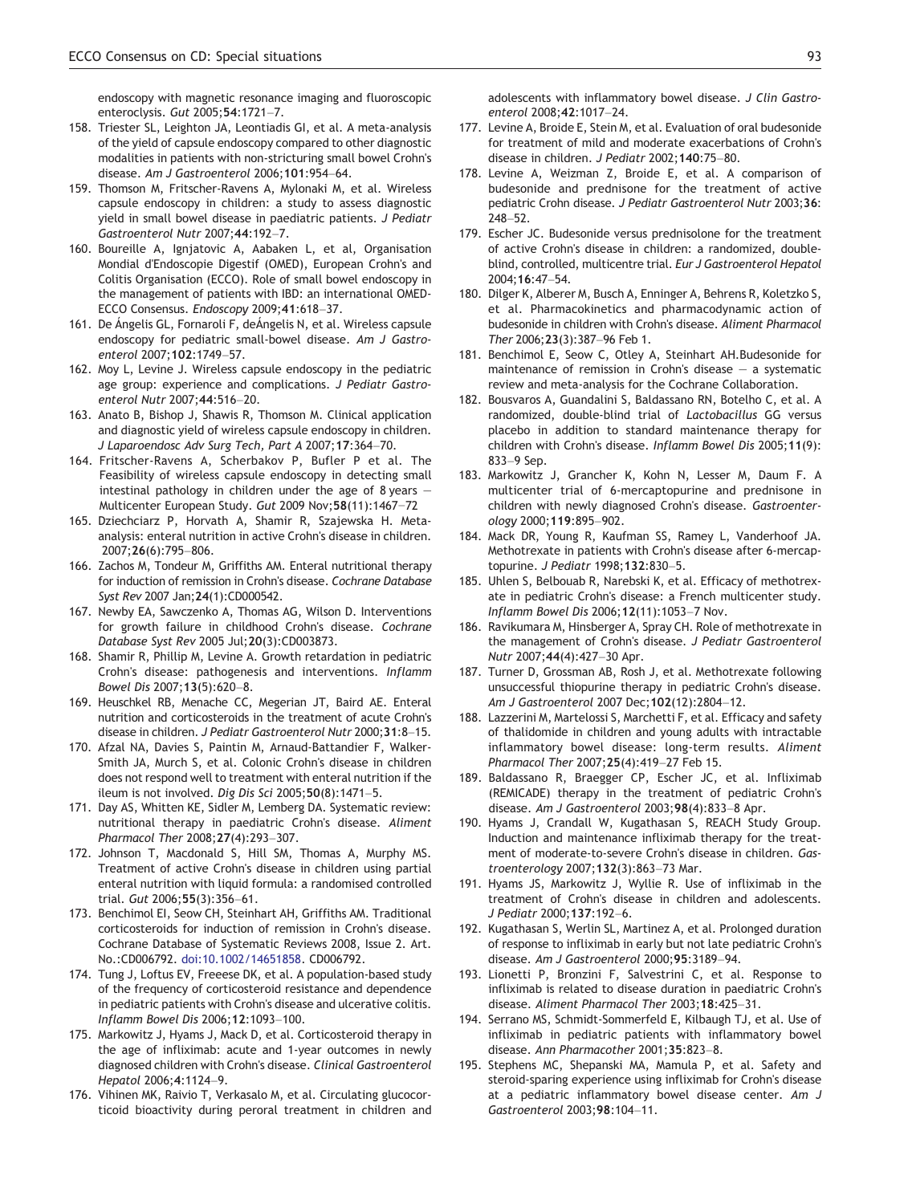endoscopy with magnetic resonance imaging and fluoroscopic enteroclysis. *Gut* 2005;**54**:1721–7.

158. Triester SL, Leighton JA, Leontiadis GI, et al. A meta-analysis of the yield of capsule endoscopy compared to other diagnostic modalities in patients with non-stricturing small bowel Crohn's disease. *Am J Gastroenterol* 2006;**101**:954–64.
159. Thomson M, Fritscher-Ravens A, Mylonaki M, et al. Wireless capsule endoscopy in children: a study to assess diagnostic yield in small bowel disease in paediatric patients. *J Pediatr Gastroenterol Nutr* 2007;**44**:192–7.
160. Boureille A, Ignjatovic A, Aabaken L, et al, Organisation Mondial d'Endoscopie Digestif (OMED), European Crohn's and Colitis Organisation (ECCO). Role of small bowel endoscopy in the management of patients with IBD: an international OMED-ECCO Consensus. *Endoscopy* 2009;**41**:618–37.
161. De Ángelis GL, Fornaroli F, deÁngelis N, et al. Wireless capsule endoscopy for pediatric small-bowel disease. *Am J Gastroenterol* 2007;**102**:1749–57.
162. Moy L, Levine J. Wireless capsule endoscopy in the pediatric age group: experience and complications. *J Pediatr Gastroenterol Nutr* 2007;**44**:516–20.
163. Anato B, Bishop J, Shawis R, Thomson M. Clinical application and diagnostic yield of wireless capsule endoscopy in children. *J Laparoendosc Adv Surg Tech, Part A* 2007;**17**:364–70.
164. Fritscher-Ravens A, Scherbakov P, Bufler P et al. The Feasibility of wireless capsule endoscopy in detecting small intestinal pathology in children under the age of 8 years — Multicenter European Study. *Gut* 2009 Nov;**58**(11):1467–72
165. Dziechciarz P, Horvath A, Shamir R, Szajewska H. Meta-analysis: enteral nutrition in active Crohn's disease in children. 2007;**26**(6):795–806.
166. Zachos M, Tondeur M, Griffiths AM. Enteral nutritional therapy for induction of remission in Crohn's disease. *Cochrane Database Syst Rev* 2007 Jan;**24**(1):CD000542.
167. Newby EA, Sawczenko A, Thomas AG, Wilson D. Interventions for growth failure in childhood Crohn's disease. *Cochrane Database Syst Rev* 2005 Jul;**20**(3):CD003873.
168. Shamir R, Phillip M, Levine A. Growth retardation in pediatric Crohn's disease: pathogenesis and interventions. *Inflamm Bowel Dis* 2007;**13**(5):620–8.
169. Heuschkel RB, Menache CC, Megerian JT, Baird AE. Enteral nutrition and corticosteroids in the treatment of acute Crohn's disease in children. *J Pediatr Gastroenterol Nutr* 2000;**31**:8–15.
170. Afzal NA, Davies S, Paintin M, Arnaud-Battandier F, Walker-Smith JA, Murch S, et al. Colonic Crohn's disease in children does not respond well to treatment with enteral nutrition if the ileum is not involved. *Dig Dis Sci* 2005;**50**(8):1471–5.
171. Day AS, Whitten KE, Sidler M, Lemberg DA. Systematic review: nutritional therapy in paediatric Crohn's disease. *Aliment Pharmacol Ther* 2008;**27**(4):293–307.
172. Johnson T, Macdonald S, Hill SM, Thomas A, Murphy MS. Treatment of active Crohn's disease in children using partial enteral nutrition with liquid formula: a randomised controlled trial. *Gut* 2006;**55**(3):356–61.
173. Benchimol EI, Seow CH, Steinhart AH, Griffiths AM. Traditional corticosteroids for induction of remission in Crohn's disease. Cochrane Database of Systematic Reviews 2008, Issue 2. Art. No.:CD006792. doi:10.1002/14651858. CD006792.
174. Tung J, Loftus EV, Freeese DK, et al. A population-based study of the frequency of corticosteroid resistance and dependence in pediatric patients with Crohn's disease and ulcerative colitis. *Inflamm Bowel Dis* 2006;**12**:1093–100.
175. Markowitz J, Hyams J, Mack D, et al. Corticosteroid therapy in the age of infliximab: acute and 1-year outcomes in newly diagnosed children with Crohn's disease. *Clinical Gastroenterol Hepatol* 2006;**4**:1124–9.
176. Vihinen MK, Raivio T, Verkasalo M, et al. Circulating glucocorticoid bioactivity during peroral treatment in children and adolescents with inflammatory bowel disease. *J Clin Gastroenterol* 2008;**42**:1017–24.
177. Levine A, Broide E, Stein M, et al. Evaluation of oral budesonide for treatment of mild and moderate exacerbations of Crohn's disease in children. *J Pediatr* 2002;**140**:75–80.
178. Levine A, Weizman Z, Broide E, et al. A comparison of budesonide and prednisone for the treatment of active pediatric Crohn disease. *J Pediatr Gastroenterol Nutr* 2003;**36**: 248–52.
179. Escher JC. Budesonide versus prednisolone for the treatment of active Crohn's disease in children: a randomized, double-blind, controlled, multicentre trial. *Eur J Gastroenterol Hepatol* 2004;**16**:47–54.
180. Dilger K, Alberer M, Busch A, Enninger A, Behrens R, Koletzko S, et al. Pharmacokinetics and pharmacodynamic action of budesonide in children with Crohn's disease. *Aliment Pharmacol Ther* 2006;**23**(3):387–96 Feb 1.
181. Benchimol E, Seow C, Otley A, Steinhart AH.Budesonide for maintenance of remission in Crohn's disease — a systematic review and meta-analysis for the Cochrane Collaboration.
182. Bousvaros A, Guandalini S, Baldassano RN, Botelho C, et al. A randomized, double-blind trial of *Lactobacillus* GG versus placebo in addition to standard maintenance therapy for children with Crohn's disease. *Inflamm Bowel Dis* 2005;**11**(9): 833–9 Sep.
183. Markowitz J, Grancher K, Kohn N, Lesser M, Daum F. A multicenter trial of 6-mercaptopurine and prednisone in children with newly diagnosed Crohn's disease. *Gastroenterology* 2000;**119**:895–902.
184. Mack DR, Young R, Kaufman SS, Ramey L, Vanderhoof JA. Methotrexate in patients with Crohn's disease after 6-mercaptopurine. *J Pediatr* 1998;**132**:830–5.
185. Uhlen S, Belbouab R, Narebski K, et al. Efficacy of methotrexate in pediatric Crohn's disease: a French multicenter study. *Inflamm Bowel Dis* 2006;**12**(11):1053–7 Nov.
186. Ravikumara M, Hinsberger A, Spray CH. Role of methotrexate in the management of Crohn's disease. *J Pediatr Gastroenterol Nutr* 2007;**44**(4):427–30 Apr.
187. Turner D, Grossman AB, Rosh J, et al. Methotrexate following unsuccessful thiopurine therapy in pediatric Crohn's disease. *Am J Gastroenterol* 2007 Dec;**102**(12):2804–12.
188. Lazzerini M, Martelossi S, Marchetti F, et al. Efficacy and safety of thalidomide in children and young adults with intractable inflammatory bowel disease: long-term results. *Aliment Pharmacol Ther* 2007;**25**(4):419–27 Feb 15.
189. Baldassano R, Braegger CP, Escher JC, et al. Infliximab (REMICADE) therapy in the treatment of pediatric Crohn's disease. *Am J Gastroenterol* 2003;**98**(4):833–8 Apr.
190. Hyams J, Crandall W, Kugathasan S, REACH Study Group. Induction and maintenance infliximab therapy for the treatment of moderate-to-severe Crohn's disease in children. *Gastroenterology* 2007;**132**(3):863–73 Mar.
191. Hyams JS, Markowitz J, Wyllie R. Use of infliximab in the treatment of Crohn's disease in children and adolescents. *J Pediatr* 2000;**137**:192–6.
192. Kugathasan S, Werlin SL, Martinez A, et al. Prolonged duration of response to infliximab in early but not late pediatric Crohn's disease. *Am J Gastroenterol* 2000;**95**:3189–94.
193. Lionetti P, Bronzini F, Salvestrini C, et al. Response to infliximab is related to disease duration in paediatric Crohn's disease. *Aliment Pharmacol Ther* 2003;**18**:425–31.
194. Serrano MS, Schmidt-Sommerfeld E, Kilbaugh TJ, et al. Use of infliximab in pediatric patients with inflammatory bowel disease. *Ann Pharmacother* 2001;**35**:823–8.
195. Stephens MC, Shepanski MA, Mamula P, et al. Safety and steroid-sparing experience using infliximab for Crohn's disease at a pediatric inflammatory bowel disease center. *Am J Gastroenterol* 2003;**98**:104–11.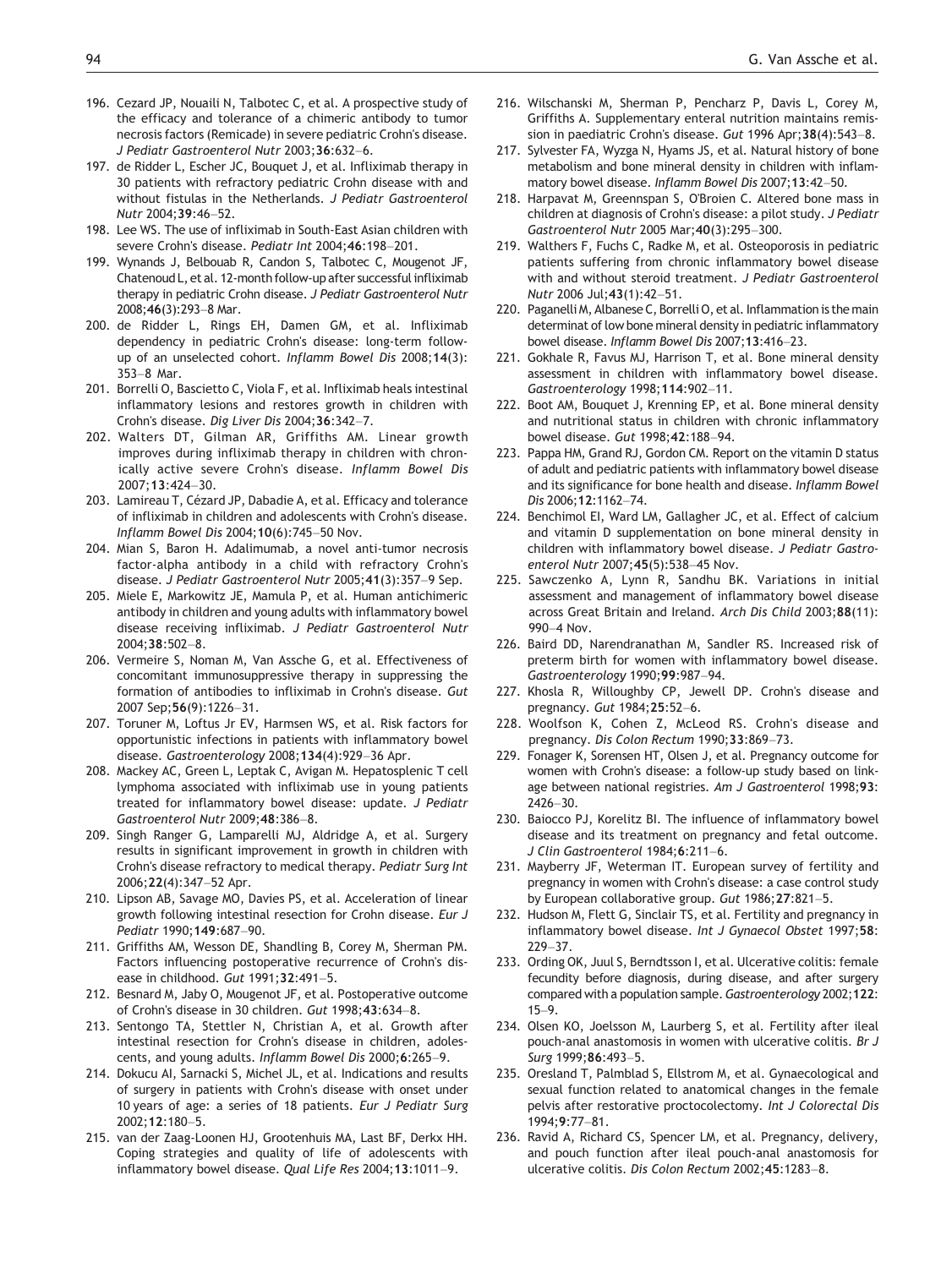196. Cezard JP, Nouaili N, Talbotec C, et al. A prospective study of the efficacy and tolerance of a chimeric antibody to tumor necrosis factors (Remicade) in severe pediatric Crohn's disease. *J Pediatr Gastroenterol Nutr* 2003;**36**:632–6.

197. de Ridder L, Escher JC, Bouquet J, et al. Infliximab therapy in 30 patients with refractory pediatric Crohn disease with and without fistulas in the Netherlands. *J Pediatr Gastroenterol Nutr* 2004;**39**:46–52.

198. Lee WS. The use of infliximab in South-East Asian children with severe Crohn's disease. *Pediatr Int* 2004;**46**:198–201.

199. Wynands J, Belbouab R, Candon S, Talbotec C, Mougenot JF, Chatenoud L, et al. 12-month follow-up after successful infliximab therapy in pediatric Crohn disease. *J Pediatr Gastroenterol Nutr* 2008;**46**(3):293–8 Mar.

200. de Ridder L, Rings EH, Damen GM, et al. Infliximab dependency in pediatric Crohn's disease: long-term follow-up of an unselected cohort. *Inflamm Bowel Dis* 2008;**14**(3): 353–8 Mar.

201. Borrelli O, Bascietto C, Viola F, et al. Infliximab heals intestinal inflammatory lesions and restores growth in children with Crohn's disease. *Dig Liver Dis* 2004;**36**:342–7.

202. Walters DT, Gilman AR, Griffiths AM. Linear growth improves during infliximab therapy in children with chronically active severe Crohn's disease. *Inflamm Bowel Dis* 2007;**13**:424–30.

203. Lamireau T, Cézard JP, Dabadie A, et al. Efficacy and tolerance of infliximab in children and adolescents with Crohn's disease. *Inflamm Bowel Dis* 2004;**10**(6):745–50 Nov.

204. Mian S, Baron H. Adalimumab, a novel anti-tumor necrosis factor-alpha antibody in a child with refractory Crohn's disease. *J Pediatr Gastroenterol Nutr* 2005;**41**(3):357–9 Sep.

205. Miele E, Markowitz JE, Mamula P, et al. Human antichimeric antibody in children and young adults with inflammatory bowel disease receiving infliximab. *J Pediatr Gastroenterol Nutr* 2004;**38**:502–8.

206. Vermeire S, Noman M, Van Assche G, et al. Effectiveness of concomitant immunosuppressive therapy in suppressing the formation of antibodies to infliximab in Crohn's disease. *Gut* 2007 Sep;**56**(9):1226–31.

207. Toruner M, Loftus Jr EV, Harmsen WS, et al. Risk factors for opportunistic infections in patients with inflammatory bowel disease. *Gastroenterology* 2008;**134**(4):929–36 Apr.

208. Mackey AC, Green L, Leptak C, Avigan M. Hepatosplenic T cell lymphoma associated with infliximab use in young patients treated for inflammatory bowel disease: update. *J Pediatr Gastroenterol Nutr* 2009;**48**:386–8.

209. Singh Ranger G, Lamparelli MJ, Aldridge A, et al. Surgery results in significant improvement in growth in children with Crohn's disease refractory to medical therapy. *Pediatr Surg Int* 2006;**22**(4):347–52 Apr.

210. Lipson AB, Savage MO, Davies PS, et al. Acceleration of linear growth following intestinal resection for Crohn disease. *Eur J Pediatr* 1990;**149**:687–90.

211. Griffiths AM, Wesson DE, Shandling B, Corey M, Sherman PM. Factors influencing postoperative recurrence of Crohn's disease in childhood. *Gut* 1991;**32**:491–5.

212. Besnard M, Jaby O, Mougenot JF, et al. Postoperative outcome of Crohn's disease in 30 children. *Gut* 1998;**43**:634–8.

213. Sentongo TA, Stettler N, Christian A, et al. Growth after intestinal resection for Crohn's disease in children, adolescents, and young adults. *Inflamm Bowel Dis* 2000;**6**:265–9.

214. Dokucu AI, Sarnacki S, Michel JL, et al. Indications and results of surgery in patients with Crohn's disease with onset under 10 years of age: a series of 18 patients. *Eur J Pediatr Surg* 2002;**12**:180–5.

215. van der Zaag-Loonen HJ, Grootenhuis MA, Last BF, Derkx HH. Coping strategies and quality of life of adolescents with inflammatory bowel disease. *Qual Life Res* 2004;**13**:1011–9.

216. Wilschanski M, Sherman P, Pencharz P, Davis L, Corey M, Griffiths A. Supplementary enteral nutrition maintains remission in paediatric Crohn's disease. *Gut* 1996 Apr;**38**(4):543–8.

217. Sylvester FA, Wyzga N, Hyams JS, et al. Natural history of bone metabolism and bone mineral density in children with inflammatory bowel disease. *Inflamm Bowel Dis* 2007;**13**:42–50.

218. Harpavat M, Greennspan S, O'Broien C. Altered bone mass in children at diagnosis of Crohn's disease: a pilot study. *J Pediatr Gastroenterol Nutr* 2005 Mar;**40**(3):295–300.

219. Walthers F, Fuchs C, Radke M, et al. Osteoporosis in pediatric patients suffering from chronic inflammatory bowel disease with and without steroid treatment. *J Pediatr Gastroenterol Nutr* 2006 Jul;**43**(1):42–51.

220. Paganelli M, Albanese C, Borrelli O, et al. Inflammation is the main determinat of low bone mineral density in pediatric inflammatory bowel disease. *Inflamm Bowel Dis* 2007;**13**:416–23.

221. Gokhale R, Favus MJ, Harrison T, et al. Bone mineral density assessment in children with inflammatory bowel disease. *Gastroenterology* 1998;**114**:902–11.

222. Boot AM, Bouquet J, Krenning EP, et al. Bone mineral density and nutritional status in children with chronic inflammatory bowel disease. *Gut* 1998;**42**:188–94.

223. Pappa HM, Grand RJ, Gordon CM. Report on the vitamin D status of adult and pediatric patients with inflammatory bowel disease and its significance for bone health and disease. *Inflamm Bowel Dis* 2006;**12**:1162–74.

224. Benchimol EI, Ward LM, Gallagher JC, et al. Effect of calcium and vitamin D supplementation on bone mineral density in children with inflammatory bowel disease. *J Pediatr Gastroenterol Nutr* 2007;**45**(5):538–45 Nov.

225. Sawczenko A, Lynn R, Sandhu BK. Variations in initial assessment and management of inflammatory bowel disease across Great Britain and Ireland. *Arch Dis Child* 2003;**88**(11): 990–4 Nov.

226. Baird DD, Narendranathan M, Sandler RS. Increased risk of preterm birth for women with inflammatory bowel disease. *Gastroenterology* 1990;**99**:987–94.

227. Khosla R, Willoughby CP, Jewell DP. Crohn's disease and pregnancy. *Gut* 1984;**25**:52–6.

228. Woolfson K, Cohen Z, McLeod RS. Crohn's disease and pregnancy. *Dis Colon Rectum* 1990;**33**:869–73.

229. Fonager K, Sorensen HT, Olsen J, et al. Pregnancy outcome for women with Crohn's disease: a follow-up study based on linkage between national registries. *Am J Gastroenterol* 1998;**93**: 2426–30.

230. Baiocco PJ, Korelitz BI. The influence of inflammatory bowel disease and its treatment on pregnancy and fetal outcome. *J Clin Gastroenterol* 1984;**6**:211–6.

231. Mayberry JF, Weterman IT. European survey of fertility and pregnancy in women with Crohn's disease: a case control study by European collaborative group. *Gut* 1986;**27**:821–5.

232. Hudson M, Flett G, Sinclair TS, et al. Fertility and pregnancy in inflammatory bowel disease. *Int J Gynaecol Obstet* 1997;**58**: 229–37.

233. Ording OK, Juul S, Berndtsson I, et al. Ulcerative colitis: female fecundity before diagnosis, during disease, and after surgery compared with a population sample. *Gastroenterology* 2002;**122**: 15–9.

234. Olsen KO, Joelsson M, Laurberg S, et al. Fertility after ileal pouch-anal anastomosis in women with ulcerative colitis. *Br J Surg* 1999;**86**:493–5.

235. Oresland T, Palmblad S, Ellstrom M, et al. Gynaecological and sexual function related to anatomical changes in the female pelvis after restorative proctocolectomy. *Int J Colorectal Dis* 1994;**9**:77–81.

236. Ravid A, Richard CS, Spencer LM, et al. Pregnancy, delivery, and pouch function after ileal pouch-anal anastomosis for ulcerative colitis. *Dis Colon Rectum* 2002;**45**:1283–8.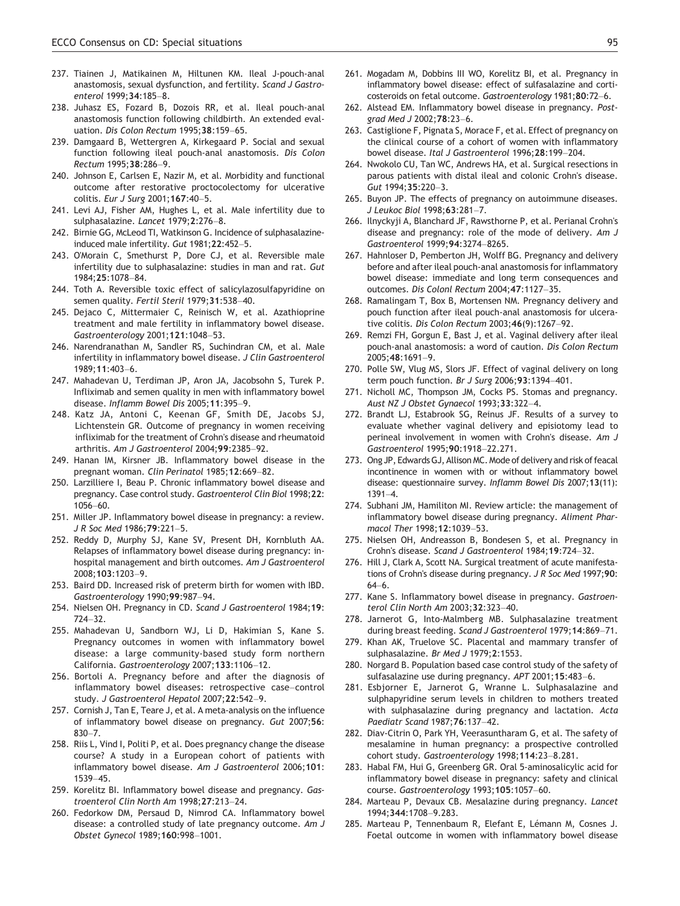237. Tiainen J, Matikainen M, Hiltunen KM. Ileal J-pouch-anal anastomosis, sexual dysfunction, and fertility. *Scand J Gastroenterol* 1999;**34**:185–8.
238. Juhasz ES, Fozard B, Dozois RR, et al. Ileal pouch-anal anastomosis function following childbirth. An extended evaluation. *Dis Colon Rectum* 1995;**38**:159–65.
239. Damgaard B, Wettergren A, Kirkegaard P. Social and sexual function following ileal pouch-anal anastomosis. *Dis Colon Rectum* 1995;**38**:286–9.
240. Johnson E, Carlsen E, Nazir M, et al. Morbidity and functional outcome after restorative proctocolectomy for ulcerative colitis. *Eur J Surg* 2001;**167**:40–5.
241. Levi AJ, Fisher AM, Hughes L, et al. Male infertility due to sulphasalazine. *Lancet* 1979;**2**:276–8.
242. Birnie GG, McLeod TI, Watkinson G. Incidence of sulphasalazine-induced male infertility. *Gut* 1981;**22**:452–5.
243. O'Morain C, Smethurst P, Dore CJ, et al. Reversible male infertility due to sulphasalazine: studies in man and rat. *Gut* 1984;**25**:1078–84.
244. Toth A. Reversible toxic effect of salicylazosulfapyridine on semen quality. *Fertil Steril* 1979;**31**:538–40.
245. Dejaco C, Mittermaier C, Reinisch W, et al. Azathioprine treatment and male fertility in inflammatory bowel disease. *Gastroenterology* 2001;**121**:1048–53.
246. Narendranathan M, Sandler RS, Suchindran CM, et al. Male infertility in inflammatory bowel disease. *J Clin Gastroenterol* 1989;**11**:403–6.
247. Mahadevan U, Terdiman JP, Aron JA, Jacobsohn S, Turek P. Infliximab and semen quality in men with inflammatory bowel disease. *Inflamm Bowel Dis* 2005;**11**:395–9.
248. Katz JA, Antoni C, Keenan GF, Smith DE, Jacobs SJ, Lichtenstein GR. Outcome of pregnancy in women receiving infliximab for the treatment of Crohn's disease and rheumatoid arthritis. *Am J Gastroenterol* 2004;**99**:2385–92.
249. Hanan IM, Kirsner JB. Inflammatory bowel disease in the pregnant woman. *Clin Perinatol* 1985;**12**:669–82.
250. Larzilliere I, Beau P. Chronic inflammatory bowel disease and pregnancy. Case control study. *Gastroenterol Clin Biol* 1998;**22**:1056–60.
251. Miller JP. Inflammatory bowel disease in pregnancy: a review. *J R Soc Med* 1986;**79**:221–5.
252. Reddy D, Murphy SJ, Kane SV, Present DH, Kornbluth AA. Relapses of inflammatory bowel disease during pregnancy: in-hospital management and birth outcomes. *Am J Gastroenterol* 2008;**103**:1203–9.
253. Baird DD. Increased risk of preterm birth for women with IBD. *Gastroenterology* 1990;**99**:987–94.
254. Nielsen OH. Pregnancy in CD. *Scand J Gastroenterol* 1984;**19**:724–32.
255. Mahadevan U, Sandborn WJ, Li D, Hakimian S, Kane S. Pregnancy outcomes in women with inflammatory bowel disease: a large community-based study form northern California. *Gastroenterology* 2007;**133**:1106–12.
256. Bortoli A. Pregnancy before and after the diagnosis of inflammatory bowel diseases: retrospective case–control study. *J Gastroenterol Hepatol* 2007;**22**:542–9.
257. Cornish J, Tan E, Teare J, et al. A meta-analysis on the influence of inflammatory bowel disease on pregnancy. *Gut* 2007;**56**:830–7.
258. Riis L, Vind I, Politi P, et al. Does pregnancy change the disease course? A study in a European cohort of patients with inflammatory bowel disease. *Am J Gastroenterol* 2006;**101**:1539–45.
259. Korelitz BI. Inflammatory bowel disease and pregnancy. *Gastroenterol Clin North Am* 1998;**27**:213–24.
260. Fedorkow DM, Persaud D, Nimrod CA. Inflammatory bowel disease: a controlled study of late pregnancy outcome. *Am J Obstet Gynecol* 1989;**160**:998–1001.
261. Mogadam M, Dobbins III WO, Korelitz BI, et al. Pregnancy in inflammatory bowel disease: effect of sulfasalazine and corticosteroids on fetal outcome. *Gastroenterology* 1981;**80**:72–6.
262. Alstead EM. Inflammatory bowel disease in pregnancy. *Postgrad Med J* 2002;**78**:23–6.
263. Castiglione F, Pignata S, Morace F, et al. Effect of pregnancy on the clinical course of a cohort of women with inflammatory bowel disease. *Ital J Gastroenterol* 1996;**28**:199–204.
264. Nwokolo CU, Tan WC, Andrews HA, et al. Surgical resections in parous patients with distal ileal and colonic Crohn's disease. *Gut* 1994;**35**:220–3.
265. Buyon JP. The effects of pregnancy on autoimmune diseases. *J Leukoc Biol* 1998;**63**:281–7.
266. Ilnyckyji A, Blanchard JF, Rawsthorne P, et al. Perianal Crohn's disease and pregnancy: role of the mode of delivery. *Am J Gastroenterol* 1999;**94**:3274–8265.
267. Hahnloser D, Pemberton JH, Wolff BG. Pregnancy and delivery before and after ileal pouch-anal anastomosis for inflammatory bowel disease: immediate and long term consequences and outcomes. *Dis Colonl Rectum* 2004;**47**:1127–35.
268. Ramalingam T, Box B, Mortensen NM. Pregnancy delivery and pouch function after ileal pouch-anal anastomosis for ulcerative colitis. *Dis Colon Rectum* 2003;**46**(9):1267–92.
269. Remzi FH, Gorgun E, Bast J, et al. Vaginal delivery after ileal pouch-anal anastomosis: a word of caution. *Dis Colon Rectum* 2005;**48**:1691–9.
270. Polle SW, Vlug MS, Slors JF. Effect of vaginal delivery on long term pouch function. *Br J Surg* 2006;**93**:1394–401.
271. Nicholl MC, Thompson JM, Cocks PS. Stomas and pregnancy. *Aust NZ J Obstet Gynaecol* 1993;**33**:322–4.
272. Brandt LJ, Estabrook SG, Reinus JF. Results of a survey to evaluate whether vaginal delivery and episiotomy lead to perineal involvement in women with Crohn's disease. *Am J Gastroenterol* 1995;**90**:1918–22.271.
273. Ong JP, Edwards GJ, Allison MC. Mode of delivery and risk of feacal incontinence in women with or without inflammatory bowel disease: questionnaire survey. *Inflamm Bowel Dis* 2007;**13**(11):1391–4.
274. Subhani JM, Hamiliton MI. Review article: the management of inflammatory bowel disease during pregnancy. *Aliment Pharmacol Ther* 1998;**12**:1039–53.
275. Nielsen OH, Andreasson B, Bondesen S, et al. Pregnancy in Crohn's disease. *Scand J Gastroenterol* 1984;**19**:724–32.
276. Hill J, Clark A, Scott NA. Surgical treatment of acute manifestations of Crohn's disease during pregnancy. *J R Soc Med* 1997;**90**:64–6.
277. Kane S. Inflammatory bowel disease in pregnancy. *Gastroenterol Clin North Am* 2003;**32**:323–40.
278. Jarnerot G, Into-Malmberg MB. Sulphasalazine treatment during breast feeding. *Scand J Gastroenterol* 1979;**14**:869–71.
279. Khan AK, Truelove SC. Placental and mammary transfer of sulphasalazine. *Br Med J* 1979;**2**:1553.
280. Norgard B. Population based case control study of the safety of sulfasalazine use during pregnancy. *APT* 2001;**15**:483–6.
281. Esbjorner E, Jarnerot G, Wranne L. Sulphasalazine and sulphapyridine serum levels in children to mothers treated with sulphasalazine during pregnancy and lactation. *Acta Paediatr Scand* 1987;**76**:137–42.
282. Diav-Citrin O, Park YH, Veerasuntharam G, et al. The safety of mesalamine in human pregnancy: a prospective controlled cohort study. *Gastroenterology* 1998;**114**:23–8.281.
283. Habal FM, Hui G, Greenberg GR. Oral 5-aminosalicylic acid for inflammatory bowel disease in pregnancy: safety and clinical course. *Gastroenterology* 1993;**105**:1057–60.
284. Marteau P, Devaux CB. Mesalazine during pregnancy. *Lancet* 1994;**344**:1708–9.283.
285. Marteau P, Tennenbaum R, Elefant E, Lémann M, Cosnes J. Foetal outcome in women with inflammatory bowel disease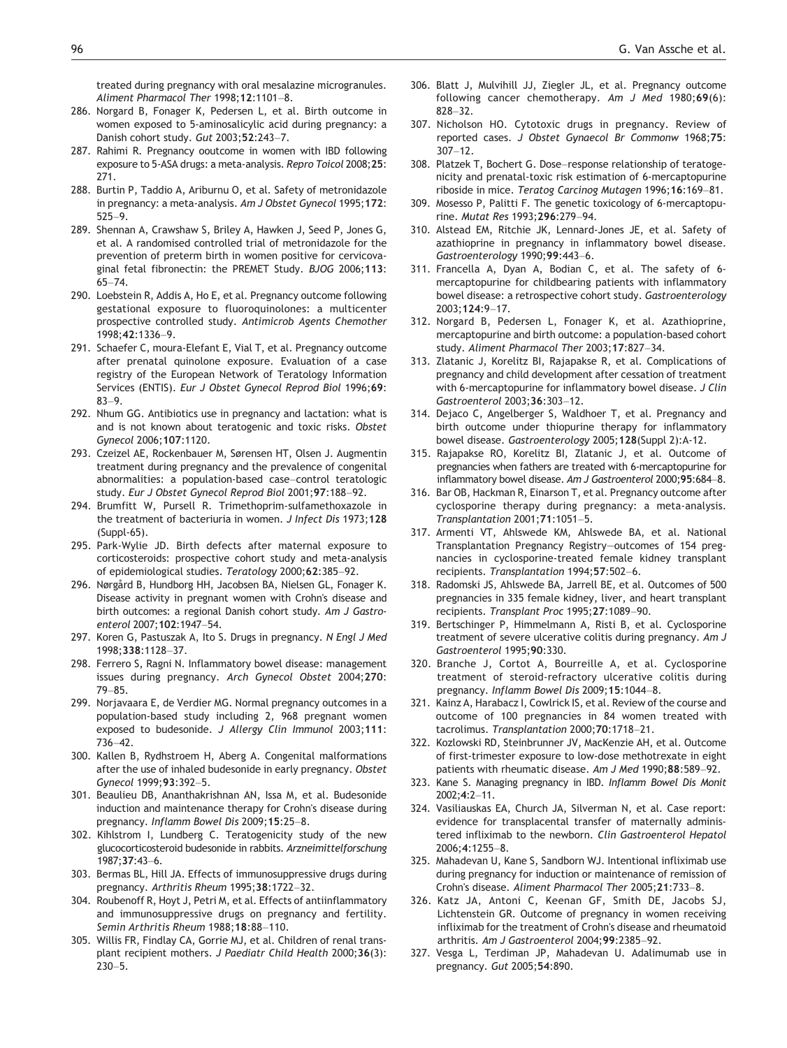treated during pregnancy with oral mesalazine microgranules. *Aliment Pharmacol Ther* 1998;**12**:1101–8.

286. Norgard B, Fonager K, Pedersen L, et al. Birth outcome in women exposed to 5-aminosalicylic acid during pregnancy: a Danish cohort study. *Gut* 2003;**52**:243–7.
287. Rahimi R. Pregnancy ooutcome in women with IBD following exposure to 5-ASA drugs: a meta-analysis. *Repro Toicol* 2008;**25**: 271.
288. Burtin P, Taddio A, Ariburnu O, et al. Safety of metronidazole in pregnancy: a meta-analysis. *Am J Obstet Gynecol* 1995;**172**: 525–9.
289. Shennan A, Crawshaw S, Briley A, Hawken J, Seed P, Jones G, et al. A randomised controlled trial of metronidazole for the prevention of preterm birth in women positive for cervicovaginal fetal fibronectin: the PREMET Study. *BJOG* 2006;**113**: 65–74.
290. Loebstein R, Addis A, Ho E, et al. Pregnancy outcome following gestational exposure to fluoroquinolones: a multicenter prospective controlled study. *Antimicrob Agents Chemother* 1998;**42**:1336–9.
291. Schaefer C, moura-Elefant E, Vial T, et al. Pregnancy outcome after prenatal quinolone exposure. Evaluation of a case registry of the European Network of Teratology Information Services (ENTIS). *Eur J Obstet Gynecol Reprod Biol* 1996;**69**: 83–9.
292. Nhum GG. Antibiotics use in pregnancy and lactation: what is and is not known about teratogenic and toxic risks. *Obstet Gynecol* 2006;**107**:1120.
293. Czeizel AE, Rockenbauer M, Sørensen HT, Olsen J. Augmentin treatment during pregnancy and the prevalence of congenital abnormalities: a population-based case–control teratologic study. *Eur J Obstet Gynecol Reprod Biol* 2001;**97**:188–92.
294. Brumfitt W, Pursell R. Trimethoprim-sulfamethoxazole in the treatment of bacteriuria in women. *J Infect Dis* 1973;**128** (Suppl-65).
295. Park-Wylie JD. Birth defects after maternal exposure to corticosteroids: prospective cohort study and meta-analysis of epidemiological studies. *Teratology* 2000;**62**:385–92.
296. Nørgård B, Hundborg HH, Jacobsen BA, Nielsen GL, Fonager K. Disease activity in pregnant women with Crohn's disease and birth outcomes: a regional Danish cohort study. *Am J Gastroenterol* 2007;**102**:1947–54.
297. Koren G, Pastuszak A, Ito S. Drugs in pregnancy. *N Engl J Med* 1998;**338**:1128–37.
298. Ferrero S, Ragni N. Inflammatory bowel disease: management issues during pregnancy. *Arch Gynecol Obstet* 2004;**270**: 79–85.
299. Norjavaara E, de Verdier MG. Normal pregnancy outcomes in a population-based study including 2, 968 pregnant women exposed to budesonide. *J Allergy Clin Immunol* 2003;**111**: 736–42.
300. Kallen B, Rydhstroem H, Aberg A. Congenital malformations after the use of inhaled budesonide in early pregnancy. *Obstet Gynecol* 1999;**93**:392–5.
301. Beaulieu DB, Ananthakrishnan AN, Issa M, et al. Budesonide induction and maintenance therapy for Crohn's disease during pregnancy. *Inflamm Bowel Dis* 2009;**15**:25–8.
302. Kihlstrom I, Lundberg C. Teratogenicity study of the new glucocorticosteroid budesonide in rabbits. *Arzneimittelforschung* 1987;**37**:43–6.
303. Bermas BL, Hill JA. Effects of immunosuppressive drugs during pregnancy. *Arthritis Rheum* 1995;**38**:1722–32.
304. Roubenoff R, Hoyt J, Petri M, et al. Effects of antiinflammatory and immunosuppressive drugs on pregnancy and fertility. *Semin Arthritis Rheum* 1988;**18**:88–110.
305. Willis FR, Findlay CA, Gorrie MJ, et al. Children of renal transplant recipient mothers. *J Paediatr Child Health* 2000;**36**(3): 230–5.
306. Blatt J, Mulvihill JJ, Ziegler JL, et al. Pregnancy outcome following cancer chemotherapy. *Am J Med* 1980;**69**(6): 828–32.
307. Nicholson HO. Cytotoxic drugs in pregnancy. Review of reported cases. *J Obstet Gynaecol Br Commonw* 1968;**75**: 307–12.
308. Platzek T, Bochert G. Dose–response relationship of teratogenicity and prenatal-toxic risk estimation of 6-mercaptopurine riboside in mice. *Teratog Carcinog Mutagen* 1996;**16**:169–81.
309. Mosesso P, Palitti F. The genetic toxicology of 6-mercaptopurine. *Mutat Res* 1993;**296**:279–94.
310. Alstead EM, Ritchie JK, Lennard-Jones JE, et al. Safety of azathioprine in pregnancy in inflammatory bowel disease. *Gastroenterology* 1990;**99**:443–6.
311. Francella A, Dyan A, Bodian C, et al. The safety of 6-mercaptopurine for childbearing patients with inflammatory bowel disease: a retrospective cohort study. *Gastroenterology* 2003;**124**:9–17.
312. Norgard B, Pedersen L, Fonager K, et al. Azathioprine, mercaptopurine and birth outcome: a population-based cohort study. *Aliment Pharmacol Ther* 2003;**17**:827–34.
313. Zlatanic J, Korelitz BI, Rajapakse R, et al. Complications of pregnancy and child development after cessation of treatment with 6-mercaptopurine for inflammatory bowel disease. *J Clin Gastroenterol* 2003;**36**:303–12.
314. Dejaco C, Angelberger S, Waldhoer T, et al. Pregnancy and birth outcome under thiopurine therapy for inflammatory bowel disease. *Gastroenterology* 2005;**128**(Suppl 2):A-12.
315. Rajapakse RO, Korelitz BI, Zlatanic J, et al. Outcome of pregnancies when fathers are treated with 6-mercaptopurine for inflammatory bowel disease. *Am J Gastroenterol* 2000;**95**:684–8.
316. Bar OB, Hackman R, Einarson T, et al. Pregnancy outcome after cyclosporine therapy during pregnancy: a meta-analysis. *Transplantation* 2001;**71**:1051–5.
317. Armenti VT, Ahlswede KM, Ahlswede BA, et al. National Transplantation Pregnancy Registry—outcomes of 154 pregnancies in cyclosporine-treated female kidney transplant recipients. *Transplantation* 1994;**57**:502–6.
318. Radomski JS, Ahlswede BA, Jarrell BE, et al. Outcomes of 500 pregnancies in 335 female kidney, liver, and heart transplant recipients. *Transplant Proc* 1995;**27**:1089–90.
319. Bertschinger P, Himmelmann A, Risti B, et al. Cyclosporine treatment of severe ulcerative colitis during pregnancy. *Am J Gastroenterol* 1995;**90**:330.
320. Branche J, Cortot A, Bourreille A, et al. Cyclosporine treatment of steroid-refractory ulcerative colitis during pregnancy. *Inflamm Bowel Dis* 2009;**15**:1044–8.
321. Kainz A, Harabacz I, Cowlrick IS, et al. Review of the course and outcome of 100 pregnancies in 84 women treated with tacrolimus. *Transplantation* 2000;**70**:1718–21.
322. Kozlowski RD, Steinbrunner JV, MacKenzie AH, et al. Outcome of first-trimester exposure to low-dose methotrexate in eight patients with rheumatic disease. *Am J Med* 1990;**88**:589–92.
323. Kane S. Managing pregnancy in IBD. *Inflamm Bowel Dis Monit* 2002;**4**:2–11.
324. Vasiliauskas EA, Church JA, Silverman N, et al. Case report: evidence for transplacental transfer of maternally administered infliximab to the newborn. *Clin Gastroenterol Hepatol* 2006;**4**:1255–8.
325. Mahadevan U, Kane S, Sandborn WJ. Intentional infliximab use during pregnancy for induction or maintenance of remission of Crohn's disease. *Aliment Pharmacol Ther* 2005;**21**:733–8.
326. Katz JA, Antoni C, Keenan GF, Smith DE, Jacobs SJ, Lichtenstein GR. Outcome of pregnancy in women receiving infliximab for the treatment of Crohn's disease and rheumatoid arthritis. *Am J Gastroenterol* 2004;**99**:2385–92.
327. Vesga L, Terdiman JP, Mahadevan U. Adalimumab use in pregnancy. *Gut* 2005;**54**:890.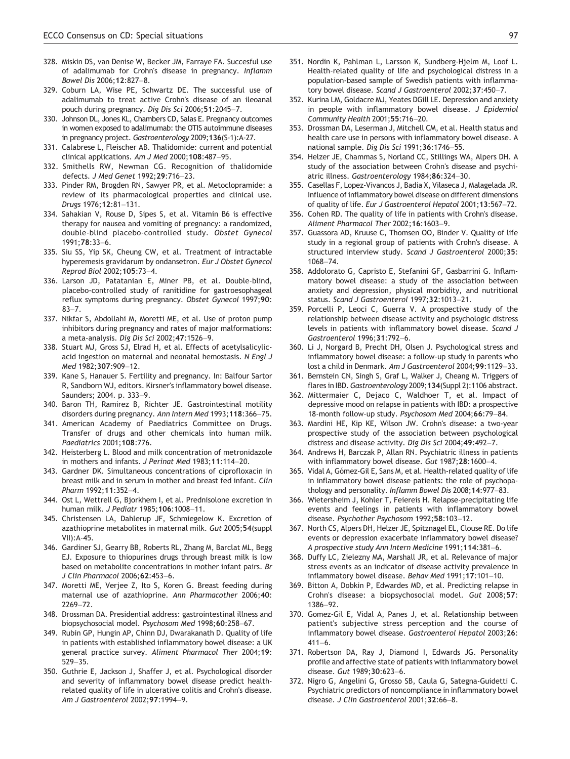328. Miskin DS, van Denise W, Becker JM, Farraye FA. Succesful use of adalimumab for Crohn's disease in pregnancy. *Inflamm Bowel Dis* 2006;**12**:827–8.
329. Coburn LA, Wise PE, Schwartz DE. The successful use of adalimumab to treat active Crohn's disease of an ileoanal pouch during pregnancy. *Dig Dis Sci* 2006;**51**:2045–7.
330. Johnson DL, Jones KL, Chambers CD, Salas E. Pregnancy outcomes in women exposed to adalimumab: the OTIS autoimmune diseases in pregnancy project. *Gastroenterology* 2009;**136**(S-1):A-27.
331. Calabrese L, Fleischer AB. Thalidomide: current and potential clinical applications. *Am J Med* 2000;**108**:487–95.
332. Smithells RW, Newman CG. Recognition of thalidomide defects. *J Med Genet* 1992;**29**:716–23.
333. Pinder RM, Brogden RN, Sawyer PR, et al. Metoclopramide: a review of its pharmacological properties and clinical use. *Drugs* 1976;**12**:81–131.
334. Sahakian V, Rouse D, Sipes S, et al. Vitamin B6 is effective therapy for nausea and vomiting of pregnancy: a randomized, double-blind placebo-controlled study. *Obstet Gynecol* 1991;**78**:33–6.
335. Siu SS, Yip SK, Cheung CW, et al. Treatment of intractable hyperemesis gravidarum by ondansetron. *Eur J Obstet Gynecol Reprod Biol* 2002;**105**:73–4.
336. Larson JD, Patatanian E, Miner PB, et al. Double-blind, placebo-controlled study of ranitidine for gastroesophageal reflux symptoms during pregnancy. *Obstet Gynecol* 1997;**90**: 83–7.
337. Nikfar S, Abdollahi M, Moretti ME, et al. Use of proton pump inhibitors during pregnancy and rates of major malformations: a meta-analysis. *Dig Dis Sci* 2002;**47**:1526–9.
338. Stuart MJ, Gross SJ, Elrad H, et al. Effects of acetylsalicylic-acid ingestion on maternal and neonatal hemostasis. *N Engl J Med* 1982;**307**:909–12.
339. Kane S, Hanauer S. Fertility and pregnancy. In: Balfour Sartor R, Sandborn WJ, editors. Kirsner's inflammatory bowel disease. Saunders; 2004. p. 333–9.
340. Baron TH, Ramirez B, Richter JE. Gastrointestinal motility disorders during pregnancy. *Ann Intern Med* 1993;**118**:366–75.
341. American Academy of Paediatrics Committee on Drugs. Transfer of drugs and other chemicals into human milk. *Paediatrics* 2001;**108**:776.
342. Heisterberg L. Blood and milk concentration of metronidazole in mothers and infants. *J Perinat Med* 1983;**11**:114–20.
343. Gardner DK. Simultaneous concentrations of ciprofloxacin in breast milk and in serum in mother and breast fed infant. *Clin Pharm* 1992;**11**:352–4.
344. Ost L, Wettrell G, Bjorkhem I, et al. Prednisolone excretion in human milk. *J Pediatr* 1985;**106**:1008–11.
345. Christensen LA, Dahlerup JF, Schmiegelow K. Excretion of azathioprine metabolites in maternal milk. *Gut* 2005;**54**(suppl VII):A-45.
346. Gardiner SJ, Gearry BB, Roberts RL, Zhang M, Barclat ML, Begg EJ. Exposure to thiopurines drugs through breast milk is low based on metabolite concentrations in mother infant pairs. *Br J Clin Pharmacol* 2006;**62**:453–6.
347. Moretti ME, Verjee Z, Ito S, Koren G. Breast feeding during maternal use of azathioprine. *Ann Pharmacother* 2006;**40**: 2269–72.
348. Drossman DA. Presidential address: gastrointestinal illness and biopsychosocial model. *Psychosom Med* 1998;**60**:258–67.
349. Rubin GP, Hungin AP, Chinn DJ, Dwarakanath D. Quality of life in patients with established inflammatory bowel disease: a UK general practice survey. *Aliment Pharmacol Ther* 2004;**19**: 529–35.
350. Guthrie E, Jackson J, Shaffer J, et al. Psychological disorder and severity of inflammatory bowel disease predict health-related quality of life in ulcerative colitis and Crohn's disease. *Am J Gastroenterol* 2002;**97**:1994–9.
351. Nordin K, Pahlman L, Larsson K, Sundberg-Hjelm M, Loof L. Health-related quality of life and psychological distress in a population-based sample of Swedish patients with inflammatory bowel disease. *Scand J Gastroenterol* 2002;**37**:450–7.
352. Kurina LM, Goldacre MJ, Yeates DGill LE. Depression and anxiety in people with inflammatory bowel disease. *J Epidemiol Community Health* 2001;**55**:716–20.
353. Drossman DA, Leserman J, Mitchell CM, et al. Health status and health care use in persons with inflammatory bowel disease. A national sample. *Dig Dis Sci* 1991;**36**:1746–55.
354. Helzer JE, Chammas S, Norland CC, Stillings WA, Alpers DH. A study of the association between Crohn's disease and psychiatric illness. *Gastroenterology* 1984;**86**:324–30.
355. Casellas F, Lopez-Vivancos J, Badia X, Vilaseca J, Malagelada JR. Influence of inflammatory bowel disease on different dimensions of quality of life. *Eur J Gastroenterol Hepatol* 2001;**13**:567–72.
356. Cohen RD. The quality of life in patients with Crohn's disease. *Aliment Pharmacol Ther* 2002;**16**:1603–9.
357. Guassora AD, Kruuse C, Thomsen OO, Binder V. Quality of life study in a regional group of patients with Crohn's disease. A structured interview study. *Scand J Gastroenterol* 2000;**35**: 1068–74.
358. Addolorato G, Capristo E, Stefanini GF, Gasbarrini G. Inflammatory bowel disease: a study of the association between anxiety and depression, physical morbidity, and nutritional status. *Scand J Gastroenterol* 1997;**32**:1013–21.
359. Porcelli P, Leoci C, Guerra V. A prospective study of the relationship between disease activity and psychologic distress levels in patients with inflammatory bowel disease. *Scand J Gastroenterol* 1996;**31**:792–6.
360. Li J, Norgard B, Precht DH, Olsen J. Psychological stress and inflammatory bowel disease: a follow-up study in parents who lost a child in Denmark. *Am J Gastroenterol* 2004;**99**:1129–33.
361. Bernstein CN, Singh S, Graf L, Walker J, Cheang M. Triggers of flares in IBD. *Gastroenterology* 2009;**134**(Suppl 2):1106 abstract.
362. Mittermaier C, Dejaco C, Waldhoer T, et al. Impact of depressive mood on relapse in patients with IBD: a prospective 18-month follow-up study. *Psychosom Med* 2004;**66**:79–84.
363. Mardini HE, Kip KE, Wilson JW. Crohn's disease: a two-year prospective study of the association between psychological distress and disease activity. *Dig Dis Sci* 2004;**49**:492–7.
364. Andrews H, Barczak P, Allan RN. Psychiatric illness in patients with inflammatory bowel disease. *Gut* 1987;**28**:1600–4.
365. Vidal A, Gómez-Gil E, Sans M, et al. Health-related quality of life in inflammatory bowel disease patients: the role of psychopathology and personality. *Inflamm Bowel Dis* 2008;**14**:977–83.
366. Wietersheim J, Kohler T, Feiereis H. Relapse-precipitating life events and feelings in patients with inflammatory bowel disease. *Psychother Psychosom* 1992;**58**:103–12.
367. North CS, Alpers DH, Helzer JE, Spitznagel EL, Clouse RE. Do life events or depression exacerbate inflammatory bowel disease? *A prospective study Ann Intern Medicine* 1991;**114**:381–6.
368. Duffy LC, Zielezny MA, Marshall JR, et al. Relevance of major stress events as an indicator of disease activity prevalence in inflammatory bowel disease. *Behav Med* 1991;**17**:101–10.
369. Bitton A, Dobkin P, Edwardes MD, et al. Predicting relapse in Crohn's disease: a biopsychosocial model. *Gut* 2008;**57**: 1386–92.
370. Gomez-Gil E, Vidal A, Panes J, et al. Relationship between patient's subjective stress perception and the course of inflammatory bowel disease. *Gastroenterol Hepatol* 2003;**26**: 411–6.
371. Robertson DA, Ray J, Diamond I, Edwards JG. Personality profile and affective state of patients with inflammatory bowel disease. *Gut* 1989;**30**:623–6.
372. Nigro G, Angelini G, Grosso SB, Caula G, Sategna-Guidetti C. Psychiatric predictors of noncompliance in inflammatory bowel disease. *J Clin Gastroenterol* 2001;**32**:66–8.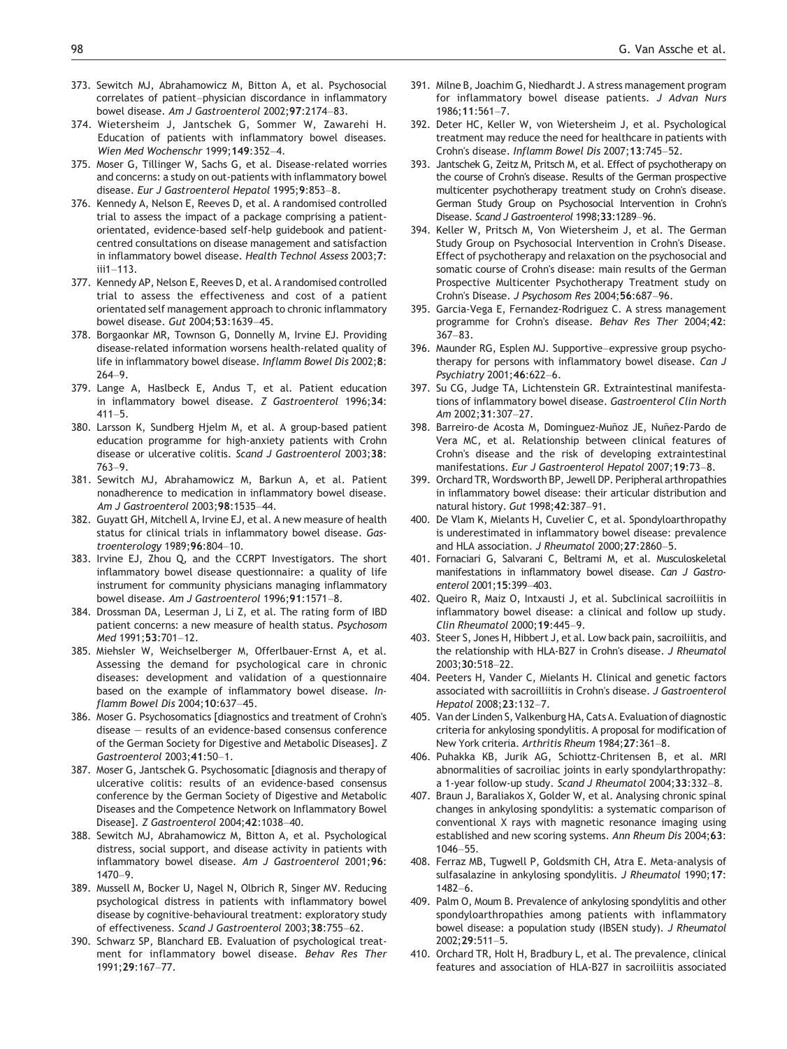373. Sewitch MJ, Abrahamowicz M, Bitton A, et al. Psychosocial correlates of patient–physician discordance in inflammatory bowel disease. *Am J Gastroenterol* 2002;**97**:2174–83.
374. Wietersheim J, Jantschek G, Sommer W, Zawarehi H. Education of patients with inflammatory bowel diseases. *Wien Med Wochenschr* 1999;**149**:352–4.
375. Moser G, Tillinger W, Sachs G, et al. Disease-related worries and concerns: a study on out-patients with inflammatory bowel disease. *Eur J Gastroenterol Hepatol* 1995;**9**:853–8.
376. Kennedy A, Nelson E, Reeves D, et al. A randomised controlled trial to assess the impact of a package comprising a patient-orientated, evidence-based self-help guidebook and patient-centred consultations on disease management and satisfaction in inflammatory bowel disease. *Health Technol Assess* 2003;**7**: iii1–113.
377. Kennedy AP, Nelson E, Reeves D, et al. A randomised controlled trial to assess the effectiveness and cost of a patient orientated self management approach to chronic inflammatory bowel disease. *Gut* 2004;**53**:1639–45.
378. Borgaonkar MR, Townson G, Donnelly M, Irvine EJ. Providing disease-related information worsens health-related quality of life in inflammatory bowel disease. *Inflamm Bowel Dis* 2002;**8**: 264–9.
379. Lange A, Haslbeck E, Andus T, et al. Patient education in inflammatory bowel disease. *Z Gastroenterol* 1996;**34**: 411–5.
380. Larsson K, Sundberg Hjelm M, et al. A group-based patient education programme for high-anxiety patients with Crohn disease or ulcerative colitis. *Scand J Gastroenterol* 2003;**38**: 763–9.
381. Sewitch MJ, Abrahamowicz M, Barkun A, et al. Patient nonadherence to medication in inflammatory bowel disease. *Am J Gastroenterol* 2003;**98**:1535–44.
382. Guyatt GH, Mitchell A, Irvine EJ, et al. A new measure of health status for clinical trials in inflammatory bowel disease. *Gastroenterology* 1989;**96**:804–10.
383. Irvine EJ, Zhou Q, and the CCRPT Investigators. The short inflammatory bowel disease questionnaire: a quality of life instrument for community physicians managing inflammatory bowel disease. *Am J Gastroenterol* 1996;**91**:1571–8.
384. Drossman DA, Leserman J, Li Z, et al. The rating form of IBD patient concerns: a new measure of health status. *Psychosom Med* 1991;**53**:701–12.
385. Miehsler W, Weichselberger M, Offerlbauer-Ernst A, et al. Assessing the demand for psychological care in chronic diseases: development and validation of a questionnaire based on the example of inflammatory bowel disease. *Inflamm Bowel Dis* 2004;**10**:637–45.
386. Moser G. Psychosomatics [diagnostics and treatment of Crohn's disease — results of an evidence-based consensus conference of the German Society for Digestive and Metabolic Diseases]. *Z Gastroenterol* 2003;**41**:50–1.
387. Moser G, Jantschek G. Psychosomatic [diagnosis and therapy of ulcerative colitis: results of an evidence-based consensus conference by the German Society of Digestive and Metabolic Diseases and the Competence Network on Inflammatory Bowel Disease]. *Z Gastroenterol* 2004;**42**:1038–40.
388. Sewitch MJ, Abrahamowicz M, Bitton A, et al. Psychological distress, social support, and disease activity in patients with inflammatory bowel disease. *Am J Gastroenterol* 2001;**96**: 1470–9.
389. Mussell M, Bocker U, Nagel N, Olbrich R, Singer MV. Reducing psychological distress in patients with inflammatory bowel disease by cognitive-behavioural treatment: exploratory study of effectiveness. *Scand J Gastroenterol* 2003;**38**:755–62.
390. Schwarz SP, Blanchard EB. Evaluation of psychological treatment for inflammatory bowel disease. *Behav Res Ther* 1991;**29**:167–77.
391. Milne B, Joachim G, Niedhardt J. A stress management program for inflammatory bowel disease patients. *J Advan Nurs* 1986;**11**:561–7.
392. Deter HC, Keller W, von Wietersheim J, et al. Psychological treatment may reduce the need for healthcare in patients with Crohn's disease. *Inflamm Bowel Dis* 2007;**13**:745–52.
393. Jantschek G, Zeitz M, Pritsch M, et al. Effect of psychotherapy on the course of Crohn's disease. Results of the German prospective multicenter psychotherapy treatment study on Crohn's disease. German Study Group on Psychosocial Intervention in Crohn's Disease. *Scand J Gastroenterol* 1998;**33**:1289–96.
394. Keller W, Pritsch M, Von Wietersheim J, et al. The German Study Group on Psychosocial Intervention in Crohn's Disease. Effect of psychotherapy and relaxation on the psychosocial and somatic course of Crohn's disease: main results of the German Prospective Multicenter Psychotherapy Treatment study on Crohn's Disease. *J Psychosom Res* 2004;**56**:687–96.
395. Garcia-Vega E, Fernandez-Rodriguez C. A stress management programme for Crohn's disease. *Behav Res Ther* 2004;**42**: 367–83.
396. Maunder RG, Esplen MJ. Supportive–expressive group psychotherapy for persons with inflammatory bowel disease. *Can J Psychiatry* 2001;**46**:622–6.
397. Su CG, Judge TA, Lichtenstein GR. Extraintestinal manifestations of inflammatory bowel disease. *Gastroenterol Clin North Am* 2002;**31**:307–27.
398. Barreiro-de Acosta M, Dominguez-Muñoz JE, Nuñez-Pardo de Vera MC, et al. Relationship between clinical features of Crohn's disease and the risk of developing extraintestinal manifestations. *Eur J Gastroenterol Hepatol* 2007;**19**:73–8.
399. Orchard TR, Wordsworth BP, Jewell DP. Peripheral arthropathies in inflammatory bowel disease: their articular distribution and natural history. *Gut* 1998;**42**:387–91.
400. De Vlam K, Mielants H, Cuvelier C, et al. Spondyloarthropathy is underestimated in inflammatory bowel disease: prevalence and HLA association. *J Rheumatol* 2000;**27**:2860–5.
401. Fornaciari G, Salvarani C, Beltrami M, et al. Musculoskeletal manifestations in inflammatory bowel disease. *Can J Gastroenterol* 2001;**15**:399–403.
402. Queiro R, Maiz O, Intxausti J, et al. Subclinical sacroiliitis in inflammatory bowel disease: a clinical and follow up study. *Clin Rheumatol* 2000;**19**:445–9.
403. Steer S, Jones H, Hibbert J, et al. Low back pain, sacroiliitis, and the relationship with HLA-B27 in Crohn's disease. *J Rheumatol* 2003;**30**:518–22.
404. Peeters H, Vander C, Mielants H. Clinical and genetic factors associated with sacroilliitis in Crohn's disease. *J Gastroenterol Hepatol* 2008;**23**:132–7.
405. Van der Linden S, Valkenburg HA, Cats A. Evaluation of diagnostic criteria for ankylosing spondylitis. A proposal for modification of New York criteria. *Arthritis Rheum* 1984;**27**:361–8.
406. Puhakka KB, Jurik AG, Schiottz-Chritensen B, et al. MRI abnormalities of sacroiliac joints in early spondylarthropathy: a 1-year follow-up study. *Scand J Rheumatol* 2004;**33**:332–8.
407. Braun J, Baraliakos X, Golder W, et al. Analysing chronic spinal changes in ankylosing spondylitis: a systematic comparison of conventional X rays with magnetic resonance imaging using established and new scoring systems. *Ann Rheum Dis* 2004;**63**: 1046–55.
408. Ferraz MB, Tugwell P, Goldsmith CH, Atra E. Meta-analysis of sulfasalazine in ankylosing spondylitis. *J Rheumatol* 1990;**17**: 1482–6.
409. Palm O, Moum B. Prevalence of ankylosing spondylitis and other spondyloarthropathies among patients with inflammatory bowel disease: a population study (IBSEN study). *J Rheumatol* 2002;**29**:511–5.
410. Orchard TR, Holt H, Bradbury L, et al. The prevalence, clinical features and association of HLA-B27 in sacroiliitis associated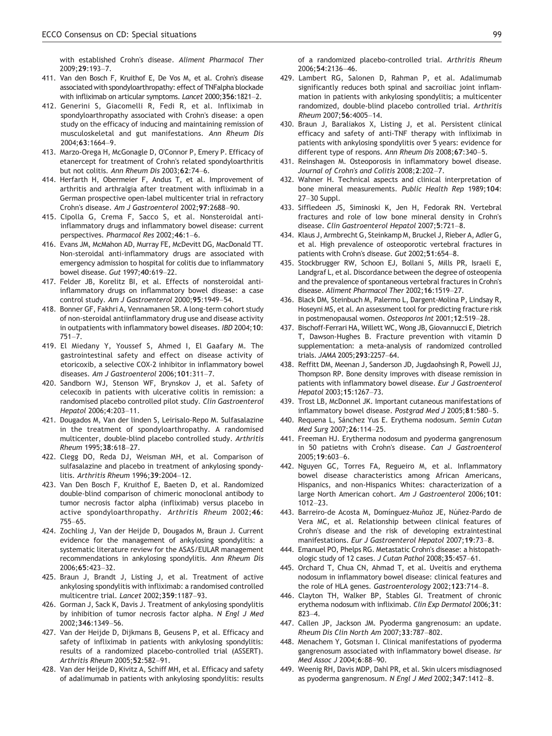with established Crohn's disease. *Aliment Pharmacol Ther* 2009;**29**:193–7.

411. Van den Bosch F, Kruithof E, De Vos M, et al. Crohn's disease associated with spondyloarthropathy: effect of TNFalpha blockade with infliximab on articular symptoms. *Lancet* 2000;**356**:1821–2.
412. Generini S, Giacomelli R, Fedi R, et al. Infliximab in spondyloarthropathy associated with Crohn's disease: a open study on the efficacy of inducing and maintaining remission of musculoskeletal and gut manifestations. *Ann Rheum Dis* 2004;**63**:1664–9.
413. Marzo-Orega H, McGonagle D, O'Connor P, Emery P. Efficacy of etanercept for treatment of Crohn's related spondyloarthritis but not colitis. *Ann Rheum Dis* 2003;**62**:74–6.
414. Herfarth H, Obermeier F, Andus T, et al. Improvement of arthritis and arthralgia after treatment with infliximab in a German prospective open-label multicenter trial in refractory Crohn's disease. *Am J Gastroenterol* 2002;**97**:2688–90.
415. Cipolla G, Crema F, Sacco S, et al. Nonsteroidal anti-inflammatory drugs and inflammatory bowel disease: current perspectives. *Pharmacol Res* 2002;**46**:1–6.
416. Evans JM, McMahon AD, Murray FE, McDevitt DG, MacDonald TT. Non-steroidal anti-inflammatory drugs are associated with emergency admission to hospital for colitis due to inflammatory bowel disease. *Gut* 1997;**40**:619–22.
417. Felder JB, Korelitz BI, et al. Effects of nonsteroidal anti-inflammatory drugs on inflammatory bowel disease: a case control study. *Am J Gastroenterol* 2000;**95**:1949–54.
418. Bonner GF, Fakhri A, Vennamanen SR. A long-term cohort study of non-steroidal antiinflammatory drug use and disease activity in outpatients with inflammatory bowel diseases. *IBD* 2004;**10**: 751–7.
419. El Miedany Y, Youssef S, Ahmed I, El Gaafary M. The gastrointestinal safety and effect on disease activity of etoricoxib, a selective COX-2 inhibitor in inflammatory bowel diseases. *Am J Gastroenterol* 2006;**101**:311–7.
420. Sandborn WJ, Stenson WF, Brynskov J, et al. Safety of celecoxib in patients with ulcerative colitis in remission: a randomised placebo controlled pilot study. *Clin Gastroenterol Hepatol* 2006;**4**:203–11.
421. Dougados M, Van der linden S, Leirisalo-Repo M. Sulfasalazine in the treatment of spondyloarthropathy. A randomised multicenter, double-blind placebo controlled study. *Arthritis Rheum* 1995;**38**:618–27.
422. Clegg DO, Reda DJ, Weisman MH, et al. Comparison of sulfasalazine and placebo in treatment of ankylosing spondylitis. *Arthritis Rheum* 1996;**39**:2004–12.
423. Van Den Bosch F, Kruithof E, Baeten D, et al. Randomized double-blind comparison of chimeric monoclonal antibody to tumor necrosis factor alpha (infliximab) versus placebo in active spondyloarthropathy. *Arthritis Rheum* 2002;**46**: 755–65.
424. Zochling J, Van der Heijde D, Dougados M, Braun J. Current evidence for the management of ankylosing spondylitis: a systematic literature review for the ASAS/EULAR management recommendations in ankylosing spondylitis. *Ann Rheum Dis* 2006;**65**:423–32.
425. Braun J, Brandt J, Listing J, et al. Treatment of active ankylosing spondylitis with infliximab: a randomised controlled multicentre trial. *Lancet* 2002;**359**:1187–93.
426. Gorman J, Sack K, Davis J. Treatment of ankylosing spondylitis by inhibition of tumor necrosis factor alpha. *N Engl J Med* 2002;**346**:1349–56.
427. Van der Heijde D, Dijkmans B, Geusens P, et al. Efficacy and safety of infliximab in patients with ankylosing spondylitis: results of a randomized placebo-controlled trial (ASSERT). *Arthritis Rheum* 2005;**52**:582–91.
428. Van der Heijde D, Kivitz A, Schiff MH, et al. Efficacy and safety of adalimumab in patients with ankylosing spondylitis: results of a randomized placebo-controlled trial. *Arthritis Rheum* 2006;**54**:2136–46.
429. Lambert RG, Salonen D, Rahman P, et al. Adalimumab significantly reduces both spinal and sacroiliac joint inflammation in patients with ankylosing spondylitis; a multicenter randomized, double-blind placebo controlled trial. *Arthritis Rheum* 2007;**56**:4005–14.
430. Braun J, Baraliakos X, Listing J, et al. Persistent clinical efficacy and safety of anti-TNF therapy with infliximab in patients with ankylosing spondylitis over 5 years: evidence for different type of respons. *Ann Rheum Dis* 2008;**67**:340–5.
431. Reinshagen M. Osteoporosis in inflammatory bowel disease. *Journal of Crohn's and Colitis* 2008;**2**:202–7.
432. Wahner H. Technical aspects and clinical interpretation of bone mineral measurements. *Public Health Rep* 1989;**104**: 27–30 Suppl.
433. Siffledeen JS, Siminoski K, Jen H, Fedorak RN. Vertebral fractures and role of low bone mineral density in Crohn's disease. *Clin Gastroenterol Hepatol* 2007;**5**:721–8.
434. Klaus J, Armbrecht G, Steinkamp M, Bruckel J, Rieber A, Adler G, et al. High prevalence of osteoporotic vertebral fractures in patients with Crohn's disease. *Gut* 2002;**51**:654–8.
435. Stockbrugger RW, Schoon EJ, Bollani S, Mills PR, Israeli E, Landgraf L, et al. Discordance between the degree of osteopenia and the prevalence of spontaneous vertebral fractures in Crohn's disease. *Aliment Pharmacol Ther* 2002;**16**:1519–27.
436. Black DM, Steinbuch M, Palermo L, Dargent-Molina P, Lindsay R, Hoseyni MS, et al. An assessment tool for predicting fracture risk in postmenopausal women. *Osteoporos Int* 2001;**12**:519–28.
437. Bischoff-Ferrari HA, Willett WC, Wong JB, Giovannucci E, Dietrich T, Dawson-Hughes B. Fracture prevention with vitamin D supplementation: a meta-analysis of randomized controlled trials. *JAMA* 2005;**293**:2257–64.
438. Reffitt DM, Meenan J, Sanderson JD, Jugdaohsingh R, Powell JJ, Thompson RP. Bone density improves with disease remission in patients with inflammatory bowel disease. *Eur J Gastroenterol Hepatol* 2003;**15**:1267–73.
439. Trost LB, McDonnel JK. Important cutaneous manifestations of inflammatory bowel disease. *Postgrad Med J* 2005;**81**:580–5.
440. Requena L, Sánchez Yus E. Erythema nodosum. *Semin Cutan Med Surg* 2007;**26**:114–25.
441. Freeman HJ. Erytherma nodosum and pyoderma gangrenosum in 50 patietns with Crohn's disease. *Can J Gastroenterol* 2005;**19**:603–6.
442. Nguyen GC, Torres FA, Regueiro M, et al. Inflammatory bowel disease characteristics among African Americans, Hispanics, and non-Hispanics Whites: characterization of a large North American cohort. *Am J Gastroenterol* 2006;**101**: 1012–23.
443. Barreiro-de Acosta M, Domínguez-Muñoz JE, Núñez-Pardo de Vera MC, et al. Relationship between clinical features of Crohn's disease and the risk of developing extraintestinal manifestations. *Eur J Gastroenterol Hepatol* 2007;**19**:73–8.
444. Emanuel PO, Phelps RG. Metastatic Crohn's disease: a histopathologic study of 12 cases. *J Cutan Pathol* 2008;**35**:457–61.
445. Orchard T, Chua CN, Ahmad T, et al. Uveitis and erythema nodosum in inflammatory bowel disease: clinical features and the role of HLA genes. *Gastroenterology* 2002;**123**:714–8.
446. Clayton TH, Walker BP, Stables GI. Treatment of chronic erythema nodosum with infliximab. *Clin Exp Dermatol* 2006;**31**: 823–4.
447. Callen JP, Jackson JM. Pyoderma gangrenosum: an update. *Rheum Dis Clin North Am* 2007;**33**:787–802.
448. Menachem Y, Gotsman I. Clinical manifestations of pyoderma gangrenosum associated with inflammatory bowel disease. *Isr Med Assoc J* 2004;**6**:88–90.
449. Weenig RH, Davis MDP, Dahl PR, et al. Skin ulcers misdiagnosed as pyoderma gangrenosum. *N Engl J Med* 2002;**347**:1412–8.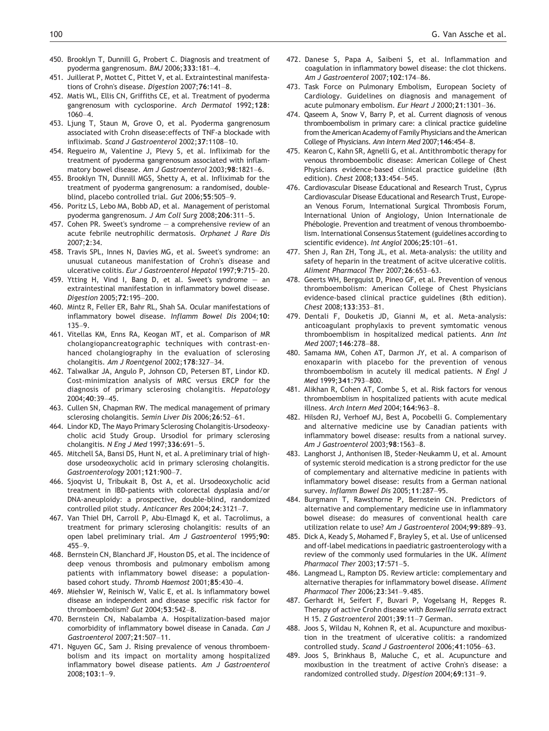450. Brooklyn T, Dunnill G, Probert C. Diagnosis and treatment of pyoderma gangrenosum. *BMJ* 2006;**333**:181–4.

451. Juillerat P, Mottet C, Pittet V, et al. Extraintestinal manifestations of Crohn's disease. *Digestion* 2007;**76**:141–8.

452. Matis WL, Ellis CN, Griffiths CE, et al. Treatment of pyoderma gangrenosum with cyclosporine. *Arch Dermatol* 1992;**128**: 1060–4.

453. Ljung T, Staun M, Grove O, et al. Pyoderma gangrenosum associated with Crohn disease:effects of TNF-a blockade with infliximab. *Scand J Gastroenterol* 2002;**37**:1108–10.

454. Regueiro M, Valentine J, Plevy S, et al. Infliximab for the treatment of pyoderma gangrenosum associated with inflammatory bowel disease. *Am J Gastroenterol* 2003;**98**:1821–6.

455. Brooklyn TN, Dunnill MGS, Shetty A, et al. Infliximab for the treatment of pyoderma gangrenosum: a randomised, double-blind, placebo controlled trial. *Gut* 2006;**55**:505–9.

456. Poritz LS, Lebo MA, Bobb AD, et al. Management of peristomal pyoderma gangrenosum. *J Am Coll Surg* 2008;**206**:311–5.

457. Cohen PR. Sweet's syndrome — a comprehensive review of an acute febrile neutrophilic dermatosis. *Orphanet J Rare Dis* 2007;**2**:34.

458. Travis SPL, Innes N, Davies MG, et al. Sweet's syndrome: an unusual cutaneous manifestation of Crohn's disease and ulcerative colitis. *Eur J Gastroenterol Hepatol* 1997;**9**:715–20.

459. Ytting H, Vind I, Bang D, et al. Sweet's syndrome — an extraintestinal manifestation in inflammatory bowel disease. *Digestion* 2005;**72**:195–200.

460. Mintz R, Feller ER, Bahr RL, Shah SA. Ocular manifestations of inflammatory bowel disease. *Inflamm Bowel Dis* 2004;**10**: 135–9.

461. Vitellas KM, Enns RA, Keogan MT, et al. Comparison of MR cholangiopancreatographic techniques with contrast-enhanced cholangiography in the evaluation of sclerosing cholangitis. *Am J Roentgenol* 2002;**178**:327–34.

462. Talwalkar JA, Angulo P, Johnson CD, Petersen BT, Lindor KD. Cost-minimization analysis of MRC versus ERCP for the diagnosis of primary sclerosing cholangitis. *Hepatology* 2004;**40**:39–45.

463. Cullen SN, Chapman RW. The medical management of primary sclerosing cholangitis. *Semin Liver Dis* 2006;**26**:52–61.

464. Lindor KD, The Mayo Primary Sclerosing Cholangitis-Ursodeoxycholic acid Study Group. Ursodiol for primary sclerosing cholangitis. *N Eng J Med* 1997;**336**:691–5.

465. Mitchell SA, Bansi DS, Hunt N, et al. A preliminary trial of high-dose ursodeoxycholic acid in primary sclerosing cholangitis. *Gastroenterology* 2001;**121**:900–7.

466. Sjoqvist U, Tribukait B, Ost A, et al. Ursodeoxycholic acid treatment in IBD-patients with colorectal dysplasia and/or DNA-aneuploidy: a prospective, double-blind, randomized controlled pilot study. *Anticancer Res* 2004;**24**:3121–7.

467. Van Thiel DH, Carroll P, Abu-Elmagd K, et al. Tacrolimus, a treatment for primary sclerosing cholangitis: results of an open label preliminary trial. *Am J Gastroenterol* 1995;**90**: 455–9.

468. Bernstein CN, Blanchard JF, Houston DS, et al. The incidence of deep venous thrombosis and pulmonary embolism among patients with inflammatory bowel disease: a population-based cohort study. *Thromb Haemost* 2001;**85**:430–4.

469. Miehsler W, Reinisch W, Valic E, et al. Is inflammatory bowel disease an independent and disease specific risk factor for thromboembolism? *Gut* 2004;**53**:542–8.

470. Bernstein CN, Nabalamba A. Hospitalization-based major comorbidity of inflammatory bowel disease in Canada. *Can J Gastroenterol* 2007;**21**:507–11.

471. Nguyen GC, Sam J. Rising prevalence of venous thromboembolism and its impact on mortality among hospitalized inflammatory bowel disease patients. *Am J Gastroenterol* 2008;**103**:1–9.

472. Danese S, Papa A, Saibeni S, et al. Inflammation and coagulation in inflammatory bowel disease: the clot thickens. *Am J Gastroenterol* 2007;**102**:174–86.

473. Task Force on Pulmonary Embolism, European Society of Cardiology. Guidelines on diagnosis and management of acute pulmonary embolism. *Eur Heart J* 2000;**21**:1301–36.

474. Qaseem A, Snow V, Barry P, et al. Current diagnosis of venous thromboembolism in primary care: a clinical practice guideline from the American Academy of Family Physicians and the American College of Physicians. *Ann Intern Med* 2007;**146**:454–8.

475. Kearon C, Kahn SR, Agnelli G, et al. Antithrombotic therapy for venous thromboembolic disease: American College of Chest Physicians evidence-based clinical practice guideline (8th edition). *Chest* 2008;**133**:454–545.

476. Cardiovascular Disease Educational and Research Trust, Cyprus Cardiovascular Disease Educational and Research Trust, European Venous Forum, International Surgical Thrombosis Forum, International Union of Angiology, Union Internationale de Phébologie. Prevention and treatment of venous thromboembolism. International Consensus Statement (guidelines according to scientific evidence). *Int Angiol* 2006;**25**:101–61.

477. Shen J, Ran ZH, Tong JL, et al. Meta-analysis: the utility and safety of heparin in the treatment of acitve ulcerative colitis. *Aliment Pharmacol Ther* 2007;**26**:653–63.

478. Geerts WH, Bergquist D, Pineo GF, et al. Prevention of venous thromboembolism: American College of Chest Physicians evidence-based clinical practice guidelines (8th edition). *Chest* 2008;**133**:353–81.

479. Dentali F, Douketis JD, Gianni M, et al. Meta-analysis: anticoagulant prophylaxis to prevent symtomatic venous thromboemblism in hospitalized medical patients. *Ann Int Med* 2007;**146**:278–88.

480. Samama MM, Cohen AT, Darmon JY, et al. A comparison of enoxaparin with placebo for the prevention of venous thromboembolism in acutely ill medical patients. *N Engl J Med* 1999;**341**:793–800.

481. Alikhan R, Cohen AT, Combe S, et al. Risk factors for venous thromboemblism in hospitalized patients with acute medical illness. *Arch Intern Med* 2004;**164**:963–8.

482. Hilsden RJ, Verhoef MJ, Best A, Pocobelli G. Complementary and alternative medicine use by Canadian patients with inflammatory bowel disease: results from a national survey. *Am J Gastroenterol* 2003;**98**:1563–8.

483. Langhorst J, Anthonisen IB, Steder-Neukamm U, et al. Amount of systemic steroid medication is a strong predictor for the use of complementary and alternative medicine in patients with inflammatory bowel disease: results from a German national survey. *Inflamm Bowel Dis* 2005;**11**:287–95.

484. Burgmann T, Rawsthorne P, Bernstein CN. Predictors of alternative and complementary medicine use in inflammatory bowel disease: do measures of conventional health care utilization relate to use? *Am J Gastroenterol* 2004;**99**:889–93.

485. Dick A, Keady S, Mohamed F, Brayley S, et al. Use of unlicensed and off-label medications in paediatric gastroenterology with a review of the commonly used formularies in the UK. *Aliment Pharmacol Ther* 2003;**17**:571–5.

486. Langmead L, Rampton DS. Review article: complementary and alternative therapies for inflammatory bowel disease. *Aliment Pharmacol Ther* 2006;**23**:341–9.485.

487. Gerhardt H, Seifert F, Buvari P, Vogelsang H, Repges R. Therapy of active Crohn disease with *Boswellia serrata* extract H 15. *Z Gastroenterol* 2001;**39**:11–7 German.

488. Joos S, Wildau N, Kohnen R, et al. Acupuncture and moxibustion in the treatment of ulcerative colitis: a randomized controlled study. *Scand J Gastroenterol* 2006;**41**:1056–63.

489. Joos S, Brinkhaus B, Maluche C, et al. Acupuncture and moxibustion in the treatment of active Crohn's disease: a randomized controlled study. *Digestion* 2004;**69**:131–9.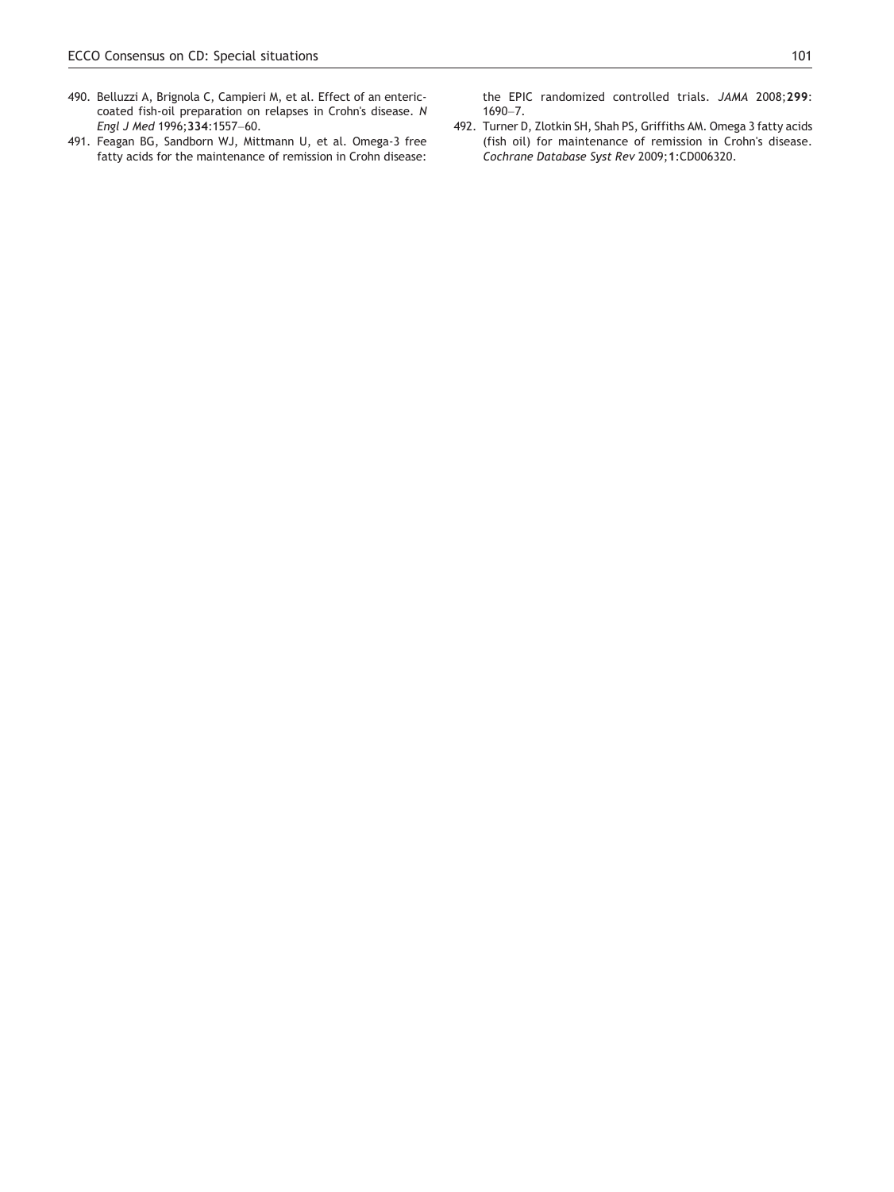490. Belluzzi A, Brignola C, Campieri M, et al. Effect of an enteric-coated fish-oil preparation on relapses in Crohn's disease. *N Engl J Med* 1996;**334**:1557–60.
491. Feagan BG, Sandborn WJ, Mittmann U, et al. Omega-3 free fatty acids for the maintenance of remission in Crohn disease: the EPIC randomized controlled trials. *JAMA* 2008;**299**:1690–7.
492. Turner D, Zlotkin SH, Shah PS, Griffiths AM. Omega 3 fatty acids (fish oil) for maintenance of remission in Crohn's disease. *Cochrane Database Syst Rev* 2009;**1**:CD006320.